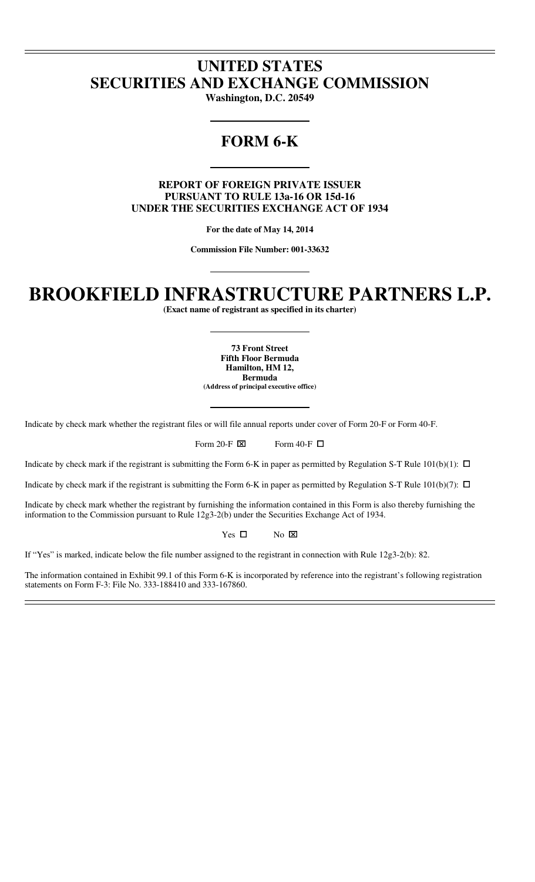# UNITED STATES
# SECURITIES AND EXCHANGE COMMISSION

**Washington, D.C. 20549**

# FORM 6-K

**REPORT OF FOREIGN PRIVATE ISSUER**
**PURSUANT TO RULE 13a-16 OR 15d-16**
**UNDER THE SECURITIES EXCHANGE ACT OF 1934**

**For the date of May 14, 2014**

**Commission File Number: 001-33632**

# BROOKFIELD INFRASTRUCTURE PARTNERS L.P.

**(Exact name of registrant as specified in its charter)**

**73 Front Street**
**Fifth Floor Bermuda**
**Hamilton, HM 12,**
**Bermuda**
**(Address of principal executive office)**

Indicate by check mark whether the registrant files or will file annual reports under cover of Form 20-F or Form 40-F.

Form 20-F ☒ Form 40-F ☐

Indicate by check mark if the registrant is submitting the Form 6-K in paper as permitted by Regulation S-T Rule 101(b)(1): ☐

Indicate by check mark if the registrant is submitting the Form 6-K in paper as permitted by Regulation S-T Rule 101(b)(7): ☐

Indicate by check mark whether the registrant by furnishing the information contained in this Form is also thereby furnishing the information to the Commission pursuant to Rule 12g3-2(b) under the Securities Exchange Act of 1934.

Yes ☐ No ☒

If "Yes" is marked, indicate below the file number assigned to the registrant in connection with Rule 12g3-2(b): 82.

The information contained in Exhibit 99.1 of this Form 6-K is incorporated by reference into the registrant's following registration statements on Form F-3: File No. 333-188410 and 333-167860.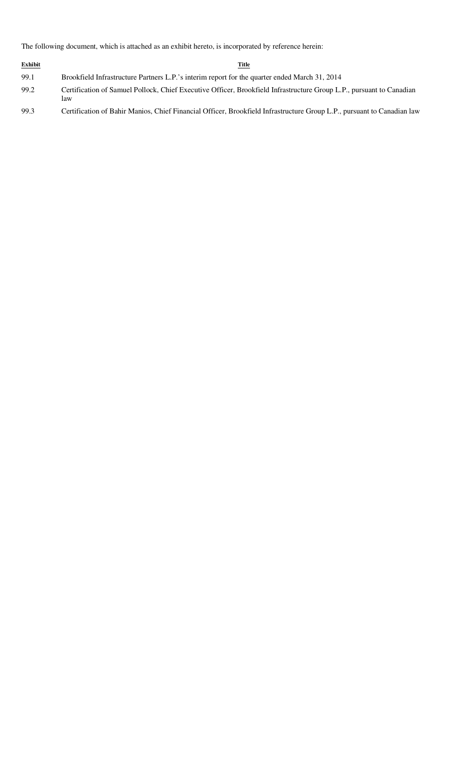The following document, which is attached as an exhibit hereto, is incorporated by reference herein:

| Exhibit | Title |
| --- | --- |
| 99.1 | Brookfield Infrastructure Partners L.P.'s interim report for the quarter ended March 31, 2014 |
| 99.2 | Certification of Samuel Pollock, Chief Executive Officer, Brookfield Infrastructure Group L.P., pursuant to Canadian law |
| 99.3 | Certification of Bahir Manios, Chief Financial Officer, Brookfield Infrastructure Group L.P., pursuant to Canadian law |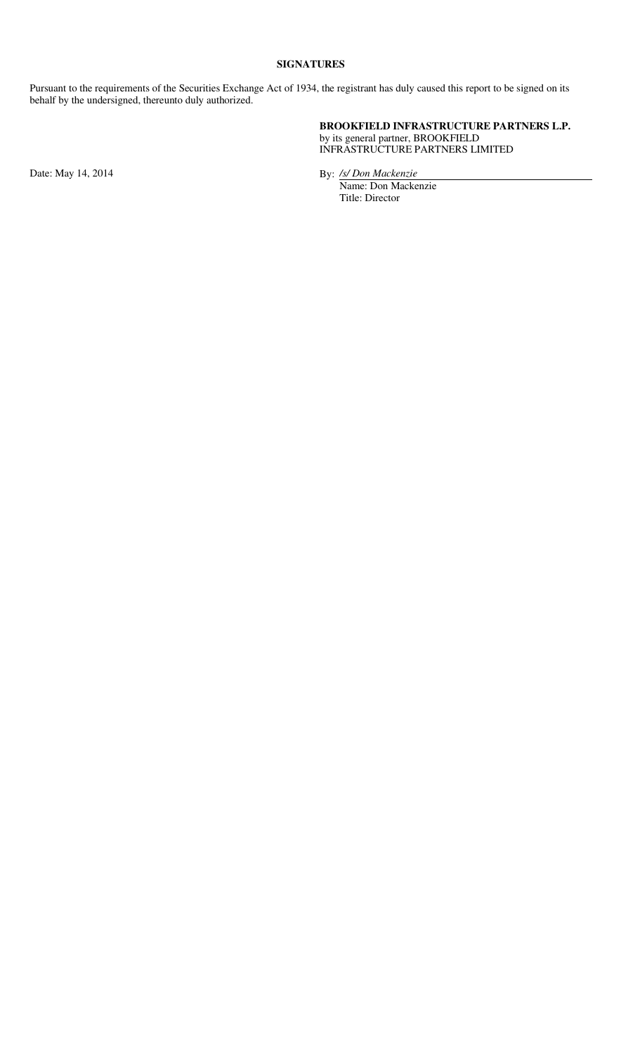**SIGNATURES**

Pursuant to the requirements of the Securities Exchange Act of 1934, the registrant has duly caused this report to be signed on its behalf by the undersigned, thereunto duly authorized.

**BROOKFIELD INFRASTRUCTURE PARTNERS L.P.**
by its general partner, BROOKFIELD INFRASTRUCTURE PARTNERS LIMITED

Date: May 14, 2014

By: */s/ Don Mackenzie*
Name: Don Mackenzie
Title: Director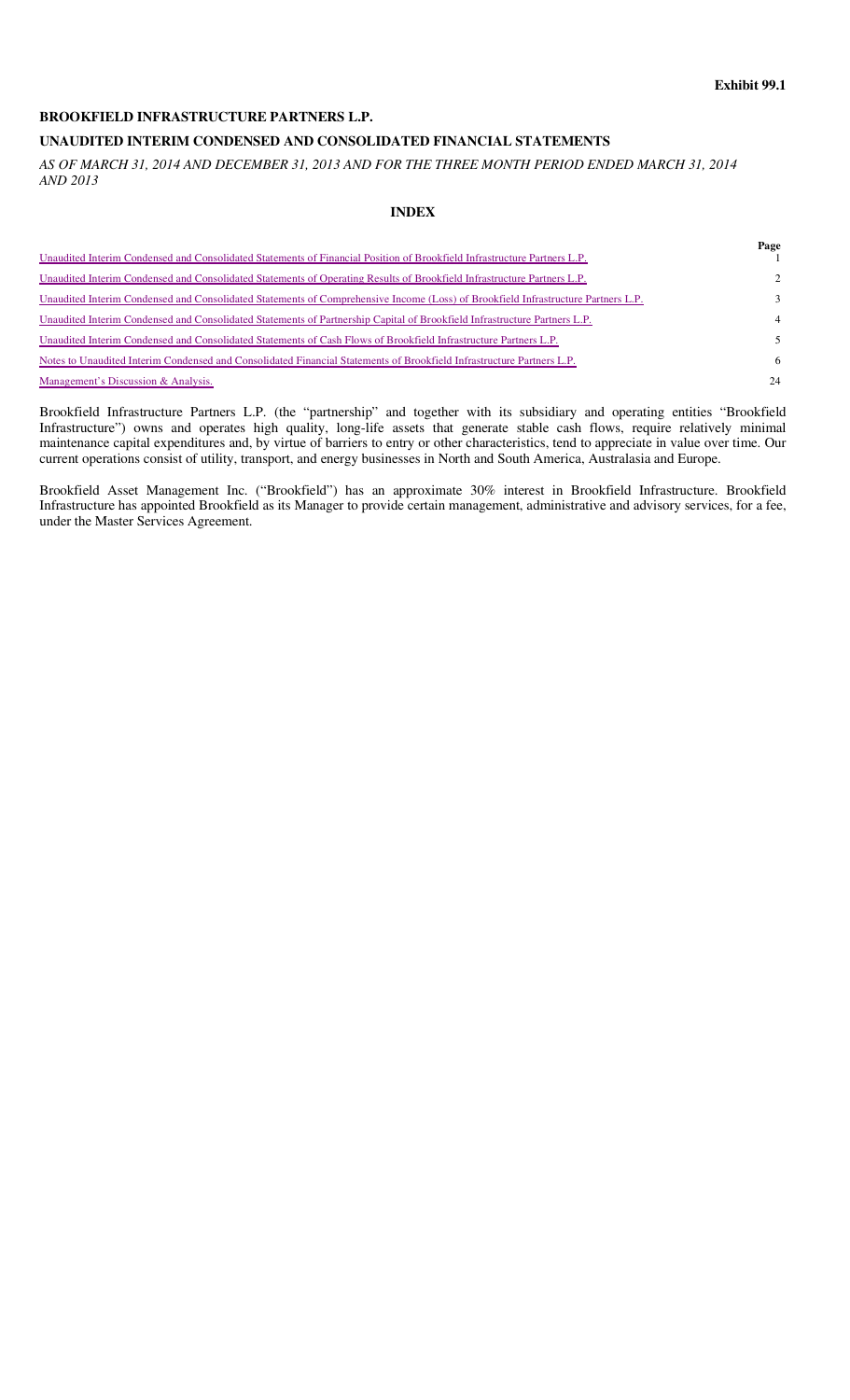**Exhibit 99.1**

**BROOKFIELD INFRASTRUCTURE PARTNERS L.P.**

**UNAUDITED INTERIM CONDENSED AND CONSOLIDATED FINANCIAL STATEMENTS**

*AS OF MARCH 31, 2014 AND DECEMBER 31, 2013 AND FOR THE THREE MONTH PERIOD ENDED MARCH 31, 2014 AND 2013*

## INDEX

| | Page |
|---|---|
| Unaudited Interim Condensed and Consolidated Statements of Financial Position of Brookfield Infrastructure Partners L.P. | 1 |
| Unaudited Interim Condensed and Consolidated Statements of Operating Results of Brookfield Infrastructure Partners L.P. | 2 |
| Unaudited Interim Condensed and Consolidated Statements of Comprehensive Income (Loss) of Brookfield Infrastructure Partners L.P. | 3 |
| Unaudited Interim Condensed and Consolidated Statements of Partnership Capital of Brookfield Infrastructure Partners L.P. | 4 |
| Unaudited Interim Condensed and Consolidated Statements of Cash Flows of Brookfield Infrastructure Partners L.P. | 5 |
| Notes to Unaudited Interim Condensed and Consolidated Financial Statements of Brookfield Infrastructure Partners L.P. | 6 |
| Management's Discussion & Analysis. | 24 |

Brookfield Infrastructure Partners L.P. (the "partnership" and together with its subsidiary and operating entities "Brookfield Infrastructure") owns and operates high quality, long-life assets that generate stable cash flows, require relatively minimal maintenance capital expenditures and, by virtue of barriers to entry or other characteristics, tend to appreciate in value over time. Our current operations consist of utility, transport, and energy businesses in North and South America, Australasia and Europe.

Brookfield Asset Management Inc. ("Brookfield") has an approximate 30% interest in Brookfield Infrastructure. Brookfield Infrastructure has appointed Brookfield as its Manager to provide certain management, administrative and advisory services, for a fee, under the Master Services Agreement.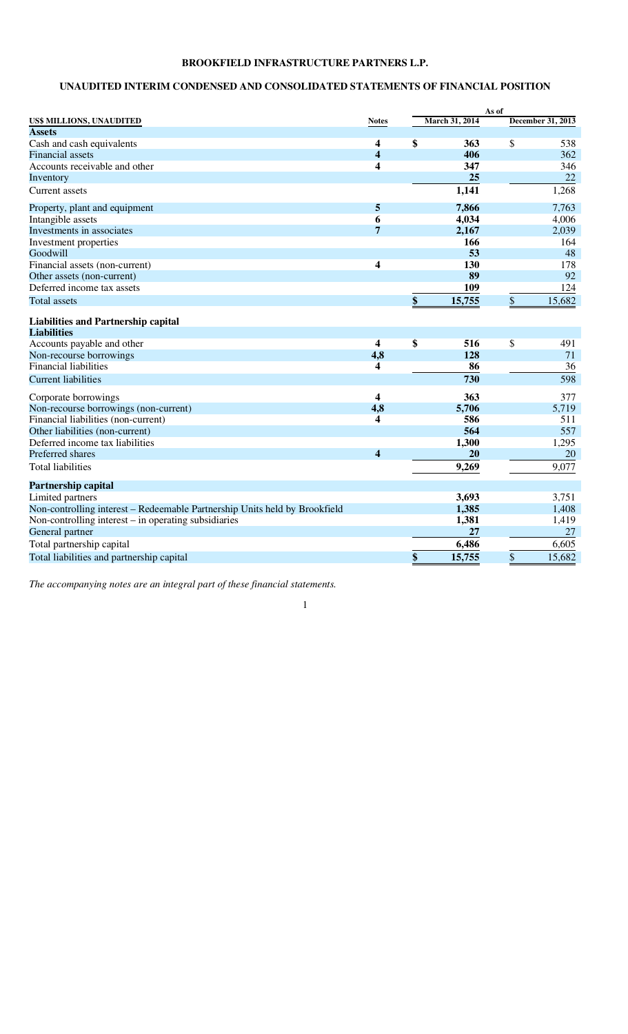# BROOKFIELD INFRASTRUCTURE PARTNERS L.P.

## UNAUDITED INTERIM CONDENSED AND CONSOLIDATED STATEMENTS OF FINANCIAL POSITION

| US$ MILLIONS, UNAUDITED | Notes | As of March 31, 2014 | As of December 31, 2013 |
|---|---|---|---|
| **Assets** | | | |
| Cash and cash equivalents | 4 | $ 363 | $ 538 |
| Financial assets | 4 | 406 | 362 |
| Accounts receivable and other | 4 | 347 | 346 |
| Inventory | | 25 | 22 |
| Current assets | | 1,141 | 1,268 |
| Property, plant and equipment | 5 | 7,866 | 7,763 |
| Intangible assets | 6 | 4,034 | 4,006 |
| Investments in associates | 7 | 2,167 | 2,039 |
| Investment properties | | 166 | 164 |
| Goodwill | | 53 | 48 |
| Financial assets (non-current) | 4 | 130 | 178 |
| Other assets (non-current) | | 89 | 92 |
| Deferred income tax assets | | 109 | 124 |
| Total assets | | $ 15,755 | $ 15,682 |
| **Liabilities and Partnership capital** | | | |
| **Liabilities** | | | |
| Accounts payable and other | 4 | $ 516 | $ 491 |
| Non-recourse borrowings | 4,8 | 128 | 71 |
| Financial liabilities | 4 | 86 | 36 |
| Current liabilities | | 730 | 598 |
| Corporate borrowings | 4 | 363 | 377 |
| Non-recourse borrowings (non-current) | 4,8 | 5,706 | 5,719 |
| Financial liabilities (non-current) | 4 | 586 | 511 |
| Other liabilities (non-current) | | 564 | 557 |
| Deferred income tax liabilities | | 1,300 | 1,295 |
| Preferred shares | 4 | 20 | 20 |
| Total liabilities | | 9,269 | 9,077 |
| **Partnership capital** | | | |
| Limited partners | | 3,693 | 3,751 |
| Non-controlling interest – Redeemable Partnership Units held by Brookfield | | 1,385 | 1,408 |
| Non-controlling interest – in operating subsidiaries | | 1,381 | 1,419 |
| General partner | | 27 | 27 |
| Total partnership capital | | 6,486 | 6,605 |
| Total liabilities and partnership capital | | $ 15,755 | $ 15,682 |

*The accompanying notes are an integral part of these financial statements.*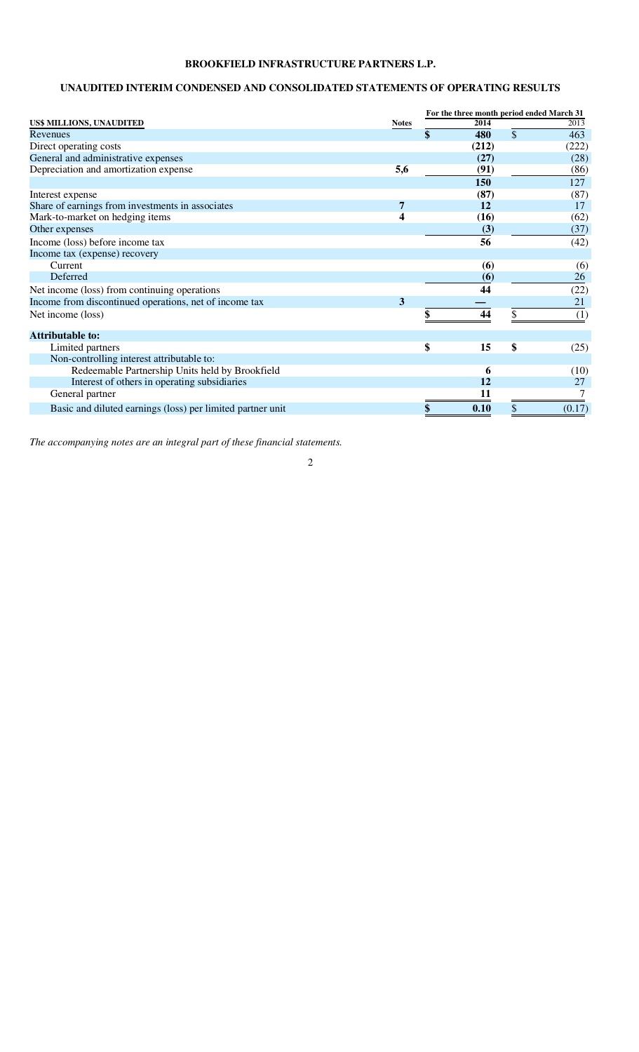# BROOKFIELD INFRASTRUCTURE PARTNERS L.P.

## UNAUDITED INTERIM CONDENSED AND CONSOLIDATED STATEMENTS OF OPERATING RESULTS

| US$ MILLIONS, UNAUDITED | Notes | For the three month period ended March 31 2014 | 2013 |
|---|---|---|---|
| Revenues | | **$ 480** | $ 463 |
| Direct operating costs | | **(212)** | (222) |
| General and administrative expenses | | **(27)** | (28) |
| Depreciation and amortization expense | **5,6** | **(91)** | (86) |
| | | **150** | 127 |
| Interest expense | | **(87)** | (87) |
| Share of earnings from investments in associates | **7** | **12** | 17 |
| Mark-to-market on hedging items | **4** | **(16)** | (62) |
| Other expenses | | **(3)** | (37) |
| Income (loss) before income tax | | **56** | (42) |
| Income tax (expense) recovery | | | |
| Current | | **(6)** | (6) |
| Deferred | | **(6)** | 26 |
| Net income (loss) from continuing operations | | **44** | (22) |
| Income from discontinued operations, net of income tax | **3** | **—** | 21 |
| Net income (loss) | | **$ 44** | $ (1) |
| **Attributable to:** | | | |
| Limited partners | | **$ 15** | **$** (25) |
| Non-controlling interest attributable to: | | | |
| Redeemable Partnership Units held by Brookfield | | **6** | (10) |
| Interest of others in operating subsidiaries | | **12** | 27 |
| General partner | | **11** | 7 |
| Basic and diluted earnings (loss) per limited partner unit | | **$ 0.10** | $ (0.17) |

*The accompanying notes are an integral part of these financial statements.*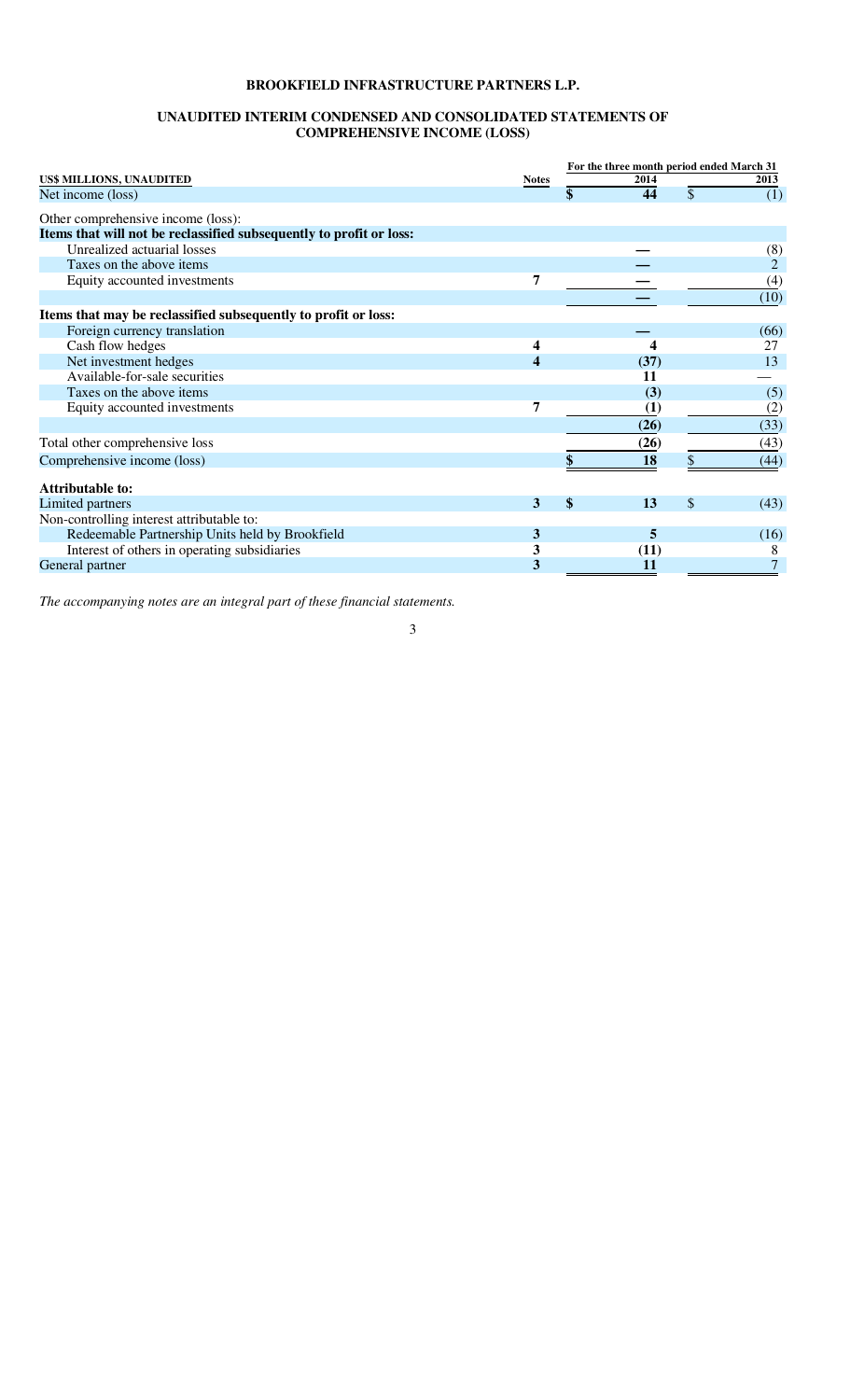**BROOKFIELD INFRASTRUCTURE PARTNERS L.P.**

**UNAUDITED INTERIM CONDENSED AND CONSOLIDATED STATEMENTS OF COMPREHENSIVE INCOME (LOSS)**

| US$ MILLIONS, UNAUDITED | Notes | For the three month period ended March 31 2014 | 2013 |
|---|---|---|---|
| Net income (loss) | | **$ 44** | $ (1) |
| Other comprehensive income (loss): | | | |
| **Items that will not be reclassified subsequently to profit or loss:** | | | |
| Unrealized actuarial losses | | **—** | (8) |
| Taxes on the above items | | **—** | 2 |
| Equity accounted investments | 7 | **—** | (4) |
| | | **—** | (10) |
| **Items that may be reclassified subsequently to profit or loss:** | | | |
| Foreign currency translation | | **—** | (66) |
| Cash flow hedges | 4 | **4** | 27 |
| Net investment hedges | 4 | **(37)** | 13 |
| Available-for-sale securities | | **11** | — |
| Taxes on the above items | | **(3)** | (5) |
| Equity accounted investments | 7 | **(1)** | (2) |
| | | **(26)** | (33) |
| Total other comprehensive loss | | **(26)** | (43) |
| Comprehensive income (loss) | | **$ 18** | $ (44) |
| **Attributable to:** | | | |
| Limited partners | 3 | **$ 13** | $ (43) |
| Non-controlling interest attributable to: | | | |
| Redeemable Partnership Units held by Brookfield | 3 | **5** | (16) |
| Interest of others in operating subsidiaries | 3 | **(11)** | 8 |
| General partner | 3 | **11** | 7 |

*The accompanying notes are an integral part of these financial statements.*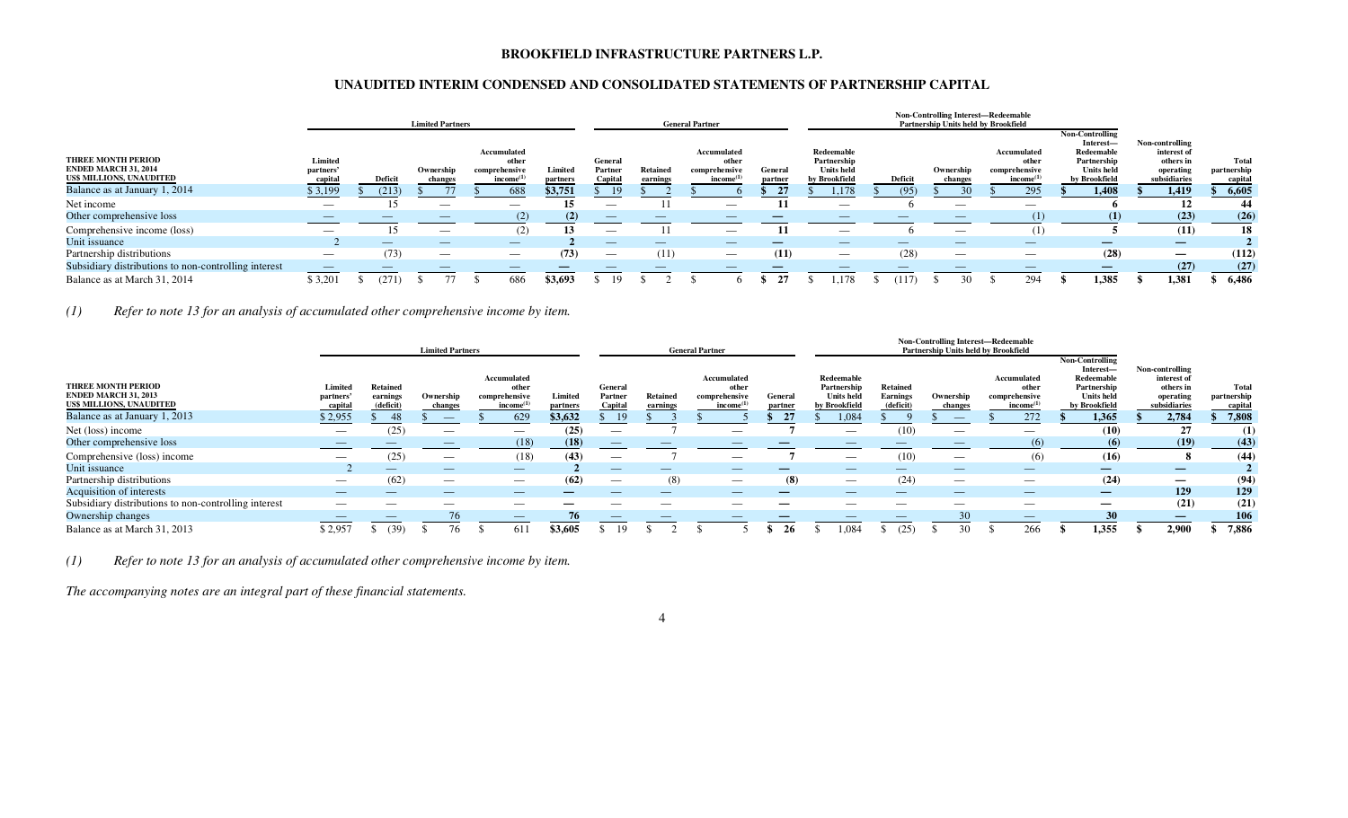# BROOKFIELD INFRASTRUCTURE PARTNERS L.P.

## UNAUDITED INTERIM CONDENSED AND CONSOLIDATED STATEMENTS OF PARTNERSHIP CAPITAL

| THREE MONTH PERIOD ENDED MARCH 31, 2014 US$ MILLIONS, UNAUDITED | Limited Partners | | | | | General Partner | | | | Non-Controlling Interest—Redeemable Partnership Units held by Brookfield | | | | | | |
|---|---|---|---|---|---|---|---|---|---|---|---|---|---|---|---|---|
| | Limited partners' capital | Deficit | Ownership changes | Accumulated other comprehensive income[(1)] | Limited partners | General Partner Capital | Retained earnings | Accumulated other comprehensive income[(1)] | General partner | Redeemable Partnership Units held by Brookfield | Deficit | Ownership changes | Accumulated other comprehensive income[(1)] | Non-Controlling Interest—Redeemable Partnership Units held by Brookfield | Non-controlling interest of others in operating subsidiaries | Total partnership capital |
| Balance as at January 1, 2014 | $ 3,199 | $ (213) | $ 77 | $ 688 | $3,751 | $ 19 | $ 2 | $ 6 | $ 27 | $ 1,178 | $ (95) | $ 30 | $ 295 | $ 1,408 | $ 1,419 | $ 6,605 |
| Net income | — | 15 | — | — | 15 | — | 11 | — | 11 | — | 6 | — | — | 6 | 12 | 44 |
| Other comprehensive loss | — | — | — | (2) | (2) | — | — | — | — | — | — | — | (1) | (1) | (23) | (26) |
| Comprehensive income (loss) | — | 15 | — | (2) | 13 | — | 11 | — | 11 | — | 6 | — | (1) | 5 | (11) | 18 |
| Unit issuance | 2 | — | — | — | 2 | — | — | — | — | — | — | — | — | — | — | 2 |
| Partnership distributions | — | (73) | — | — | (73) | — | (11) | — | (11) | — | (28) | — | — | (28) | — | (112) |
| Subsidiary distributions to non-controlling interest | — | — | — | — | — | — | — | — | — | — | — | — | — | — | (27) | (27) |
| Balance as at March 31, 2014 | $ 3,201 | $ (271) | $ 77 | $ 686 | $3,693 | $ 19 | $ 2 | $ 6 | $ 27 | $ 1,178 | $ (117) | $ 30 | $ 294 | $ 1,385 | $ 1,381 | $ 6,486 |

*(1) Refer to note 13 for an analysis of accumulated other comprehensive income by item.*

| THREE MONTH PERIOD ENDED MARCH 31, 2013 US$ MILLIONS, UNAUDITED | Limited Partners | | | | | General Partner | | | | Non-Controlling Interest—Redeemable Partnership Units held by Brookfield | | | | | | |
|---|---|---|---|---|---|---|---|---|---|---|---|---|---|---|---|---|
| | Limited partners' capital | Retained earnings (deficit) | Ownership changes | Accumulated other comprehensive income[(1)] | Limited partners | General Partner Capital | Retained earnings | Accumulated other comprehensive income[(1)] | General partner | Redeemable Partnership Units held by Brookfield | Retained Earnings (deficit) | Ownership changes | Accumulated other comprehensive income[(1)] | Non-Controlling Interest—Redeemable Partnership Units held by Brookfield | Non-controlling interest of others in operating subsidiaries | Total partnership capital |
| Balance as at January 1, 2013 | $ 2,955 | $ 48 | $ — | $ 629 | $3,632 | $ 19 | $ 3 | $ 5 | $ 27 | $ 1,084 | $ 9 | $ — | $ 272 | $ 1,365 | $ 2,784 | $ 7,808 |
| Net (loss) income | — | (25) | — | — | (25) | — | 7 | — | 7 | — | (10) | — | — | (10) | 27 | (1) |
| Other comprehensive loss | — | — | — | (18) | (18) | — | — | — | — | — | — | — | (6) | (6) | (19) | (43) |
| Comprehensive (loss) income | — | (25) | — | (18) | (43) | — | 7 | — | 7 | — | (10) | — | (6) | (16) | 8 | (44) |
| Unit issuance | 2 | — | — | — | 2 | — | — | — | — | — | — | — | — | — | — | 2 |
| Partnership distributions | — | (62) | — | — | (62) | — | (8) | — | (8) | — | (24) | — | — | (24) | — | (94) |
| Acquisition of interests | — | — | — | — | — | — | — | — | — | — | — | — | — | — | 129 | 129 |
| Subsidiary distributions to non-controlling interest | — | — | — | — | — | — | — | — | — | — | — | — | — | — | (21) | (21) |
| Ownership changes | — | — | 76 | — | 76 | — | — | — | — | — | — | 30 | — | 30 | — | 106 |
| Balance as at March 31, 2013 | $ 2,957 | $ (39) | $ 76 | $ 611 | $3,605 | $ 19 | $ 2 | $ 5 | $ 26 | $ 1,084 | $ (25) | $ 30 | $ 266 | $ 1,355 | $ 2,900 | $ 7,886 |

*(1) Refer to note 13 for an analysis of accumulated other comprehensive income by item.*

*The accompanying notes are an integral part of these financial statements.*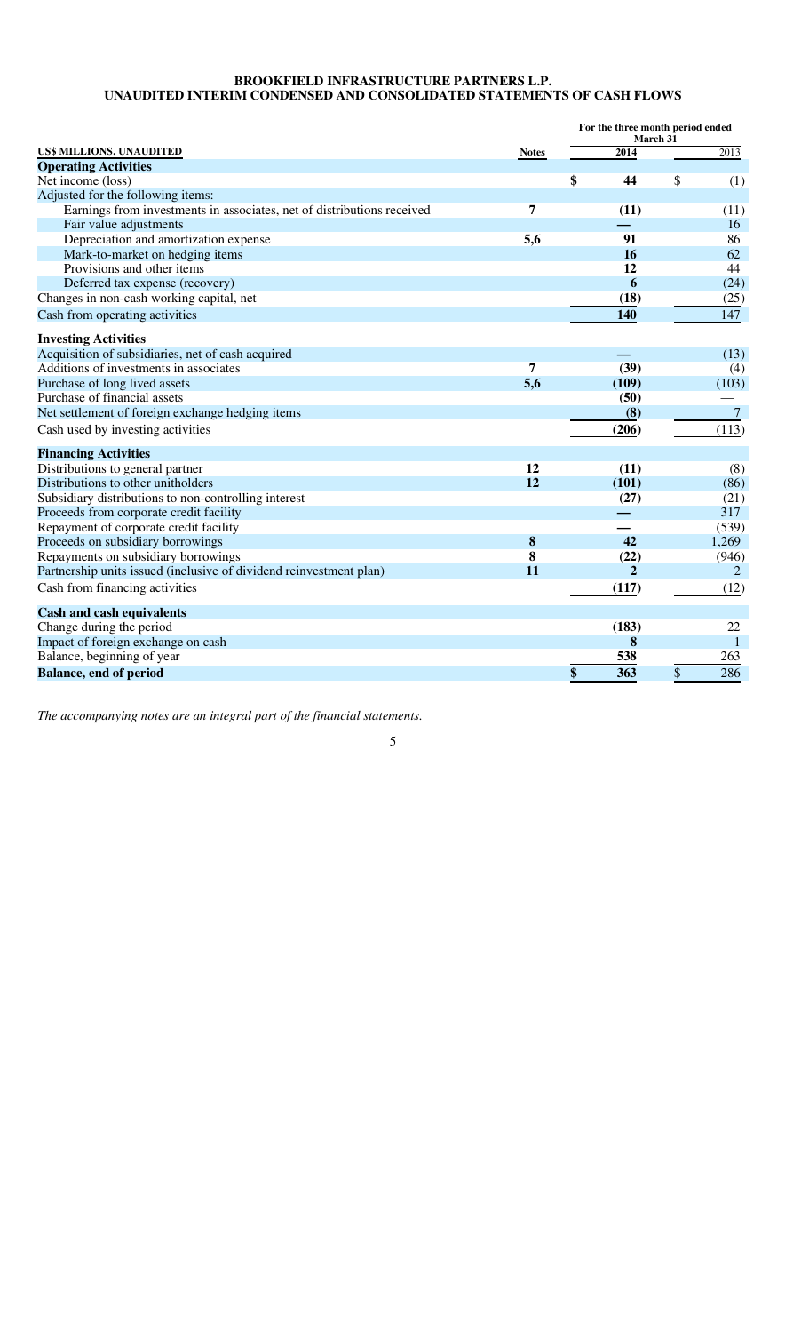# BROOKFIELD INFRASTRUCTURE PARTNERS L.P.
## UNAUDITED INTERIM CONDENSED AND CONSOLIDATED STATEMENTS OF CASH FLOWS

| US$ MILLIONS, UNAUDITED | Notes | For the three month period ended March 31 2014 | 2013 |
|---|---|---|---|
| **Operating Activities** | | | |
| Net income (loss) | | **$ 44** | $ (1) |
| Adjusted for the following items: | | | |
| Earnings from investments in associates, net of distributions received | 7 | **(11)** | (11) |
| Fair value adjustments | | **—** | 16 |
| Depreciation and amortization expense | 5,6 | **91** | 86 |
| Mark-to-market on hedging items | | **16** | 62 |
| Provisions and other items | | **12** | 44 |
| Deferred tax expense (recovery) | | **6** | (24) |
| Changes in non-cash working capital, net | | **(18)** | (25) |
| Cash from operating activities | | **140** | 147 |
| **Investing Activities** | | | |
| Acquisition of subsidiaries, net of cash acquired | | **—** | (13) |
| Additions of investments in associates | 7 | **(39)** | (4) |
| Purchase of long lived assets | 5,6 | **(109)** | (103) |
| Purchase of financial assets | | **(50)** | — |
| Net settlement of foreign exchange hedging items | | **(8)** | 7 |
| Cash used by investing activities | | **(206)** | (113) |
| **Financing Activities** | | | |
| Distributions to general partner | 12 | **(11)** | (8) |
| Distributions to other unitholders | 12 | **(101)** | (86) |
| Subsidiary distributions to non-controlling interest | | **(27)** | (21) |
| Proceeds from corporate credit facility | | **—** | 317 |
| Repayment of corporate credit facility | | **—** | (539) |
| Proceeds on subsidiary borrowings | 8 | **42** | 1,269 |
| Repayments on subsidiary borrowings | 8 | **(22)** | (946) |
| Partnership units issued (inclusive of dividend reinvestment plan) | 11 | **2** | 2 |
| Cash from financing activities | | **(117)** | (12) |
| **Cash and cash equivalents** | | | |
| Change during the period | | **(183)** | 22 |
| Impact of foreign exchange on cash | | **8** | 1 |
| Balance, beginning of year | | **538** | 263 |
| **Balance, end of period** | | **$ 363** | $ 286 |

*The accompanying notes are an integral part of the financial statements.*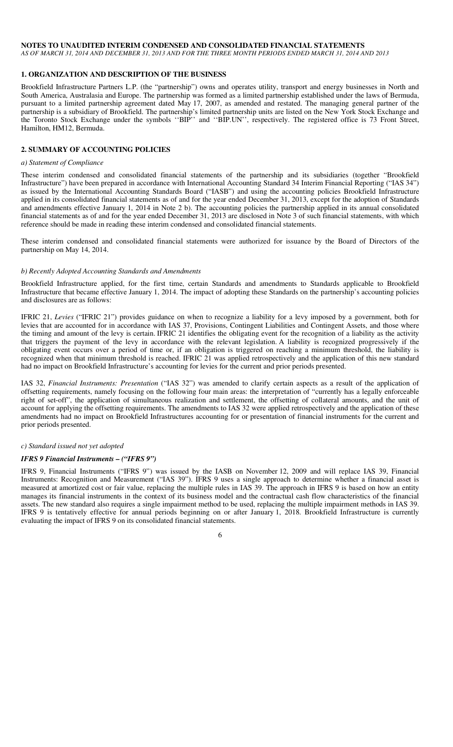**NOTES TO UNAUDITED INTERIM CONDENSED AND CONSOLIDATED FINANCIAL STATEMENTS**

*AS OF MARCH 31, 2014 AND DECEMBER 31, 2013 AND FOR THE THREE MONTH PERIODS ENDED MARCH 31, 2014 AND 2013*

## 1. ORGANIZATION AND DESCRIPTION OF THE BUSINESS

Brookfield Infrastructure Partners L.P. (the "partnership") owns and operates utility, transport and energy businesses in North and South America, Australasia and Europe. The partnership was formed as a limited partnership established under the laws of Bermuda, pursuant to a limited partnership agreement dated May 17, 2007, as amended and restated. The managing general partner of the partnership is a subsidiary of Brookfield. The partnership's limited partnership units are listed on the New York Stock Exchange and the Toronto Stock Exchange under the symbols ''BIP'' and ''BIP.UN'', respectively. The registered office is 73 Front Street, Hamilton, HM12, Bermuda.

## 2. SUMMARY OF ACCOUNTING POLICIES

*a) Statement of Compliance*

These interim condensed and consolidated financial statements of the partnership and its subsidiaries (together "Brookfield Infrastructure") have been prepared in accordance with International Accounting Standard 34 Interim Financial Reporting ("IAS 34") as issued by the International Accounting Standards Board ("IASB") and using the accounting policies Brookfield Infrastructure applied in its consolidated financial statements as of and for the year ended December 31, 2013, except for the adoption of Standards and amendments effective January 1, 2014 in Note 2 b). The accounting policies the partnership applied in its annual consolidated financial statements as of and for the year ended December 31, 2013 are disclosed in Note 3 of such financial statements, with which reference should be made in reading these interim condensed and consolidated financial statements.

These interim condensed and consolidated financial statements were authorized for issuance by the Board of Directors of the partnership on May 14, 2014.

*b) Recently Adopted Accounting Standards and Amendments*

Brookfield Infrastructure applied, for the first time, certain Standards and amendments to Standards applicable to Brookfield Infrastructure that became effective January 1, 2014. The impact of adopting these Standards on the partnership's accounting policies and disclosures are as follows:

IFRIC 21, *Levies* ("IFRIC 21") provides guidance on when to recognize a liability for a levy imposed by a government, both for levies that are accounted for in accordance with IAS 37, Provisions, Contingent Liabilities and Contingent Assets, and those where the timing and amount of the levy is certain. IFRIC 21 identifies the obligating event for the recognition of a liability as the activity that triggers the payment of the levy in accordance with the relevant legislation. A liability is recognized progressively if the obligating event occurs over a period of time or, if an obligation is triggered on reaching a minimum threshold, the liability is recognized when that minimum threshold is reached. IFRIC 21 was applied retrospectively and the application of this new standard had no impact on Brookfield Infrastructure's accounting for levies for the current and prior periods presented.

IAS 32, *Financial Instruments: Presentation* ("IAS 32") was amended to clarify certain aspects as a result of the application of offsetting requirements, namely focusing on the following four main areas: the interpretation of "currently has a legally enforceable right of set-off", the application of simultaneous realization and settlement, the offsetting of collateral amounts, and the unit of account for applying the offsetting requirements. The amendments to IAS 32 were applied retrospectively and the application of these amendments had no impact on Brookfield Infrastructures accounting for or presentation of financial instruments for the current and prior periods presented.

*c) Standard issued not yet adopted*

***IFRS 9 Financial Instruments – ("IFRS 9")***

IFRS 9, Financial Instruments ("IFRS 9") was issued by the IASB on November 12, 2009 and will replace IAS 39, Financial Instruments: Recognition and Measurement ("IAS 39"). IFRS 9 uses a single approach to determine whether a financial asset is measured at amortized cost or fair value, replacing the multiple rules in IAS 39. The approach in IFRS 9 is based on how an entity manages its financial instruments in the context of its business model and the contractual cash flow characteristics of the financial assets. The new standard also requires a single impairment method to be used, replacing the multiple impairment methods in IAS 39. IFRS 9 is tentatively effective for annual periods beginning on or after January 1, 2018. Brookfield Infrastructure is currently evaluating the impact of IFRS 9 on its consolidated financial statements.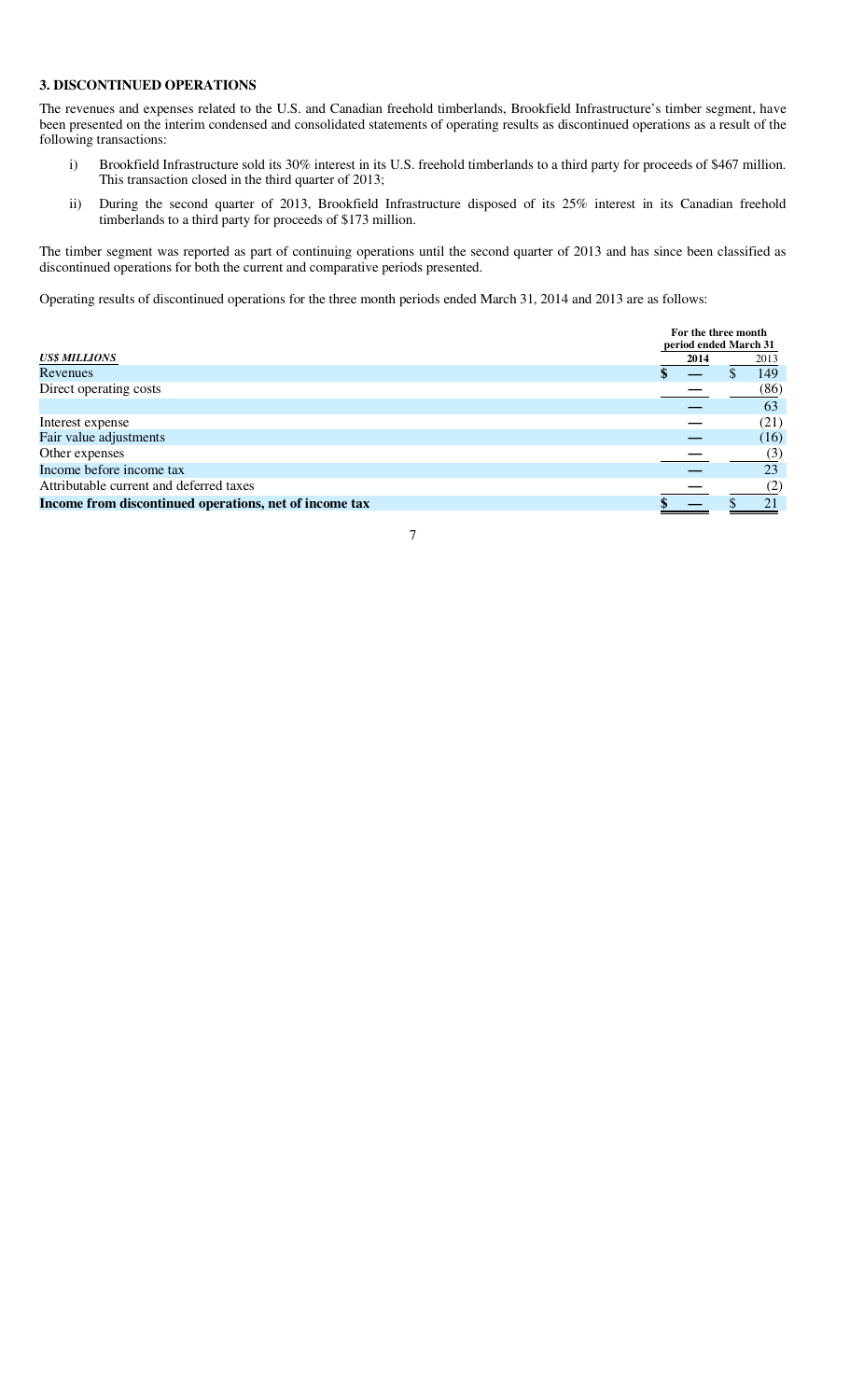## 3. DISCONTINUED OPERATIONS

The revenues and expenses related to the U.S. and Canadian freehold timberlands, Brookfield Infrastructure's timber segment, have been presented on the interim condensed and consolidated statements of operating results as discontinued operations as a result of the following transactions:

i) Brookfield Infrastructure sold its 30% interest in its U.S. freehold timberlands to a third party for proceeds of $467 million. This transaction closed in the third quarter of 2013;

ii) During the second quarter of 2013, Brookfield Infrastructure disposed of its 25% interest in its Canadian freehold timberlands to a third party for proceeds of $173 million.

The timber segment was reported as part of continuing operations until the second quarter of 2013 and has since been classified as discontinued operations for both the current and comparative periods presented.

Operating results of discontinued operations for the three month periods ended March 31, 2014 and 2013 are as follows:

| *US$ MILLIONS* | For the three month period ended March 31 2014 | 2013 |
|---|---|---|
| Revenues | $ — | $ 149 |
| Direct operating costs | — | (86) |
| | — | 63 |
| Interest expense | — | (21) |
| Fair value adjustments | — | (16) |
| Other expenses | — | (3) |
| Income before income tax | — | 23 |
| Attributable current and deferred taxes | — | (2) |
| **Income from discontinued operations, net of income tax** | **$ —** | $ 21 |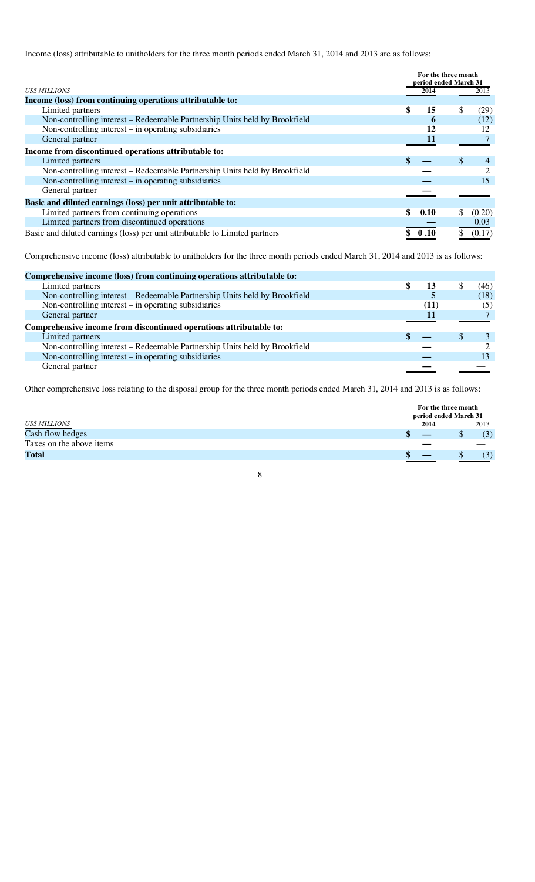Income (loss) attributable to unitholders for the three month periods ended March 31, 2014 and 2013 are as follows:

| *US$ MILLIONS* | For the three month period ended March 31 2014 | 2013 |
|---|---|---|
| **Income (loss) from continuing operations attributable to:** | | |
| Limited partners | $ 15 | $ (29) |
| Non-controlling interest – Redeemable Partnership Units held by Brookfield | 6 | (12) |
| Non-controlling interest – in operating subsidiaries | 12 | 12 |
| General partner | 11 | 7 |
| **Income from discontinued operations attributable to:** | | |
| Limited partners | $ — | $ 4 |
| Non-controlling interest – Redeemable Partnership Units held by Brookfield | — | 2 |
| Non-controlling interest – in operating subsidiaries | — | 15 |
| General partner | — | — |
| **Basic and diluted earnings (loss) per unit attributable to:** | | |
| Limited partners from continuing operations | $ 0.10 | $ (0.20) |
| Limited partners from discontinued operations | — | 0.03 |
| Basic and diluted earnings (loss) per unit attributable to Limited partners | $ 0.10 | $ (0.17) |

Comprehensive income (loss) attributable to unitholders for the three month periods ended March 31, 2014 and 2013 is as follows:

| | 2014 | 2013 |
|---|---|---|
| **Comprehensive income (loss) from continuing operations attributable to:** | | |
| Limited partners | $ 13 | $ (46) |
| Non-controlling interest – Redeemable Partnership Units held by Brookfield | 5 | (18) |
| Non-controlling interest – in operating subsidiaries | (11) | (5) |
| General partner | 11 | 7 |
| **Comprehensive income from discontinued operations attributable to:** | | |
| Limited partners | $ — | $ 3 |
| Non-controlling interest – Redeemable Partnership Units held by Brookfield | — | 2 |
| Non-controlling interest – in operating subsidiaries | — | 13 |
| General partner | — | — |

Other comprehensive loss relating to the disposal group for the three month periods ended March 31, 2014 and 2013 is as follows:

| *US$ MILLIONS* | For the three month period ended March 31 2014 | 2013 |
|---|---|---|
| Cash flow hedges | $ — | $ (3) |
| Taxes on the above items | — | — |
| **Total** | $ — | $ (3) |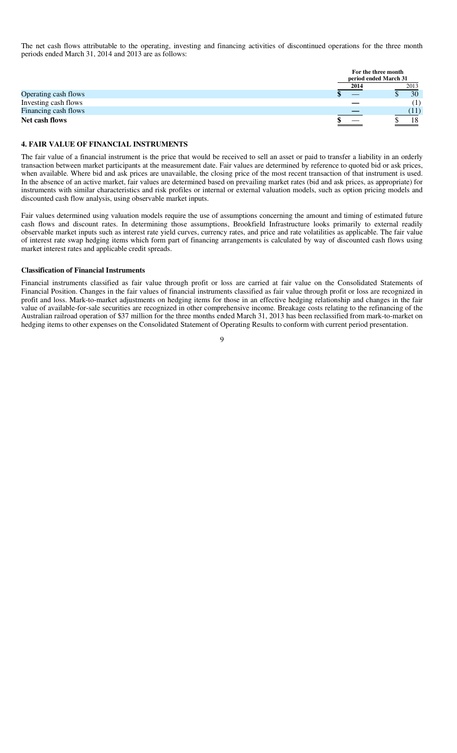The net cash flows attributable to the operating, investing and financing activities of discontinued operations for the three month periods ended March 31, 2014 and 2013 are as follows:

| | For the three month period ended March 31 | |
|---|---|---|
| | **2014** | 2013 |
| Operating cash flows | $ — | $ 30 |
| Investing cash flows | — | (1) |
| Financing cash flows | — | (11) |
| **Net cash flows** | $ — | $ 18 |

## 4. FAIR VALUE OF FINANCIAL INSTRUMENTS

The fair value of a financial instrument is the price that would be received to sell an asset or paid to transfer a liability in an orderly transaction between market participants at the measurement date. Fair values are determined by reference to quoted bid or ask prices, when available. Where bid and ask prices are unavailable, the closing price of the most recent transaction of that instrument is used. In the absence of an active market, fair values are determined based on prevailing market rates (bid and ask prices, as appropriate) for instruments with similar characteristics and risk profiles or internal or external valuation models, such as option pricing models and discounted cash flow analysis, using observable market inputs.

Fair values determined using valuation models require the use of assumptions concerning the amount and timing of estimated future cash flows and discount rates. In determining those assumptions, Brookfield Infrastructure looks primarily to external readily observable market inputs such as interest rate yield curves, currency rates, and price and rate volatilities as applicable. The fair value of interest rate swap hedging items which form part of financing arrangements is calculated by way of discounted cash flows using market interest rates and applicable credit spreads.

### Classification of Financial Instruments

Financial instruments classified as fair value through profit or loss are carried at fair value on the Consolidated Statements of Financial Position. Changes in the fair values of financial instruments classified as fair value through profit or loss are recognized in profit and loss. Mark-to-market adjustments on hedging items for those in an effective hedging relationship and changes in the fair value of available-for-sale securities are recognized in other comprehensive income. Breakage costs relating to the refinancing of the Australian railroad operation of $37 million for the three months ended March 31, 2013 has been reclassified from mark-to-market on hedging items to other expenses on the Consolidated Statement of Operating Results to conform with current period presentation.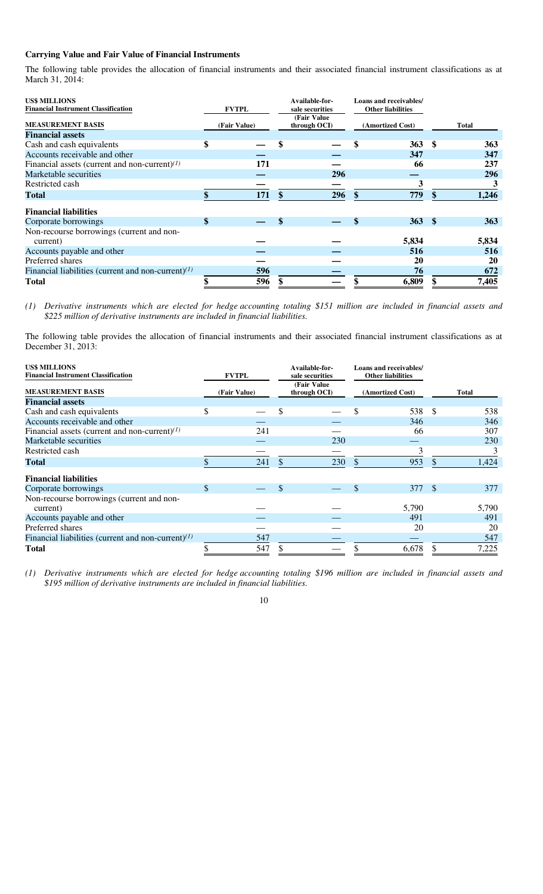### Carrying Value and Fair Value of Financial Instruments

The following table provides the allocation of financial instruments and their associated financial instrument classifications as at March 31, 2014:

| US$ MILLIONS<br>Financial Instrument Classification | FVTPL | Available-for-sale securities | Loans and receivables/ Other liabilities | |
|---|---|---|---|---|
| **MEASUREMENT BASIS** | **(Fair Value)** | **(Fair Value through OCI)** | **(Amortized Cost)** | **Total** |
| **Financial assets** | | | | |
| Cash and cash equivalents | **$ —** | **$ —** | **$ 363** | **$ 363** |
| Accounts receivable and other | **—** | **—** | **347** | **347** |
| Financial assets (current and non-current)[(1)] | **171** | **—** | **66** | **237** |
| Marketable securities | **—** | **296** | **—** | **296** |
| Restricted cash | **—** | **—** | **3** | **3** |
| **Total** | **$ 171** | **$ 296** | **$ 779** | **$ 1,246** |
| **Financial liabilities** | | | | |
| Corporate borrowings | **$ —** | **$ —** | **$ 363** | **$ 363** |
| Non-recourse borrowings (current and non-current) | **—** | **—** | **5,834** | **5,834** |
| Accounts payable and other | **—** | **—** | **516** | **516** |
| Preferred shares | **—** | **—** | **20** | **20** |
| Financial liabilities (current and non-current)[(1)] | **596** | **—** | **76** | **672** |
| **Total** | **$ 596** | **$ —** | **$ 6,809** | **$ 7,405** |

*(1) Derivative instruments which are elected for hedge accounting totaling $151 million are included in financial assets and $225 million of derivative instruments are included in financial liabilities.*

The following table provides the allocation of financial instruments and their associated financial instrument classifications as at December 31, 2013:

| US$ MILLIONS<br>Financial Instrument Classification | FVTPL | Available-for-sale securities | Loans and receivables/ Other liabilities | |
|---|---|---|---|---|
| **MEASUREMENT BASIS** | **(Fair Value)** | **(Fair Value through OCI)** | **(Amortized Cost)** | **Total** |
| **Financial assets** | | | | |
| Cash and cash equivalents | $ — | $ — | $ 538 | $ 538 |
| Accounts receivable and other | — | — | 346 | 346 |
| Financial assets (current and non-current)[(1)] | 241 | — | 66 | 307 |
| Marketable securities | — | 230 | — | 230 |
| Restricted cash | — | — | 3 | 3 |
| **Total** | $ 241 | $ 230 | $ 953 | $ 1,424 |
| **Financial liabilities** | | | | |
| Corporate borrowings | $ — | $ — | $ 377 | $ 377 |
| Non-recourse borrowings (current and non-current) | — | — | 5,790 | 5,790 |
| Accounts payable and other | — | — | 491 | 491 |
| Preferred shares | — | — | 20 | 20 |
| Financial liabilities (current and non-current)[(1)] | 547 | — | — | 547 |
| **Total** | $ 547 | $ — | $ 6,678 | $ 7,225 |

*(1) Derivative instruments which are elected for hedge accounting totaling $196 million are included in financial assets and $195 million of derivative instruments are included in financial liabilities.*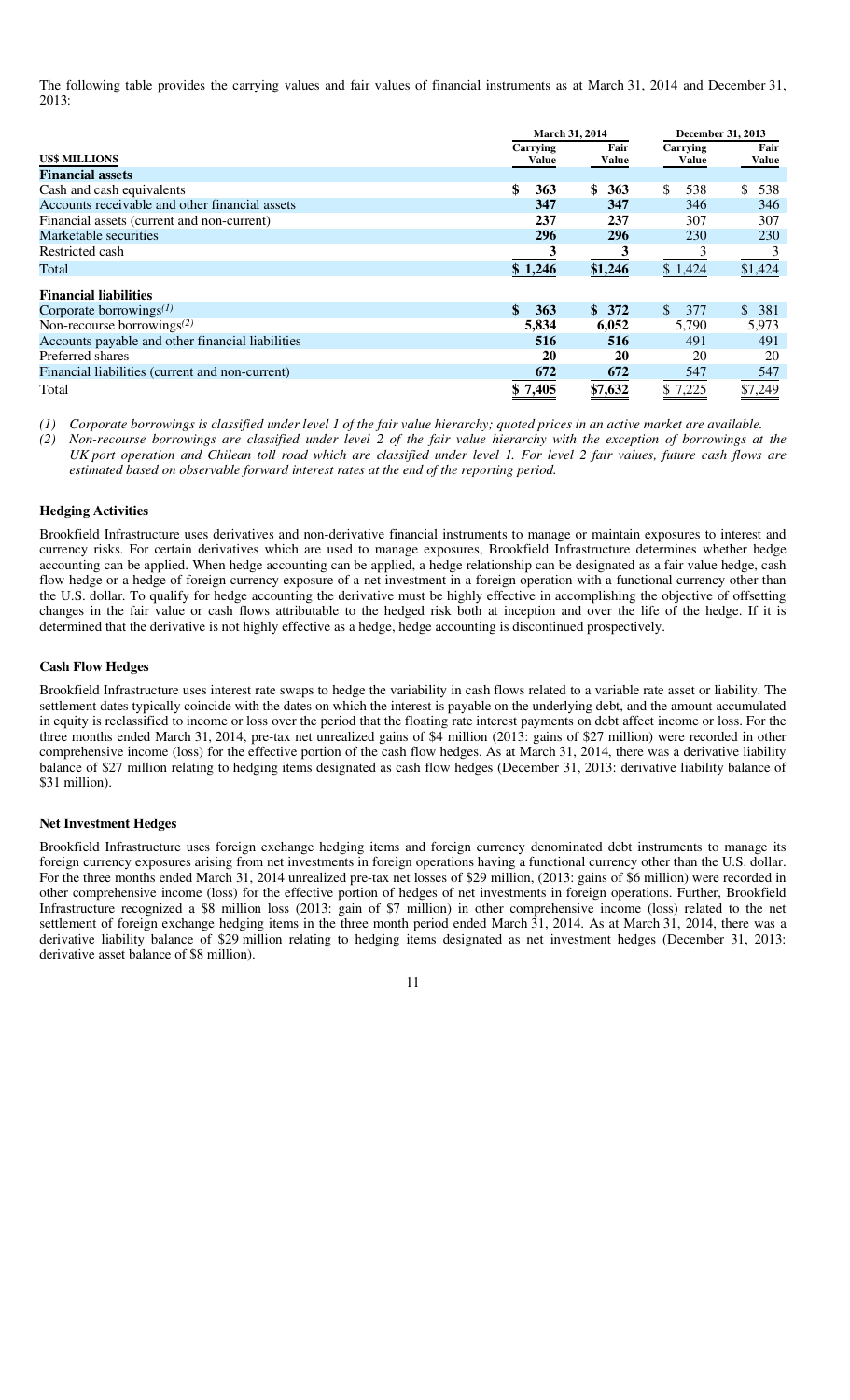The following table provides the carrying values and fair values of financial instruments as at March 31, 2014 and December 31, 2013:

| US$ MILLIONS | March 31, 2014 | | December 31, 2013 | |
|---|---|---|---|---|
| | Carrying Value | Fair Value | Carrying Value | Fair Value |
| **Financial assets** | | | | |
| Cash and cash equivalents | $ 363 | $ 363 | $ 538 | $ 538 |
| Accounts receivable and other financial assets | 347 | 347 | 346 | 346 |
| Financial assets (current and non-current) | 237 | 237 | 307 | 307 |
| Marketable securities | 296 | 296 | 230 | 230 |
| Restricted cash | 3 | 3 | 3 | 3 |
| Total | $ 1,246 | $1,246 | $ 1,424 | $1,424 |
| **Financial liabilities** | | | | |
| Corporate borrowings(1) | $ 363 | $ 372 | $ 377 | $ 381 |
| Non-recourse borrowings(2) | 5,834 | 6,052 | 5,790 | 5,973 |
| Accounts payable and other financial liabilities | 516 | 516 | 491 | 491 |
| Preferred shares | 20 | 20 | 20 | 20 |
| Financial liabilities (current and non-current) | 672 | 672 | 547 | 547 |
| Total | $ 7,405 | $7,632 | $ 7,225 | $7,249 |

*(1) Corporate borrowings is classified under level 1 of the fair value hierarchy; quoted prices in an active market are available.*

*(2) Non-recourse borrowings are classified under level 2 of the fair value hierarchy with the exception of borrowings at the UK port operation and Chilean toll road which are classified under level 1. For level 2 fair values, future cash flows are estimated based on observable forward interest rates at the end of the reporting period.*

**Hedging Activities**

Brookfield Infrastructure uses derivatives and non-derivative financial instruments to manage or maintain exposures to interest and currency risks. For certain derivatives which are used to manage exposures, Brookfield Infrastructure determines whether hedge accounting can be applied. When hedge accounting can be applied, a hedge relationship can be designated as a fair value hedge, cash flow hedge or a hedge of foreign currency exposure of a net investment in a foreign operation with a functional currency other than the U.S. dollar. To qualify for hedge accounting the derivative must be highly effective in accomplishing the objective of offsetting changes in the fair value or cash flows attributable to the hedged risk both at inception and over the life of the hedge. If it is determined that the derivative is not highly effective as a hedge, hedge accounting is discontinued prospectively.

**Cash Flow Hedges**

Brookfield Infrastructure uses interest rate swaps to hedge the variability in cash flows related to a variable rate asset or liability. The settlement dates typically coincide with the dates on which the interest is payable on the underlying debt, and the amount accumulated in equity is reclassified to income or loss over the period that the floating rate interest payments on debt affect income or loss. For the three months ended March 31, 2014, pre-tax net unrealized gains of $4 million (2013: gains of $27 million) were recorded in other comprehensive income (loss) for the effective portion of the cash flow hedges. As at March 31, 2014, there was a derivative liability balance of $27 million relating to hedging items designated as cash flow hedges (December 31, 2013: derivative liability balance of $31 million).

**Net Investment Hedges**

Brookfield Infrastructure uses foreign exchange hedging items and foreign currency denominated debt instruments to manage its foreign currency exposures arising from net investments in foreign operations having a functional currency other than the U.S. dollar. For the three months ended March 31, 2014 unrealized pre-tax net losses of $29 million, (2013: gains of $6 million) were recorded in other comprehensive income (loss) for the effective portion of hedges of net investments in foreign operations. Further, Brookfield Infrastructure recognized a $8 million loss (2013: gain of $7 million) in other comprehensive income (loss) related to the net settlement of foreign exchange hedging items in the three month period ended March 31, 2014. As at March 31, 2014, there was a derivative liability balance of $29 million relating to hedging items designated as net investment hedges (December 31, 2013: derivative asset balance of $8 million).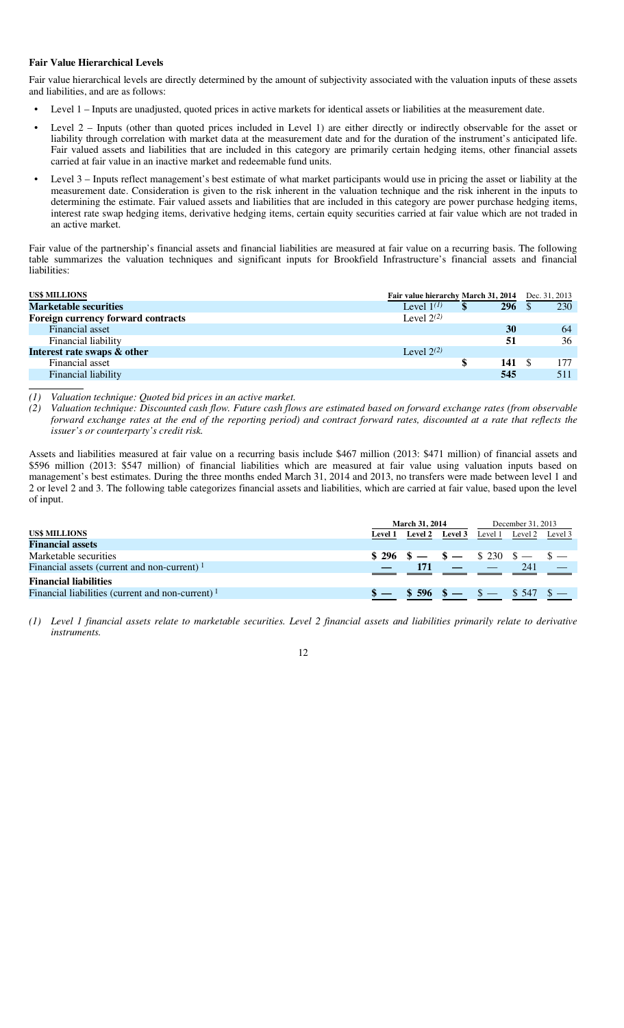**Fair Value Hierarchical Levels**

Fair value hierarchical levels are directly determined by the amount of subjectivity associated with the valuation inputs of these assets and liabilities, and are as follows:

- Level 1 – Inputs are unadjusted, quoted prices in active markets for identical assets or liabilities at the measurement date.
- Level 2 – Inputs (other than quoted prices included in Level 1) are either directly or indirectly observable for the asset or liability through correlation with market data at the measurement date and for the duration of the instrument's anticipated life. Fair valued assets and liabilities that are included in this category are primarily certain hedging items, other financial assets carried at fair value in an inactive market and redeemable fund units.
- Level 3 – Inputs reflect management's best estimate of what market participants would use in pricing the asset or liability at the measurement date. Consideration is given to the risk inherent in the valuation technique and the risk inherent in the inputs to determining the estimate. Fair valued assets and liabilities that are included in this category are power purchase hedging items, interest rate swap hedging items, derivative hedging items, certain equity securities carried at fair value which are not traded in an active market.

Fair value of the partnership's financial assets and financial liabilities are measured at fair value on a recurring basis. The following table summarizes the valuation techniques and significant inputs for Brookfield Infrastructure's financial assets and financial liabilities:

| US$ MILLIONS | Fair value hierarchy | March 31, 2014 | Dec. 31, 2013 |
|---|---|---|---|
| **Marketable securities** | Level 1[(1)] | **$ 296** | $ 230 |
| **Foreign currency forward contracts** | Level 2[(2)] | | |
| Financial asset | | **30** | 64 |
| Financial liability | | **51** | 36 |
| **Interest rate swaps & other** | Level 2[(2)] | | |
| Financial asset | | **$ 141** | $ 177 |
| Financial liability | | **545** | 511 |

*(1) Valuation technique: Quoted bid prices in an active market.*

*(2) Valuation technique: Discounted cash flow. Future cash flows are estimated based on forward exchange rates (from observable forward exchange rates at the end of the reporting period) and contract forward rates, discounted at a rate that reflects the issuer's or counterparty's credit risk.*

Assets and liabilities measured at fair value on a recurring basis include $467 million (2013: $471 million) of financial assets and $596 million (2013: $547 million) of financial liabilities which are measured at fair value using valuation inputs based on management's best estimates. During the three months ended March 31, 2014 and 2013, no transfers were made between level 1 and 2 or level 2 and 3. The following table categorizes financial assets and liabilities, which are carried at fair value, based upon the level of input.

| | March 31, 2014 | | | December 31, 2013 | | |
|---|---|---|---|---|---|---|
| US$ MILLIONS | Level 1 | Level 2 | Level 3 | Level 1 | Level 2 | Level 3 |
| **Financial assets** | | | | | | |
| Marketable securities | **$ 296** | **$ —** | **$ —** | $ 230 | $ — | $ — |
| Financial assets (current and non-current) [1] | **—** | **171** | **—** | — | 241 | — |
| **Financial liabilities** | | | | | | |
| Financial liabilities (current and non-current) [1] | **$ —** | **$ 596** | **$ —** | $ — | $ 547 | $ — |

*(1) Level 1 financial assets relate to marketable securities. Level 2 financial assets and liabilities primarily relate to derivative instruments.*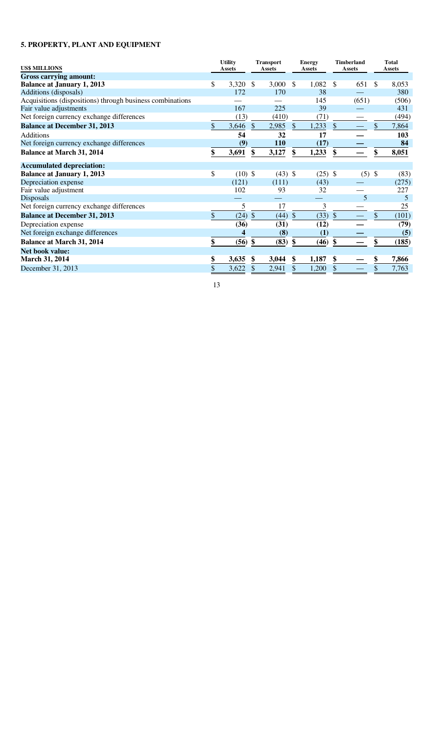## 5. PROPERTY, PLANT AND EQUIPMENT

| US$ MILLIONS | Utility Assets | Transport Assets | Energy Assets | Timberland Assets | Total Assets |
|---|---|---|---|---|---|
| **Gross carrying amount:** | | | | | |
| **Balance at January 1, 2013** | $ 3,320 | $ 3,000 | $ 1,082 | $ 651 | $ 8,053 |
| Additions (disposals) | 172 | 170 | 38 | — | 380 |
| Acquisitions (dispositions) through business combinations | — | — | 145 | (651) | (506) |
| Fair value adjustments | 167 | 225 | 39 | — | 431 |
| Net foreign currency exchange differences | (13) | (410) | (71) | — | (494) |
| **Balance at December 31, 2013** | $ 3,646 | $ 2,985 | $ 1,233 | $ — | $ 7,864 |
| Additions | **54** | **32** | **17** | **—** | **103** |
| Net foreign currency exchange differences | **(9)** | **110** | **(17)** | **—** | **84** |
| **Balance at March 31, 2014** | **$ 3,691** | **$ 3,127** | **$ 1,233** | **$ —** | **$ 8,051** |
| **Accumulated depreciation:** | | | | | |
| **Balance at January 1, 2013** | $ (10) | $ (43) | $ (25) | $ (5) | $ (83) |
| Depreciation expense | (121) | (111) | (43) | — | (275) |
| Fair value adjustment | 102 | 93 | 32 | — | 227 |
| Disposals | — | — | — | 5 | 5 |
| Net foreign currency exchange differences | 5 | 17 | 3 | — | 25 |
| **Balance at December 31, 2013** | $ (24) | $ (44) | $ (33) | $ — | $ (101) |
| Depreciation expense | **(36)** | **(31)** | **(12)** | **—** | **(79)** |
| Net foreign exchange differences | **4** | **(8)** | **(1)** | **—** | **(5)** |
| **Balance at March 31, 2014** | **$ (56)** | **$ (83)** | **$ (46)** | **$ —** | **$ (185)** |
| **Net book value:** | | | | | |
| **March 31, 2014** | **$ 3,635** | **$ 3,044** | **$ 1,187** | **$ —** | **$ 7,866** |
| December 31, 2013 | $ 3,622 | $ 2,941 | $ 1,200 | $ — | $ 7,763 |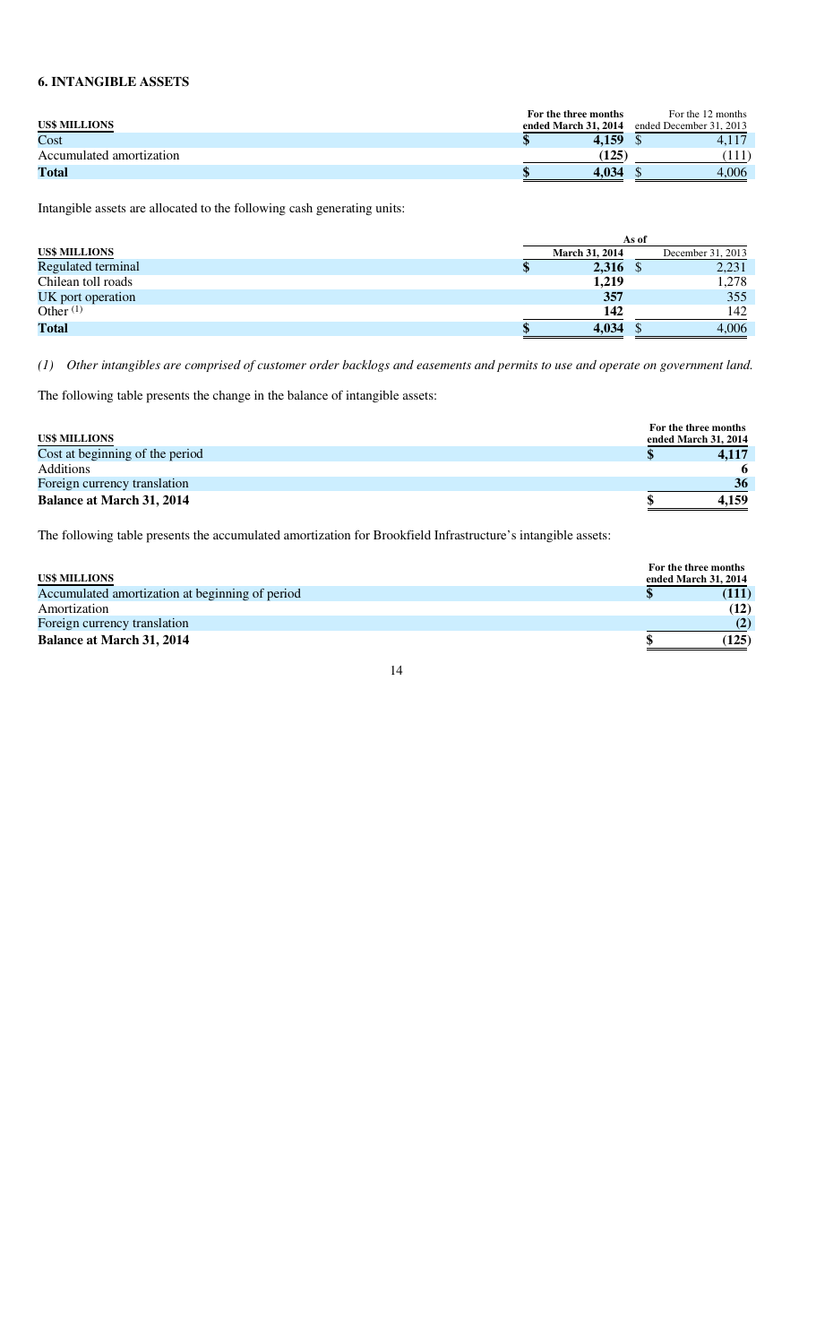## 6. INTANGIBLE ASSETS

| US$ MILLIONS | For the three months ended March 31, 2014 | For the 12 months ended December 31, 2013 |
|---|---|---|
| Cost | $ 4,159 | $ 4,117 |
| Accumulated amortization | (125) | (111) |
| **Total** | **$ 4,034** | $ 4,006 |

Intangible assets are allocated to the following cash generating units:

| US$ MILLIONS | As of March 31, 2014 | As of December 31, 2013 |
|---|---|---|
| Regulated terminal | $ 2,316 | $ 2,231 |
| Chilean toll roads | 1,219 | 1,278 |
| UK port operation | 357 | 355 |
| Other [(1)] | 142 | 142 |
| **Total** | **$ 4,034** | $ 4,006 |

*(1) Other intangibles are comprised of customer order backlogs and easements and permits to use and operate on government land.*

The following table presents the change in the balance of intangible assets:

| US$ MILLIONS | For the three months ended March 31, 2014 |
|---|---|
| Cost at beginning of the period | $ 4,117 |
| Additions | 6 |
| Foreign currency translation | 36 |
| **Balance at March 31, 2014** | **$ 4,159** |

The following table presents the accumulated amortization for Brookfield Infrastructure's intangible assets:

| US$ MILLIONS | For the three months ended March 31, 2014 |
|---|---|
| Accumulated amortization at beginning of period | $ (111) |
| Amortization | (12) |
| Foreign currency translation | (2) |
| **Balance at March 31, 2014** | **$ (125)** |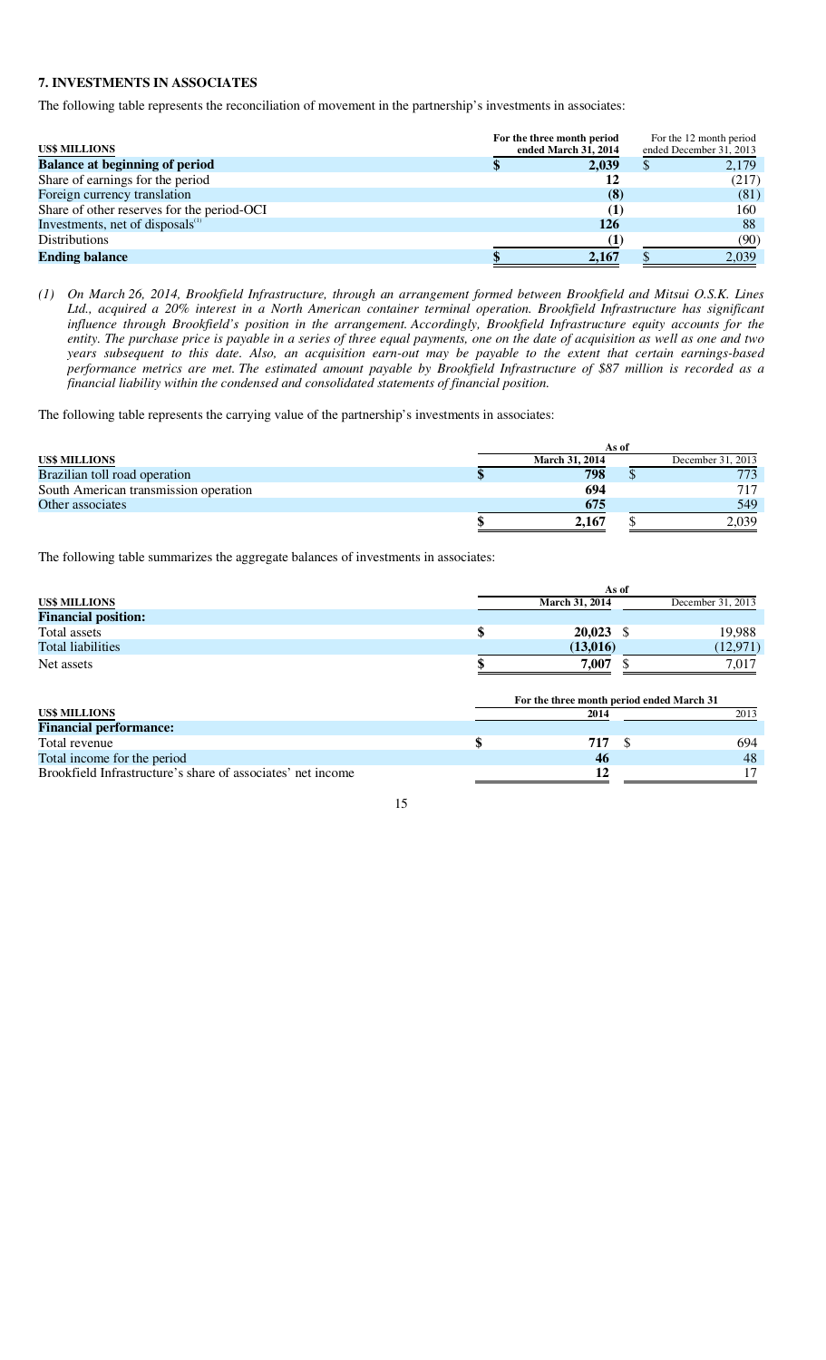## 7. INVESTMENTS IN ASSOCIATES

The following table represents the reconciliation of movement in the partnership's investments in associates:

| US$ MILLIONS | For the three month period ended March 31, 2014 | For the 12 month period ended December 31, 2013 |
|---|---|---|
| **Balance at beginning of period** | $ 2,039 | $ 2,179 |
| Share of earnings for the period | 12 | (217) |
| Foreign currency translation | (8) | (81) |
| Share of other reserves for the period-OCI | (1) | 160 |
| Investments, net of disposals[(1)] | 126 | 88 |
| Distributions | (1) | (90) |
| **Ending balance** | $ 2,167 | $ 2,039 |

*(1) On March 26, 2014, Brookfield Infrastructure, through an arrangement formed between Brookfield and Mitsui O.S.K. Lines Ltd., acquired a 20% interest in a North American container terminal operation. Brookfield Infrastructure has significant influence through Brookfield's position in the arrangement. Accordingly, Brookfield Infrastructure equity accounts for the entity. The purchase price is payable in a series of three equal payments, one on the date of acquisition as well as one and two years subsequent to this date. Also, an acquisition earn-out may be payable to the extent that certain earnings-based performance metrics are met. The estimated amount payable by Brookfield Infrastructure of $87 million is recorded as a financial liability within the condensed and consolidated statements of financial position.*

The following table represents the carrying value of the partnership's investments in associates:

| US$ MILLIONS | As of March 31, 2014 | As of December 31, 2013 |
|---|---|---|
| Brazilian toll road operation | $ 798 | $ 773 |
| South American transmission operation | 694 | 717 |
| Other associates | 675 | 549 |
| | $ 2,167 | $ 2,039 |

The following table summarizes the aggregate balances of investments in associates:

| US$ MILLIONS | As of March 31, 2014 | As of December 31, 2013 |
|---|---|---|
| **Financial position:** | | |
| Total assets | $ 20,023 | $ 19,988 |
| Total liabilities | (13,016) | (12,971) |
| Net assets | $ 7,007 | $ 7,017 |

| US$ MILLIONS | For the three month period ended March 31, 2014 | 2013 |
|---|---|---|
| **Financial performance:** | | |
| Total revenue | $ 717 | $ 694 |
| Total income for the period | 46 | 48 |
| Brookfield Infrastructure's share of associates' net income | 12 | 17 |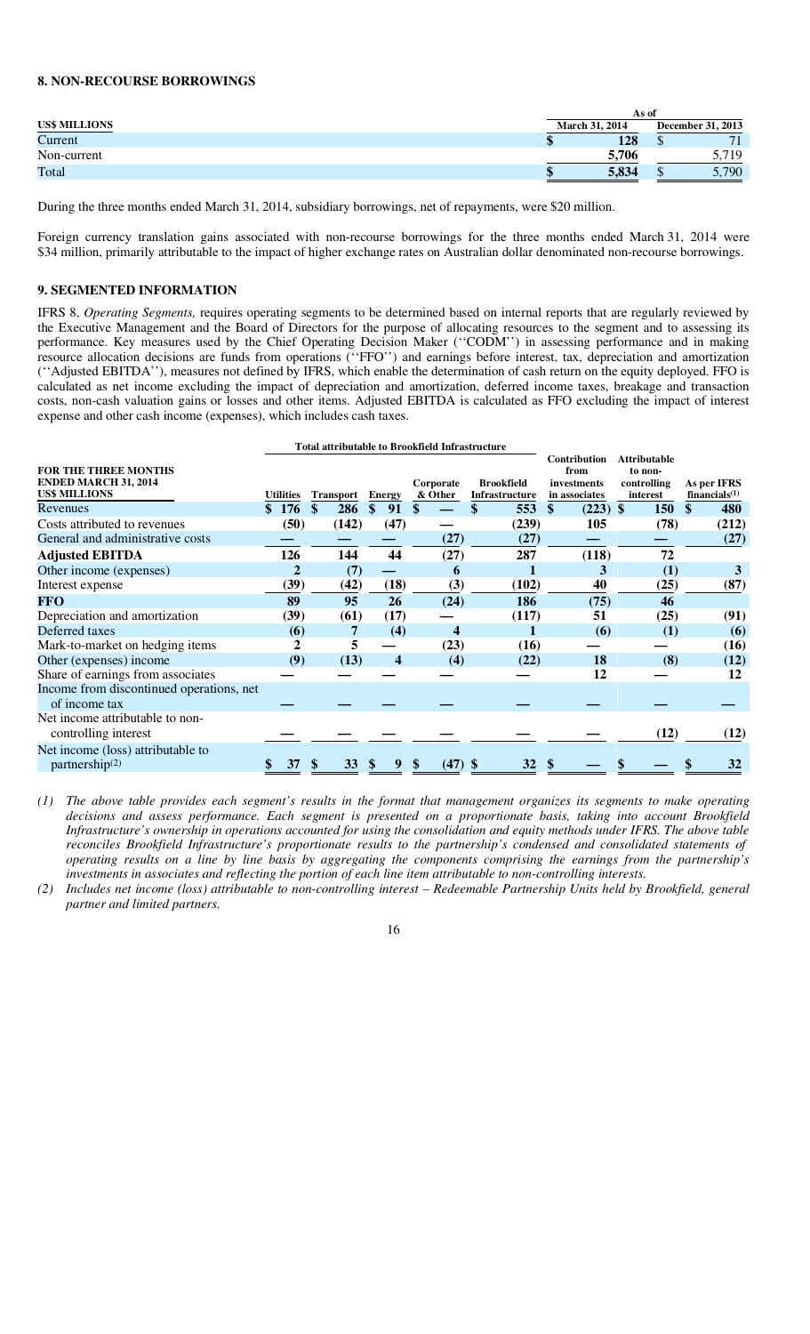## 8. NON-RECOURSE BORROWINGS

| US$ MILLIONS | As of March 31, 2014 | As of December 31, 2013 |
|---|---|---|
| Current | $ 128 | $ 71 |
| Non-current | 5,706 | 5,719 |
| Total | $ 5,834 | $ 5,790 |

During the three months ended March 31, 2014, subsidiary borrowings, net of repayments, were $20 million.

Foreign currency translation gains associated with non-recourse borrowings for the three months ended March 31, 2014 were $34 million, primarily attributable to the impact of higher exchange rates on Australian dollar denominated non-recourse borrowings.

## 9. SEGMENTED INFORMATION

IFRS 8, *Operating Segments,* requires operating segments to be determined based on internal reports that are regularly reviewed by the Executive Management and the Board of Directors for the purpose of allocating resources to the segment and to assessing its performance. Key measures used by the Chief Operating Decision Maker (''CODM'') in assessing performance and in making resource allocation decisions are funds from operations (''FFO'') and earnings before interest, tax, depreciation and amortization (''Adjusted EBITDA''), measures not defined by IFRS, which enable the determination of cash return on the equity deployed. FFO is calculated as net income excluding the impact of depreciation and amortization, deferred income taxes, breakage and transaction costs, non-cash valuation gains or losses and other items. Adjusted EBITDA is calculated as FFO excluding the impact of interest expense and other cash income (expenses), which includes cash taxes.

| FOR THE THREE MONTHS ENDED MARCH 31, 2014 US$ MILLIONS | Total attributable to Brookfield Infrastructure | | | | | Contribution from investments in associates | Attributable to non-controlling interest | As per IFRS financials[1] |
|---|---|---|---|---|---|---|---|---|
| | Utilities | Transport | Energy | Corporate & Other | Brookfield Infrastructure | | | |
| Revenues | $ 176 | $ 286 | $ 91 | $ — | $ 553 | $ (223) | $ 150 | $ 480 |
| Costs attributed to revenues | (50) | (142) | (47) | — | (239) | 105 | (78) | (212) |
| General and administrative costs | — | — | — | (27) | (27) | — | — | (27) |
| **Adjusted EBITDA** | 126 | 144 | 44 | (27) | 287 | (118) | 72 | |
| Other income (expenses) | 2 | (7) | — | 6 | 1 | 3 | (1) | 3 |
| Interest expense | (39) | (42) | (18) | (3) | (102) | 40 | (25) | (87) |
| **FFO** | 89 | 95 | 26 | (24) | 186 | (75) | 46 | |
| Depreciation and amortization | (39) | (61) | (17) | — | (117) | 51 | (25) | (91) |
| Deferred taxes | (6) | 7 | (4) | 4 | 1 | (6) | (1) | (6) |
| Mark-to-market on hedging items | 2 | 5 | — | (23) | (16) | — | — | (16) |
| Other (expenses) income | (9) | (13) | 4 | (4) | (22) | 18 | (8) | (12) |
| Share of earnings from associates | — | — | — | — | — | 12 | — | 12 |
| Income from discontinued operations, net of income tax | — | — | — | — | — | — | — | — |
| Net income attributable to non-controlling interest | — | — | — | — | — | — | (12) | (12) |
| Net income (loss) attributable to partnership[2] | $ 37 | $ 33 | $ 9 | $ (47) | $ 32 | $ — | $ — | $ 32 |

*(1) The above table provides each segment's results in the format that management organizes its segments to make operating decisions and assess performance. Each segment is presented on a proportionate basis, taking into account Brookfield Infrastructure's ownership in operations accounted for using the consolidation and equity methods under IFRS. The above table reconciles Brookfield Infrastructure's proportionate results to the partnership's condensed and consolidated statements of operating results on a line by line basis by aggregating the components comprising the earnings from the partnership's investments in associates and reflecting the portion of each line item attributable to non-controlling interests.*

*(2) Includes net income (loss) attributable to non-controlling interest – Redeemable Partnership Units held by Brookfield, general partner and limited partners.*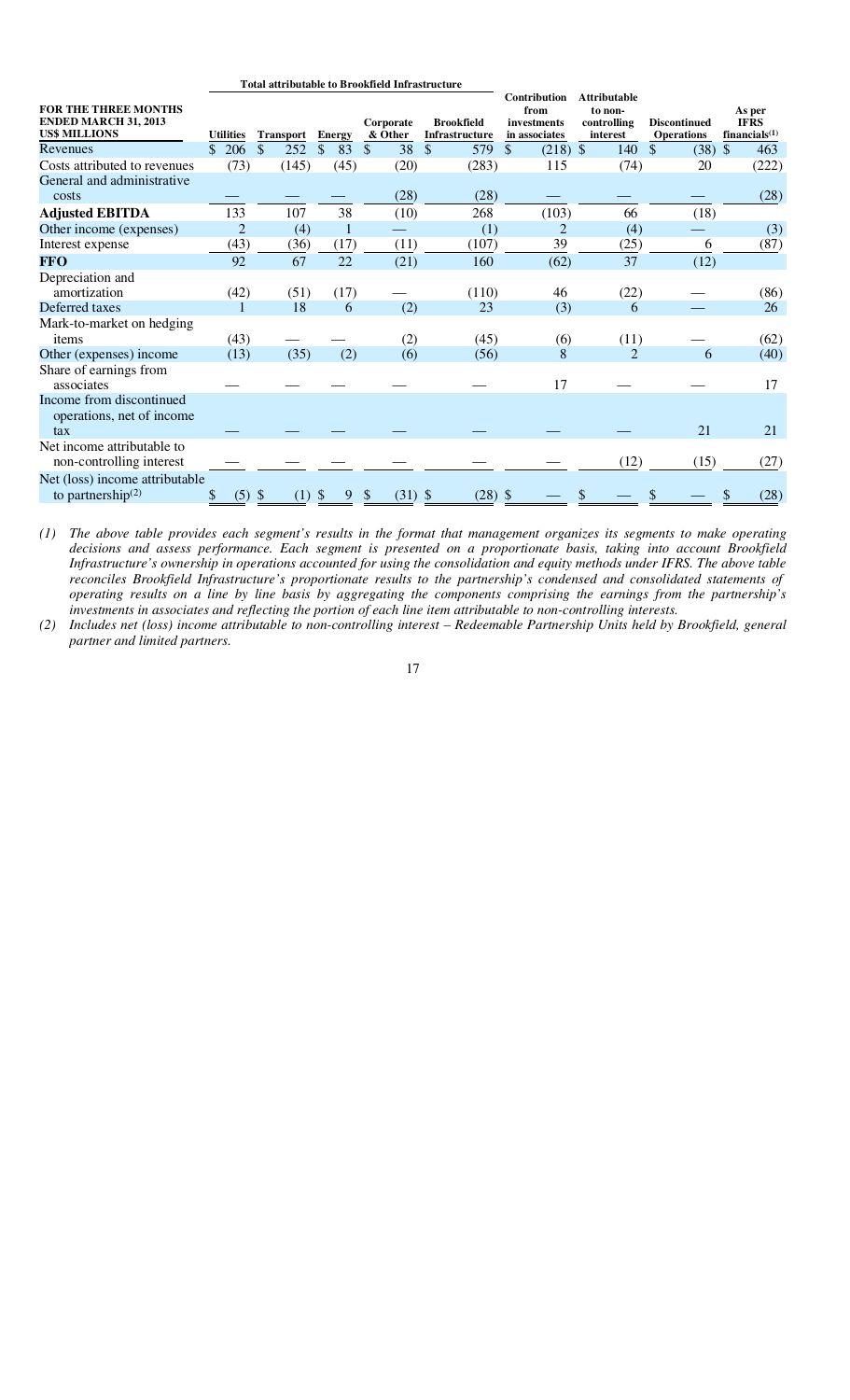| FOR THE THREE MONTHS ENDED MARCH 31, 2013 US$ MILLIONS | Total attributable to Brookfield Infrastructure | | | | | Contribution from investments in associates | Attributable to non-controlling interest | Discontinued Operations | As per IFRS financials(1) |
|---|---|---|---|---|---|---|---|---|---|
| | Utilities | Transport | Energy | Corporate & Other | Brookfield Infrastructure | | | | |
| Revenues | $ 206 | $ 252 | $ 83 | $ 38 | $ 579 | $ (218) | $ 140 | $ (38) | $ 463 |
| Costs attributed to revenues | (73) | (145) | (45) | (20) | (283) | 115 | (74) | 20 | (222) |
| General and administrative costs | — | — | — | (28) | (28) | — | — | — | (28) |
| **Adjusted EBITDA** | 133 | 107 | 38 | (10) | 268 | (103) | 66 | (18) | |
| Other income (expenses) | 2 | (4) | 1 | — | (1) | 2 | (4) | — | (3) |
| Interest expense | (43) | (36) | (17) | (11) | (107) | 39 | (25) | 6 | (87) |
| **FFO** | 92 | 67 | 22 | (21) | 160 | (62) | 37 | (12) | |
| Depreciation and amortization | (42) | (51) | (17) | — | (110) | 46 | (22) | — | (86) |
| Deferred taxes | 1 | 18 | 6 | (2) | 23 | (3) | 6 | — | 26 |
| Mark-to-market on hedging items | (43) | — | — | (2) | (45) | (6) | (11) | — | (62) |
| Other (expenses) income | (13) | (35) | (2) | (6) | (56) | 8 | 2 | 6 | (40) |
| Share of earnings from associates | — | — | — | — | — | 17 | — | — | 17 |
| Income from discontinued operations, net of income tax | — | — | — | — | — | — | — | 21 | 21 |
| Net income attributable to non-controlling interest | — | — | — | — | — | — | (12) | (15) | (27) |
| Net (loss) income attributable to partnership(2) | $ (5) | $ (1) | $ 9 | $ (31) | $ (28) | $ — | $ — | $ — | $ (28) |

*(1) The above table provides each segment's results in the format that management organizes its segments to make operating decisions and assess performance. Each segment is presented on a proportionate basis, taking into account Brookfield Infrastructure's ownership in operations accounted for using the consolidation and equity methods under IFRS. The above table reconciles Brookfield Infrastructure's proportionate results to the partnership's condensed and consolidated statements of operating results on a line by line basis by aggregating the components comprising the earnings from the partnership's investments in associates and reflecting the portion of each line item attributable to non-controlling interests.*

*(2) Includes net (loss) income attributable to non-controlling interest – Redeemable Partnership Units held by Brookfield, general partner and limited partners.*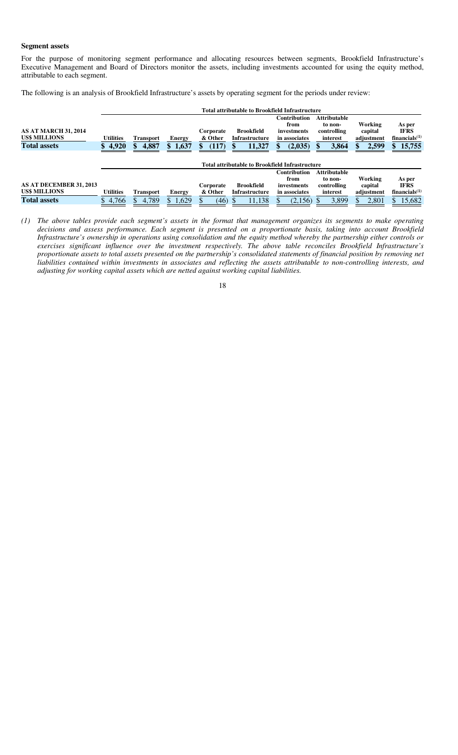### Segment assets

For the purpose of monitoring segment performance and allocating resources between segments, Brookfield Infrastructure's Executive Management and Board of Directors monitor the assets, including investments accounted for using the equity method, attributable to each segment.

The following is an analysis of Brookfield Infrastructure's assets by operating segment for the periods under review:

| AS AT MARCH 31, 2014<br>US$ MILLIONS | Total attributable to Brookfield Infrastructure | | | | | Contribution from investments in associates | Attributable to non-controlling interest | Working capital adjustment | As per IFRS financials[(1)] |
|---|---|---|---|---|---|---|---|---|---|
| | Utilities | Transport | Energy | Corporate & Other | Brookfield Infrastructure | | | | |
| **Total assets** | **$ 4,920** | **$ 4,887** | **$ 1,637** | **$ (117)** | **$ 11,327** | **$ (2,035)** | **$ 3,864** | **$ 2,599** | **$ 15,755** |

| AS AT DECEMBER 31, 2013<br>US$ MILLIONS | Total attributable to Brookfield Infrastructure | | | | | Contribution from investments in associates | Attributable to non-controlling interest | Working capital adjustment | As per IFRS financials[(1)] |
|---|---|---|---|---|---|---|---|---|---|
| | Utilities | Transport | Energy | Corporate & Other | Brookfield Infrastructure | | | | |
| **Total assets** | $ 4,766 | $ 4,789 | $ 1,629 | $ (46) | $ 11,138 | $ (2,156) | $ 3,899 | $ 2,801 | $ 15,682 |

*(1) The above tables provide each segment's assets in the format that management organizes its segments to make operating decisions and assess performance. Each segment is presented on a proportionate basis, taking into account Brookfield Infrastructure's ownership in operations using consolidation and the equity method whereby the partnership either controls or exercises significant influence over the investment respectively. The above table reconciles Brookfield Infrastructure's proportionate assets to total assets presented on the partnership's consolidated statements of financial position by removing net liabilities contained within investments in associates and reflecting the assets attributable to non-controlling interests, and adjusting for working capital assets which are netted against working capital liabilities.*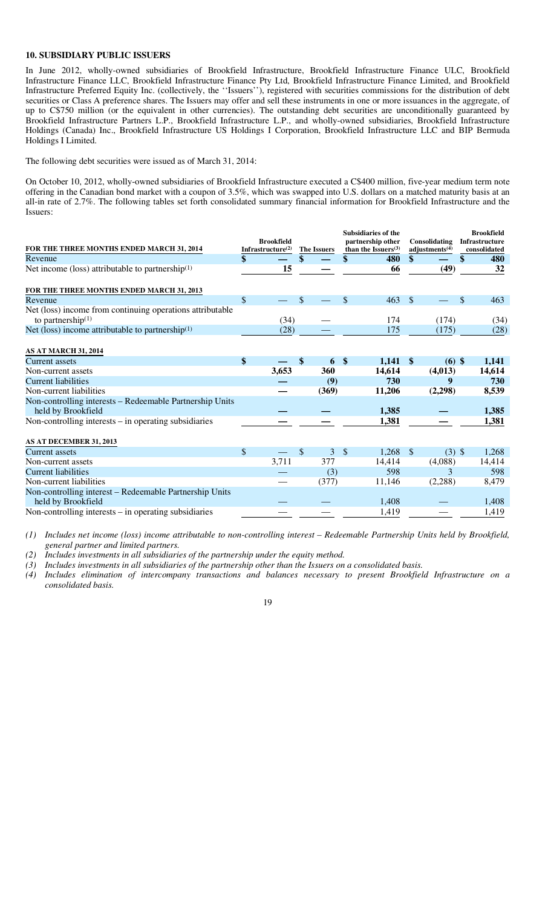## 10. SUBSIDIARY PUBLIC ISSUERS

In June 2012, wholly-owned subsidiaries of Brookfield Infrastructure, Brookfield Infrastructure Finance ULC, Brookfield Infrastructure Finance LLC, Brookfield Infrastructure Finance Pty Ltd, Brookfield Infrastructure Finance Limited, and Brookfield Infrastructure Preferred Equity Inc. (collectively, the ''Issuers''), registered with securities commissions for the distribution of debt securities or Class A preference shares. The Issuers may offer and sell these instruments in one or more issuances in the aggregate, of up to C$750 million (or the equivalent in other currencies). The outstanding debt securities are unconditionally guaranteed by Brookfield Infrastructure Partners L.P., Brookfield Infrastructure L.P., and wholly-owned subsidiaries, Brookfield Infrastructure Holdings (Canada) Inc., Brookfield Infrastructure US Holdings I Corporation, Brookfield Infrastructure LLC and BIP Bermuda Holdings I Limited.

The following debt securities were issued as of March 31, 2014:

On October 10, 2012, wholly-owned subsidiaries of Brookfield Infrastructure executed a C$400 million, five-year medium term note offering in the Canadian bond market with a coupon of 3.5%, which was swapped into U.S. dollars on a matched maturity basis at an all-in rate of 2.7%. The following tables set forth consolidated summary financial information for Brookfield Infrastructure and the Issuers:

| FOR THE THREE MONTHS ENDED MARCH 31, 2014 | Brookfield Infrastructure(2) | The Issuers | Subsidiaries of the partnership other than the Issuers(3) | Consolidating adjustments(4) | Brookfield Infrastructure consolidated |
|---|---|---|---|---|---|
| Revenue | $ — | $ — | $ 480 | $ — | $ 480 |
| Net income (loss) attributable to partnership(1) | 15 | — | 66 | (49) | 32 |
| **FOR THE THREE MONTHS ENDED MARCH 31, 2013** | | | | | |
| Revenue | $ — | $ — | $ 463 | $ — | $ 463 |
| Net (loss) income from continuing operations attributable to partnership(1) | (34) | — | 174 | (174) | (34) |
| Net (loss) income attributable to partnership(1) | (28) | — | 175 | (175) | (28) |
| **AS AT MARCH 31, 2014** | | | | | |
| Current assets | $ — | $ 6 | $ 1,141 | $ (6) | $ 1,141 |
| Non-current assets | 3,653 | 360 | 14,614 | (4,013) | 14,614 |
| Current liabilities | — | (9) | 730 | 9 | 730 |
| Non-current liabilities | — | (369) | 11,206 | (2,298) | 8,539 |
| Non-controlling interests – Redeemable Partnership Units held by Brookfield | — | — | 1,385 | — | 1,385 |
| Non-controlling interests – in operating subsidiaries | — | — | 1,381 | — | 1,381 |
| **AS AT DECEMBER 31, 2013** | | | | | |
| Current assets | $ — | $ 3 | $ 1,268 | $ (3) | $ 1,268 |
| Non-current assets | 3,711 | 377 | 14,414 | (4,088) | 14,414 |
| Current liabilities | — | (3) | 598 | 3 | 598 |
| Non-current liabilities | — | (377) | 11,146 | (2,288) | 8,479 |
| Non-controlling interest – Redeemable Partnership Units held by Brookfield | — | — | 1,408 | — | 1,408 |
| Non-controlling interests – in operating subsidiaries | — | — | 1,419 | — | 1,419 |

*(1) Includes net income (loss) income attributable to non-controlling interest – Redeemable Partnership Units held by Brookfield, general partner and limited partners.*

*(2) Includes investments in all subsidiaries of the partnership under the equity method.*

*(3) Includes investments in all subsidiaries of the partnership other than the Issuers on a consolidated basis.*

*(4) Includes elimination of intercompany transactions and balances necessary to present Brookfield Infrastructure on a consolidated basis.*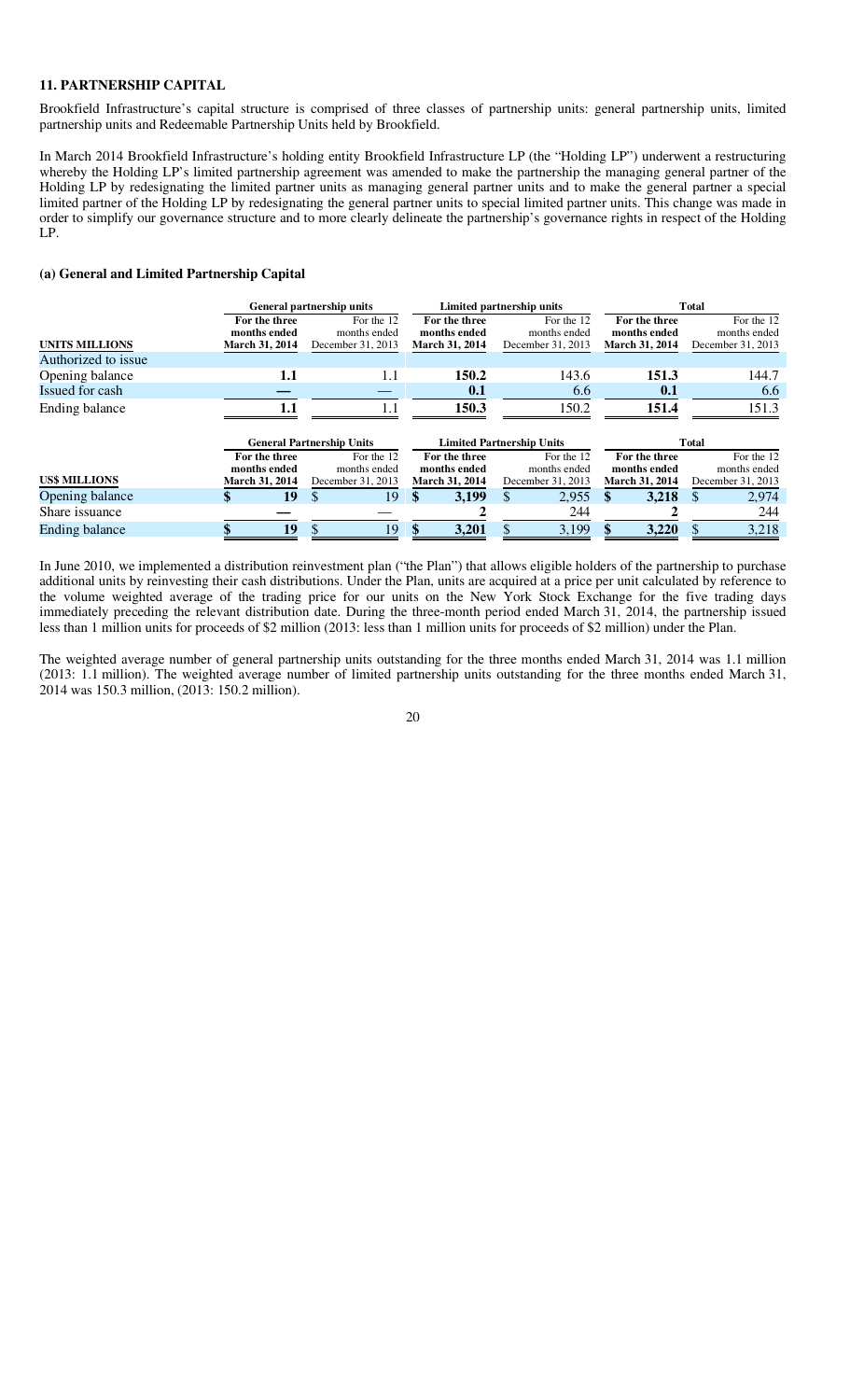## 11. PARTNERSHIP CAPITAL

Brookfield Infrastructure's capital structure is comprised of three classes of partnership units: general partnership units, limited partnership units and Redeemable Partnership Units held by Brookfield.

In March 2014 Brookfield Infrastructure's holding entity Brookfield Infrastructure LP (the "Holding LP") underwent a restructuring whereby the Holding LP's limited partnership agreement was amended to make the partnership the managing general partner of the Holding LP by redesignating the limited partner units as managing general partner units and to make the general partner a special limited partner of the Holding LP by redesignating the general partner units to special limited partner units. This change was made in order to simplify our governance structure and to more clearly delineate the partnership's governance rights in respect of the Holding LP.

### (a) General and Limited Partnership Capital

| | General partnership units | | Limited partnership units | | Total | |
|---|---|---|---|---|---|---|
| **UNITS MILLIONS** | **For the three months ended March 31, 2014** | For the 12 months ended December 31, 2013 | **For the three months ended March 31, 2014** | For the 12 months ended December 31, 2013 | **For the three months ended March 31, 2014** | For the 12 months ended December 31, 2013 |
| Authorized to issue | | | | | | |
| Opening balance | **1.1** | 1.1 | **150.2** | 143.6 | **151.3** | 144.7 |
| Issued for cash | **—** | — | **0.1** | 6.6 | **0.1** | 6.6 |
| Ending balance | **1.1** | 1.1 | **150.3** | 150.2 | **151.4** | 151.3 |

| | General Partnership Units | | Limited Partnership Units | | Total | |
|---|---|---|---|---|---|---|
| **US$ MILLIONS** | **For the three months ended March 31, 2014** | For the 12 months ended December 31, 2013 | **For the three months ended March 31, 2014** | For the 12 months ended December 31, 2013 | **For the three months ended March 31, 2014** | For the 12 months ended December 31, 2013 |
| Opening balance | **$ 19** | $ 19 | **$ 3,199** | $ 2,955 | **$ 3,218** | $ 2,974 |
| Share issuance | **—** | — | **2** | 244 | **2** | 244 |
| Ending balance | **$ 19** | $ 19 | **$ 3,201** | $ 3,199 | **$ 3,220** | $ 3,218 |

In June 2010, we implemented a distribution reinvestment plan ("the Plan") that allows eligible holders of the partnership to purchase additional units by reinvesting their cash distributions. Under the Plan, units are acquired at a price per unit calculated by reference to the volume weighted average of the trading price for our units on the New York Stock Exchange for the five trading days immediately preceding the relevant distribution date. During the three-month period ended March 31, 2014, the partnership issued less than 1 million units for proceeds of $2 million (2013: less than 1 million units for proceeds of $2 million) under the Plan.

The weighted average number of general partnership units outstanding for the three months ended March 31, 2014 was 1.1 million (2013: 1.1 million). The weighted average number of limited partnership units outstanding for the three months ended March 31, 2014 was 150.3 million, (2013: 150.2 million).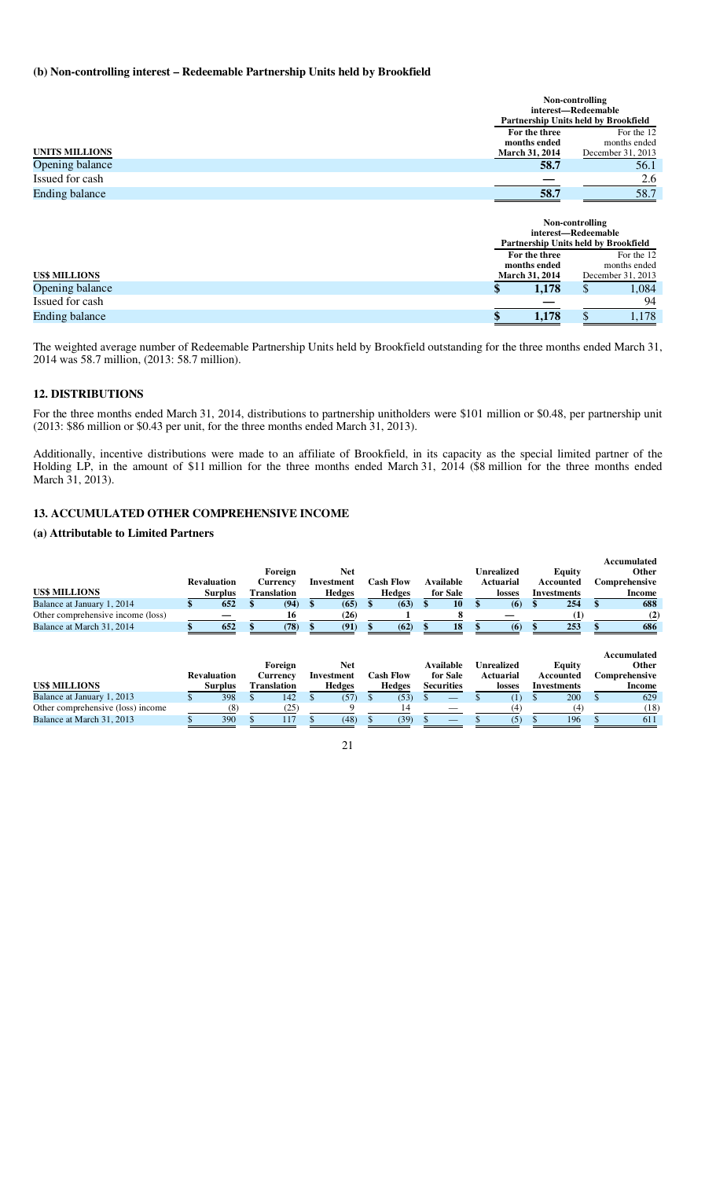#### (b) Non-controlling interest – Redeemable Partnership Units held by Brookfield

| UNITS MILLIONS | Non-controlling interest—Redeemable Partnership Units held by Brookfield | |
|---|---|---|
| | For the three months ended March 31, 2014 | For the 12 months ended December 31, 2013 |
| Opening balance | 58.7 | 56.1 |
| Issued for cash | — | 2.6 |
| Ending balance | 58.7 | 58.7 |

| US$ MILLIONS | Non-controlling interest—Redeemable Partnership Units held by Brookfield | |
|---|---|---|
| | For the three months ended March 31, 2014 | For the 12 months ended December 31, 2013 |
| Opening balance | $ 1,178 | $ 1,084 |
| Issued for cash | — | 94 |
| Ending balance | $ 1,178 | $ 1,178 |

The weighted average number of Redeemable Partnership Units held by Brookfield outstanding for the three months ended March 31, 2014 was 58.7 million, (2013: 58.7 million).

## 12. DISTRIBUTIONS

For the three months ended March 31, 2014, distributions to partnership unitholders were $101 million or $0.48, per partnership unit (2013: $86 million or $0.43 per unit, for the three months ended March 31, 2013).

Additionally, incentive distributions were made to an affiliate of Brookfield, in its capacity as the special limited partner of the Holding LP, in the amount of $11 million for the three months ended March 31, 2014 ($8 million for the three months ended March 31, 2013).

## 13. ACCUMULATED OTHER COMPREHENSIVE INCOME

### (a) Attributable to Limited Partners

| US$ MILLIONS | Revaluation Surplus | Foreign Currency Translation | Net Investment Hedges | Cash Flow Hedges | Available for Sale | Unrealized Actuarial losses | Equity Accounted Investments | Accumulated Other Comprehensive Income |
|---|---|---|---|---|---|---|---|---|
| Balance at January 1, 2014 | $ 652 | $ (94) | $ (65) | $ (63) | $ 10 | $ (6) | $ 254 | $ 688 |
| Other comprehensive income (loss) | — | 16 | (26) | 1 | 8 | — | (1) | (2) |
| Balance at March 31, 2014 | $ 652 | $ (78) | $ (91) | $ (62) | $ 18 | $ (6) | $ 253 | $ 686 |

| US$ MILLIONS | Revaluation Surplus | Foreign Currency Translation | Net Investment Hedges | Cash Flow Hedges | Available for Sale Securities | Unrealized Actuarial losses | Equity Accounted Investments | Accumulated Other Comprehensive Income |
|---|---|---|---|---|---|---|---|---|
| Balance at January 1, 2013 | $ 398 | $ 142 | $ (57) | $ (53) | $ — | $ (1) | $ 200 | $ 629 |
| Other comprehensive (loss) income | (8) | (25) | 9 | 14 | — | (4) | (4) | (18) |
| Balance at March 31, 2013 | $ 390 | $ 117 | $ (48) | $ (39) | $ — | $ (5) | $ 196 | $ 611 |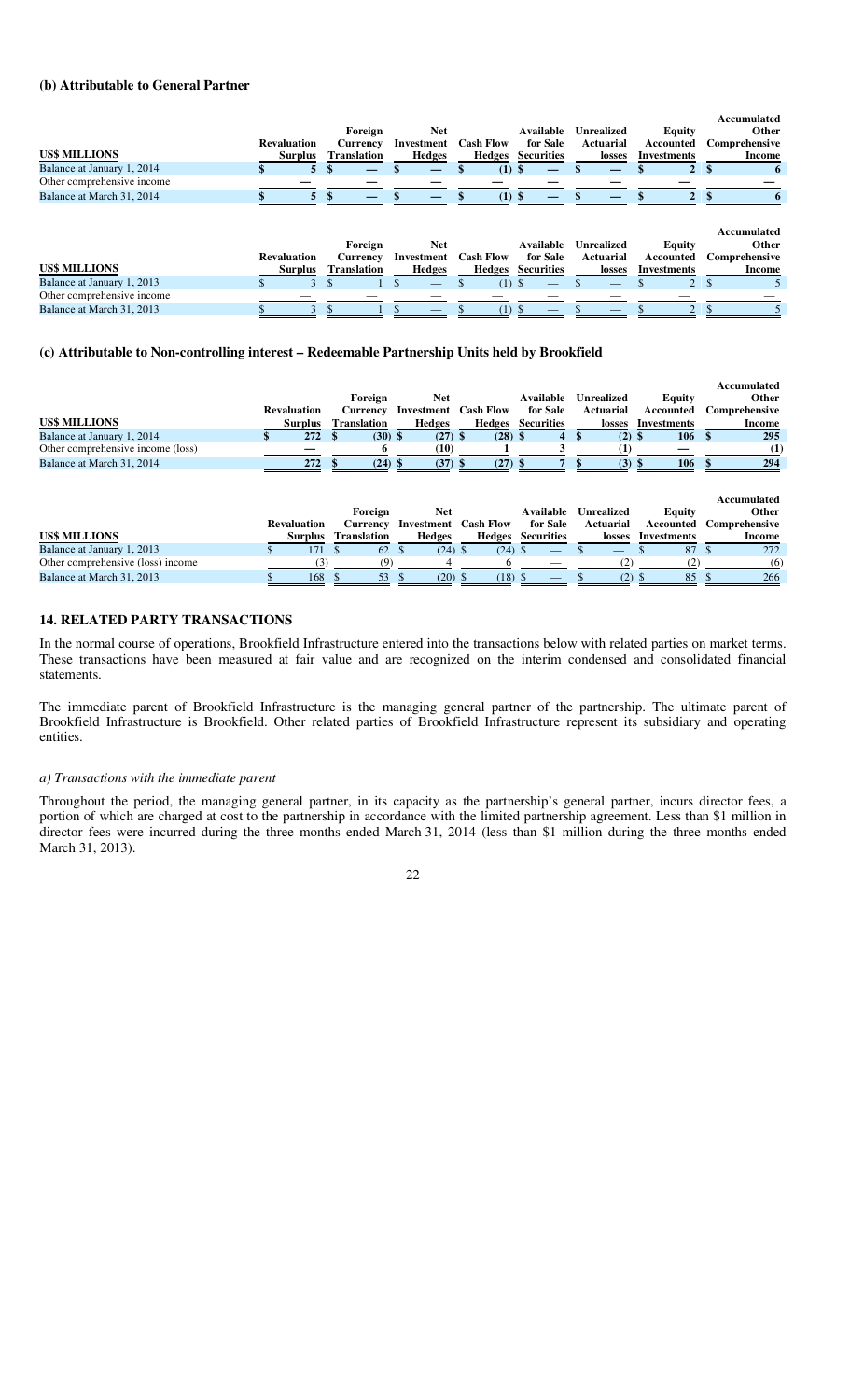### (b) Attributable to General Partner

| US$ MILLIONS | Revaluation Surplus | Foreign Currency Translation | Net Investment Hedges | Cash Flow Hedges | Available for Sale Securities | Unrealized Actuarial losses | Equity Accounted Investments | Accumulated Other Comprehensive Income |
|---|---|---|---|---|---|---|---|---|
| Balance at January 1, 2014 | $ 5 | $ — | $ — | $ (1) | $ — | $ — | $ 2 | $ 6 |
| Other comprehensive income | — | — | — | — | — | — | — | — |
| Balance at March 31, 2014 | $ 5 | $ — | $ — | $ (1) | $ — | $ — | $ 2 | $ 6 |

| US$ MILLIONS | Revaluation Surplus | Foreign Currency Translation | Net Investment Hedges | Cash Flow Hedges | Available for Sale Securities | Unrealized Actuarial losses | Equity Accounted Investments | Accumulated Other Comprehensive Income |
|---|---|---|---|---|---|---|---|---|
| Balance at January 1, 2013 | $ 3 | $ 1 | $ — | $ (1) | $ — | $ — | $ 2 | $ 5 |
| Other comprehensive income | — | — | — | — | — | — | — | — |
| Balance at March 31, 2013 | $ 3 | $ 1 | $ — | $ (1) | $ — | $ — | $ 2 | $ 5 |

### (c) Attributable to Non-controlling interest – Redeemable Partnership Units held by Brookfield

| US$ MILLIONS | Revaluation Surplus | Foreign Currency Translation | Net Investment Hedges | Cash Flow Hedges | Available for Sale Securities | Unrealized Actuarial losses | Equity Accounted Investments | Accumulated Other Comprehensive Income |
|---|---|---|---|---|---|---|---|---|
| Balance at January 1, 2014 | $ 272 | $ (30) | $ (27) | $ (28) | $ 4 | $ (2) | $ 106 | $ 295 |
| Other comprehensive income (loss) | — | 6 | (10) | 1 | 3 | (1) | — | (1) |
| Balance at March 31, 2014 | 272 | $ (24) | $ (37) | $ (27) | $ 7 | $ (3) | $ 106 | $ 294 |

| US$ MILLIONS | Revaluation Surplus | Foreign Currency Translation | Net Investment Hedges | Cash Flow Hedges | Available for Sale Securities | Unrealized Actuarial losses | Equity Accounted Investments | Accumulated Other Comprehensive Income |
|---|---|---|---|---|---|---|---|---|
| Balance at January 1, 2013 | $ 171 | $ 62 | $ (24) | $ (24) | $ — | $ — | $ 87 | $ 272 |
| Other comprehensive (loss) income | (3) | (9) | 4 | 6 | — | (2) | (2) | (6) |
| Balance at March 31, 2013 | $ 168 | $ 53 | $ (20) | $ (18) | $ — | $ (2) | $ 85 | $ 266 |

## 14. RELATED PARTY TRANSACTIONS

In the normal course of operations, Brookfield Infrastructure entered into the transactions below with related parties on market terms. These transactions have been measured at fair value and are recognized on the interim condensed and consolidated financial statements.

The immediate parent of Brookfield Infrastructure is the managing general partner of the partnership. The ultimate parent of Brookfield Infrastructure is Brookfield. Other related parties of Brookfield Infrastructure represent its subsidiary and operating entities.

*a) Transactions with the immediate parent*

Throughout the period, the managing general partner, in its capacity as the partnership's general partner, incurs director fees, a portion of which are charged at cost to the partnership in accordance with the limited partnership agreement. Less than $1 million in director fees were incurred during the three months ended March 31, 2014 (less than $1 million during the three months ended March 31, 2013).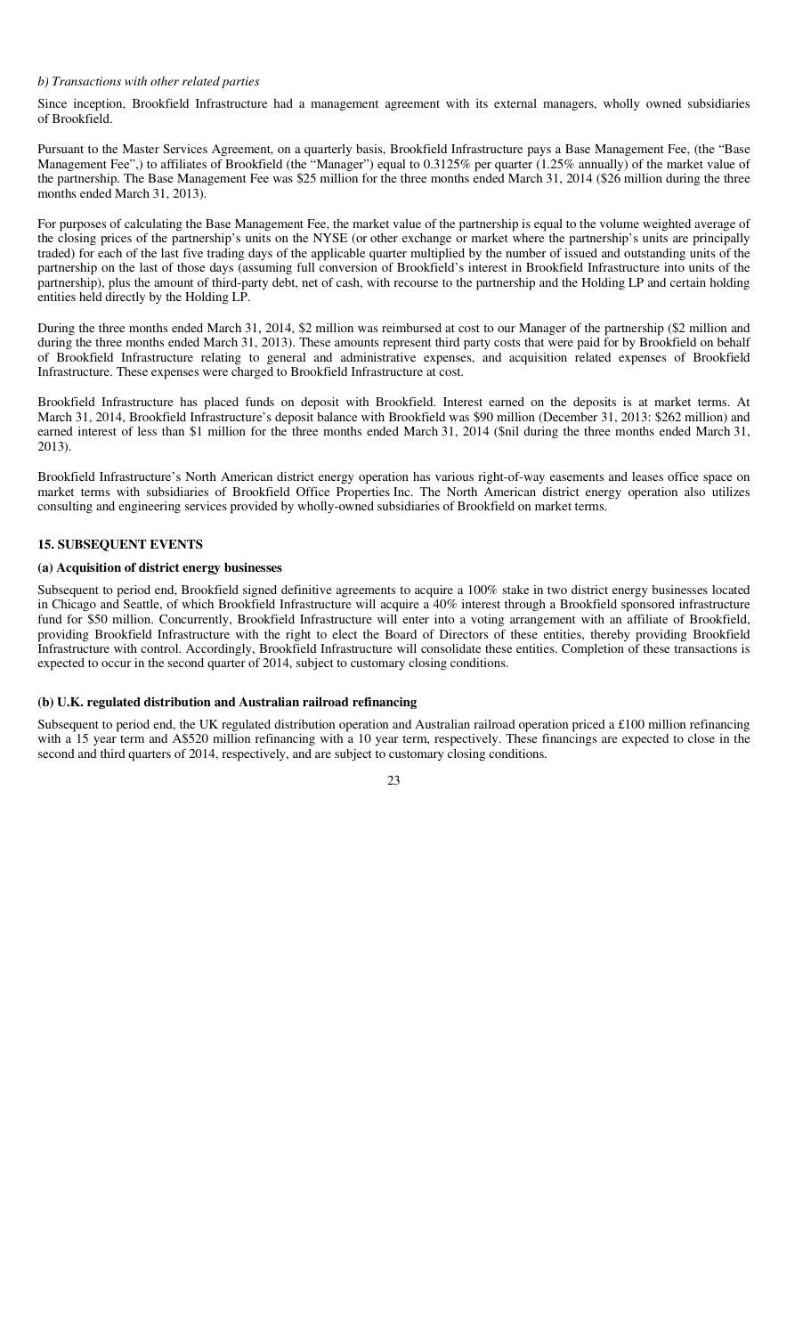*b) Transactions with other related parties*

Since inception, Brookfield Infrastructure had a management agreement with its external managers, wholly owned subsidiaries of Brookfield.

Pursuant to the Master Services Agreement, on a quarterly basis, Brookfield Infrastructure pays a Base Management Fee, (the "Base Management Fee",) to affiliates of Brookfield (the "Manager") equal to 0.3125% per quarter (1.25% annually) of the market value of the partnership. The Base Management Fee was $25 million for the three months ended March 31, 2014 ($26 million during the three months ended March 31, 2013).

For purposes of calculating the Base Management Fee, the market value of the partnership is equal to the volume weighted average of the closing prices of the partnership's units on the NYSE (or other exchange or market where the partnership's units are principally traded) for each of the last five trading days of the applicable quarter multiplied by the number of issued and outstanding units of the partnership on the last of those days (assuming full conversion of Brookfield's interest in Brookfield Infrastructure into units of the partnership), plus the amount of third-party debt, net of cash, with recourse to the partnership and the Holding LP and certain holding entities held directly by the Holding LP.

During the three months ended March 31, 2014, $2 million was reimbursed at cost to our Manager of the partnership ($2 million and during the three months ended March 31, 2013). These amounts represent third party costs that were paid for by Brookfield on behalf of Brookfield Infrastructure relating to general and administrative expenses, and acquisition related expenses of Brookfield Infrastructure. These expenses were charged to Brookfield Infrastructure at cost.

Brookfield Infrastructure has placed funds on deposit with Brookfield. Interest earned on the deposits is at market terms. At March 31, 2014, Brookfield Infrastructure's deposit balance with Brookfield was $90 million (December 31, 2013: $262 million) and earned interest of less than $1 million for the three months ended March 31, 2014 ($nil during the three months ended March 31, 2013).

Brookfield Infrastructure's North American district energy operation has various right-of-way easements and leases office space on market terms with subsidiaries of Brookfield Office Properties Inc. The North American district energy operation also utilizes consulting and engineering services provided by wholly-owned subsidiaries of Brookfield on market terms.

## 15. SUBSEQUENT EVENTS

### (a) Acquisition of district energy businesses

Subsequent to period end, Brookfield signed definitive agreements to acquire a 100% stake in two district energy businesses located in Chicago and Seattle, of which Brookfield Infrastructure will acquire a 40% interest through a Brookfield sponsored infrastructure fund for $50 million. Concurrently, Brookfield Infrastructure will enter into a voting arrangement with an affiliate of Brookfield, providing Brookfield Infrastructure with the right to elect the Board of Directors of these entities, thereby providing Brookfield Infrastructure with control. Accordingly, Brookfield Infrastructure will consolidate these entities. Completion of these transactions is expected to occur in the second quarter of 2014, subject to customary closing conditions.

### (b) U.K. regulated distribution and Australian railroad refinancing

Subsequent to period end, the UK regulated distribution operation and Australian railroad operation priced a £100 million refinancing with a 15 year term and A$520 million refinancing with a 10 year term, respectively. These financings are expected to close in the second and third quarters of 2014, respectively, and are subject to customary closing conditions.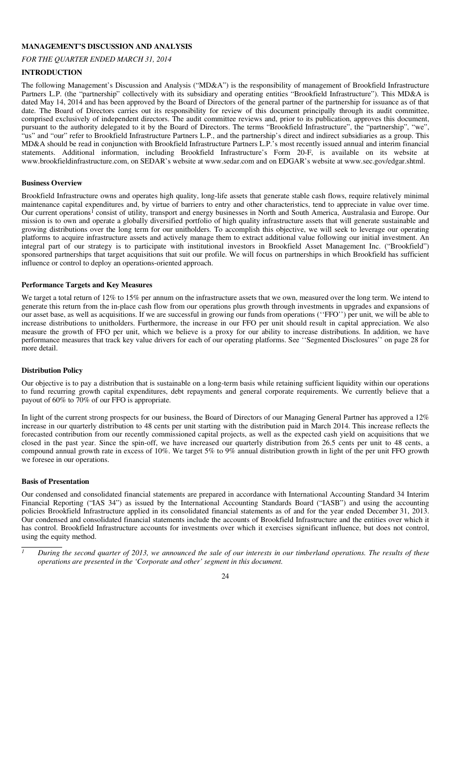**MANAGEMENT'S DISCUSSION AND ANALYSIS**

*FOR THE QUARTER ENDED MARCH 31, 2014*

**INTRODUCTION**

The following Management's Discussion and Analysis ("MD&A") is the responsibility of management of Brookfield Infrastructure Partners L.P. (the "partnership" collectively with its subsidiary and operating entities "Brookfield Infrastructure"). This MD&A is dated May 14, 2014 and has been approved by the Board of Directors of the general partner of the partnership for issuance as of that date. The Board of Directors carries out its responsibility for review of this document principally through its audit committee, comprised exclusively of independent directors. The audit committee reviews and, prior to its publication, approves this document, pursuant to the authority delegated to it by the Board of Directors. The terms "Brookfield Infrastructure", the "partnership", "we", "us" and "our" refer to Brookfield Infrastructure Partners L.P., and the partnership's direct and indirect subsidiaries as a group. This MD&A should be read in conjunction with Brookfield Infrastructure Partners L.P.'s most recently issued annual and interim financial statements. Additional information, including Brookfield Infrastructure's Form 20-F, is available on its website at www.brookfieldinfrastructure.com, on SEDAR's website at www.sedar.com and on EDGAR's website at www.sec.gov/edgar.shtml.

**Business Overview**

Brookfield Infrastructure owns and operates high quality, long-life assets that generate stable cash flows, require relatively minimal maintenance capital expenditures and, by virtue of barriers to entry and other characteristics, tend to appreciate in value over time. Our current operations[1] consist of utility, transport and energy businesses in North and South America, Australasia and Europe. Our mission is to own and operate a globally diversified portfolio of high quality infrastructure assets that will generate sustainable and growing distributions over the long term for our unitholders. To accomplish this objective, we will seek to leverage our operating platforms to acquire infrastructure assets and actively manage them to extract additional value following our initial investment. An integral part of our strategy is to participate with institutional investors in Brookfield Asset Management Inc. ("Brookfield") sponsored partnerships that target acquisitions that suit our profile. We will focus on partnerships in which Brookfield has sufficient influence or control to deploy an operations-oriented approach.

**Performance Targets and Key Measures**

We target a total return of 12% to 15% per annum on the infrastructure assets that we own, measured over the long term. We intend to generate this return from the in-place cash flow from our operations plus growth through investments in upgrades and expansions of our asset base, as well as acquisitions. If we are successful in growing our funds from operations (''FFO'') per unit, we will be able to increase distributions to unitholders. Furthermore, the increase in our FFO per unit should result in capital appreciation. We also measure the growth of FFO per unit, which we believe is a proxy for our ability to increase distributions. In addition, we have performance measures that track key value drivers for each of our operating platforms. See ''Segmented Disclosures'' on page 28 for more detail.

**Distribution Policy**

Our objective is to pay a distribution that is sustainable on a long-term basis while retaining sufficient liquidity within our operations to fund recurring growth capital expenditures, debt repayments and general corporate requirements. We currently believe that a payout of 60% to 70% of our FFO is appropriate.

In light of the current strong prospects for our business, the Board of Directors of our Managing General Partner has approved a 12% increase in our quarterly distribution to 48 cents per unit starting with the distribution paid in March 2014. This increase reflects the forecasted contribution from our recently commissioned capital projects, as well as the expected cash yield on acquisitions that we closed in the past year. Since the spin-off, we have increased our quarterly distribution from 26.5 cents per unit to 48 cents, a compound annual growth rate in excess of 10%. We target 5% to 9% annual distribution growth in light of the per unit FFO growth we foresee in our operations.

**Basis of Presentation**

Our condensed and consolidated financial statements are prepared in accordance with International Accounting Standard 34 Interim Financial Reporting ("IAS 34") as issued by the International Accounting Standards Board ("IASB") and using the accounting policies Brookfield Infrastructure applied in its consolidated financial statements as of and for the year ended December 31, 2013. Our condensed and consolidated financial statements include the accounts of Brookfield Infrastructure and the entities over which it has control. Brookfield Infrastructure accounts for investments over which it exercises significant influence, but does not control, using the equity method.

[1] *During the second quarter of 2013, we announced the sale of our interests in our timberland operations. The results of these operations are presented in the 'Corporate and other' segment in this document.*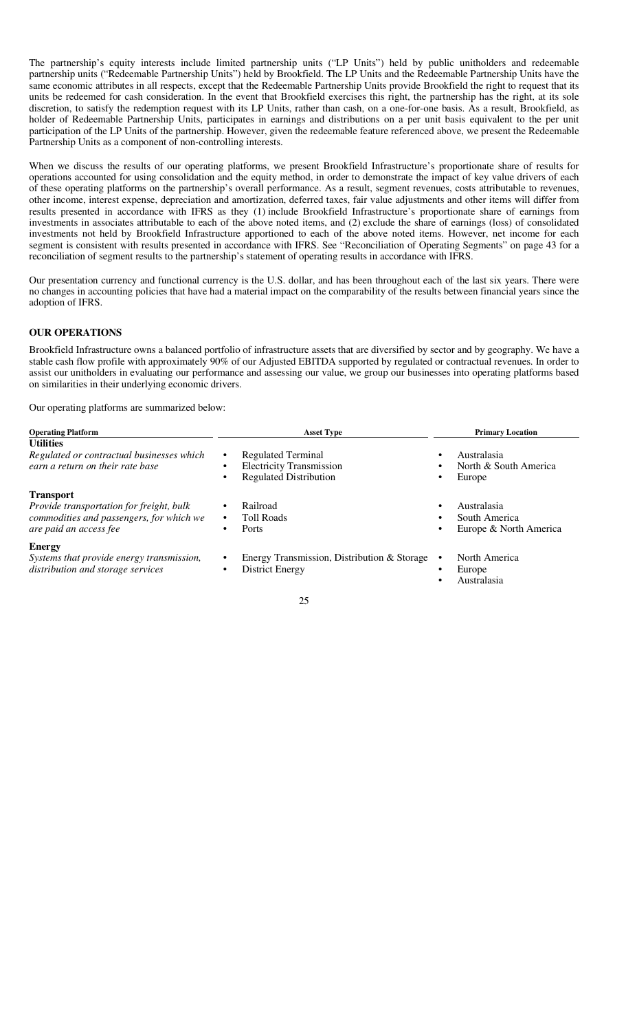The partnership's equity interests include limited partnership units ("LP Units") held by public unitholders and redeemable partnership units ("Redeemable Partnership Units") held by Brookfield. The LP Units and the Redeemable Partnership Units have the same economic attributes in all respects, except that the Redeemable Partnership Units provide Brookfield the right to request that its units be redeemed for cash consideration. In the event that Brookfield exercises this right, the partnership has the right, at its sole discretion, to satisfy the redemption request with its LP Units, rather than cash, on a one-for-one basis. As a result, Brookfield, as holder of Redeemable Partnership Units, participates in earnings and distributions on a per unit basis equivalent to the per unit participation of the LP Units of the partnership. However, given the redeemable feature referenced above, we present the Redeemable Partnership Units as a component of non-controlling interests.

When we discuss the results of our operating platforms, we present Brookfield Infrastructure's proportionate share of results for operations accounted for using consolidation and the equity method, in order to demonstrate the impact of key value drivers of each of these operating platforms on the partnership's overall performance. As a result, segment revenues, costs attributable to revenues, other income, interest expense, depreciation and amortization, deferred taxes, fair value adjustments and other items will differ from results presented in accordance with IFRS as they (1) include Brookfield Infrastructure's proportionate share of earnings from investments in associates attributable to each of the above noted items, and (2) exclude the share of earnings (loss) of consolidated investments not held by Brookfield Infrastructure apportioned to each of the above noted items. However, net income for each segment is consistent with results presented in accordance with IFRS. See "Reconciliation of Operating Segments" on page 43 for a reconciliation of segment results to the partnership's statement of operating results in accordance with IFRS.

Our presentation currency and functional currency is the U.S. dollar, and has been throughout each of the last six years. There were no changes in accounting policies that have had a material impact on the comparability of the results between financial years since the adoption of IFRS.

## OUR OPERATIONS

Brookfield Infrastructure owns a balanced portfolio of infrastructure assets that are diversified by sector and by geography. We have a stable cash flow profile with approximately 90% of our Adjusted EBITDA supported by regulated or contractual revenues. In order to assist our unitholders in evaluating our performance and assessing our value, we group our businesses into operating platforms based on similarities in their underlying economic drivers.

Our operating platforms are summarized below:

| Operating Platform | Asset Type | Primary Location |
|---|---|---|
| **Utilities**<br>*Regulated or contractual businesses which earn a return on their rate base* | • Regulated Terminal<br>• Electricity Transmission<br>• Regulated Distribution | • Australasia<br>• North & South America<br>• Europe |
| **Transport**<br>*Provide transportation for freight, bulk commodities and passengers, for which we are paid an access fee* | • Railroad<br>• Toll Roads<br>• Ports | • Australasia<br>• South America<br>• Europe & North America |
| **Energy**<br>*Systems that provide energy transmission, distribution and storage services* | • Energy Transmission, Distribution & Storage<br>• District Energy | • North America<br>• Europe<br>• Australasia |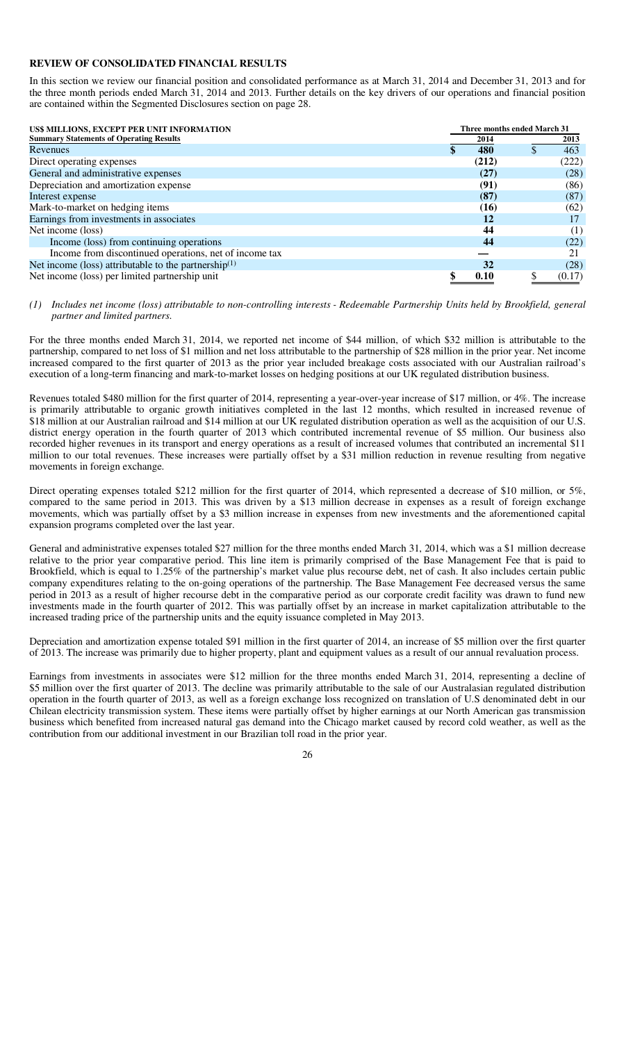## REVIEW OF CONSOLIDATED FINANCIAL RESULTS

In this section we review our financial position and consolidated performance as at March 31, 2014 and December 31, 2013 and for the three month periods ended March 31, 2014 and 2013. Further details on the key drivers of our operations and financial position are contained within the Segmented Disclosures section on page 28.

| US$ MILLIONS, EXCEPT PER UNIT INFORMATION | Three months ended March 31 | |
|---|---|---|
| **Summary Statements of Operating Results** | **2014** | **2013** |
| Revenues | **$ 480** | $ 463 |
| Direct operating expenses | **(212)** | (222) |
| General and administrative expenses | **(27)** | (28) |
| Depreciation and amortization expense | **(91)** | (86) |
| Interest expense | **(87)** | (87) |
| Mark-to-market on hedging items | **(16)** | (62) |
| Earnings from investments in associates | **12** | 17 |
| Net income (loss) | **44** | (1) |
| Income (loss) from continuing operations | **44** | (22) |
| Income from discontinued operations, net of income tax | **—** | 21 |
| Net income (loss) attributable to the partnership[1] | **32** | (28) |
| Net income (loss) per limited partnership unit | **$ 0.10** | $ (0.17) |

*(1) Includes net income (loss) attributable to non-controlling interests - Redeemable Partnership Units held by Brookfield, general partner and limited partners.*

For the three months ended March 31, 2014, we reported net income of $44 million, of which $32 million is attributable to the partnership, compared to net loss of $1 million and net loss attributable to the partnership of $28 million in the prior year. Net income increased compared to the first quarter of 2013 as the prior year included breakage costs associated with our Australian railroad's execution of a long-term financing and mark-to-market losses on hedging positions at our UK regulated distribution business.

Revenues totaled $480 million for the first quarter of 2014, representing a year-over-year increase of $17 million, or 4%. The increase is primarily attributable to organic growth initiatives completed in the last 12 months, which resulted in increased revenue of $18 million at our Australian railroad and $14 million at our UK regulated distribution operation as well as the acquisition of our U.S. district energy operation in the fourth quarter of 2013 which contributed incremental revenue of $5 million. Our business also recorded higher revenues in its transport and energy operations as a result of increased volumes that contributed an incremental $11 million to our total revenues. These increases were partially offset by a $31 million reduction in revenue resulting from negative movements in foreign exchange.

Direct operating expenses totaled $212 million for the first quarter of 2014, which represented a decrease of $10 million, or 5%, compared to the same period in 2013. This was driven by a $13 million decrease in expenses as a result of foreign exchange movements, which was partially offset by a $3 million increase in expenses from new investments and the aforementioned capital expansion programs completed over the last year.

General and administrative expenses totaled $27 million for the three months ended March 31, 2014, which was a $1 million decrease relative to the prior year comparative period. This line item is primarily comprised of the Base Management Fee that is paid to Brookfield, which is equal to 1.25% of the partnership's market value plus recourse debt, net of cash. It also includes certain public company expenditures relating to the on-going operations of the partnership. The Base Management Fee decreased versus the same period in 2013 as a result of higher recourse debt in the comparative period as our corporate credit facility was drawn to fund new investments made in the fourth quarter of 2012. This was partially offset by an increase in market capitalization attributable to the increased trading price of the partnership units and the equity issuance completed in May 2013.

Depreciation and amortization expense totaled $91 million in the first quarter of 2014, an increase of $5 million over the first quarter of 2013. The increase was primarily due to higher property, plant and equipment values as a result of our annual revaluation process.

Earnings from investments in associates were $12 million for the three months ended March 31, 2014, representing a decline of $5 million over the first quarter of 2013. The decline was primarily attributable to the sale of our Australasian regulated distribution operation in the fourth quarter of 2013, as well as a foreign exchange loss recognized on translation of U.S denominated debt in our Chilean electricity transmission system. These items were partially offset by higher earnings at our North American gas transmission business which benefited from increased natural gas demand into the Chicago market caused by record cold weather, as well as the contribution from our additional investment in our Brazilian toll road in the prior year.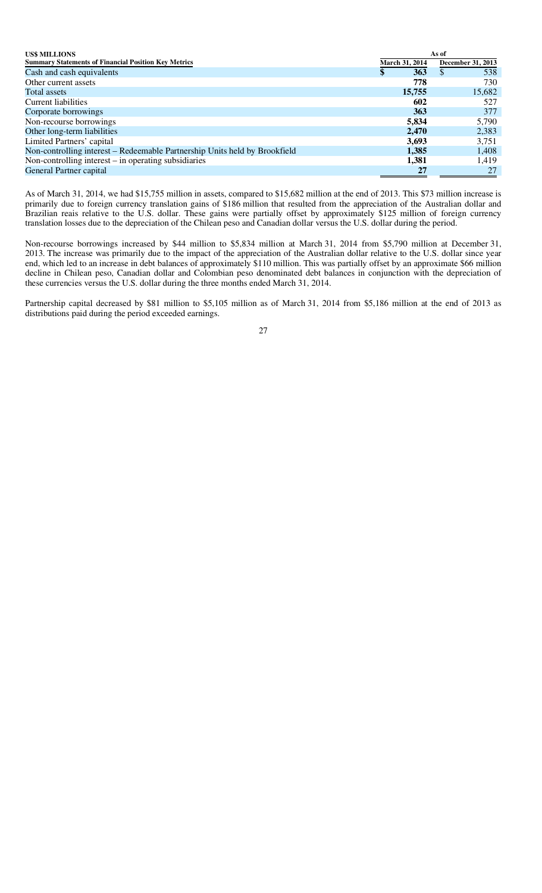| US$ MILLIONS | As of | |
|---|---|---|
| Summary Statements of Financial Position Key Metrics | March 31, 2014 | December 31, 2013 |
| Cash and cash equivalents | **$ 363** | $ 538 |
| Other current assets | **778** | 730 |
| Total assets | **15,755** | 15,682 |
| Current liabilities | **602** | 527 |
| Corporate borrowings | **363** | 377 |
| Non-recourse borrowings | **5,834** | 5,790 |
| Other long-term liabilities | **2,470** | 2,383 |
| Limited Partners' capital | **3,693** | 3,751 |
| Non-controlling interest – Redeemable Partnership Units held by Brookfield | **1,385** | 1,408 |
| Non-controlling interest – in operating subsidiaries | **1,381** | 1,419 |
| General Partner capital | **27** | 27 |

As of March 31, 2014, we had $15,755 million in assets, compared to $15,682 million at the end of 2013. This $73 million increase is primarily due to foreign currency translation gains of $186 million that resulted from the appreciation of the Australian dollar and Brazilian reais relative to the U.S. dollar. These gains were partially offset by approximately $125 million of foreign currency translation losses due to the depreciation of the Chilean peso and Canadian dollar versus the U.S. dollar during the period.

Non-recourse borrowings increased by $44 million to $5,834 million at March 31, 2014 from $5,790 million at December 31, 2013. The increase was primarily due to the impact of the appreciation of the Australian dollar relative to the U.S. dollar since year end, which led to an increase in debt balances of approximately $110 million. This was partially offset by an approximate $66 million decline in Chilean peso, Canadian dollar and Colombian peso denominated debt balances in conjunction with the depreciation of these currencies versus the U.S. dollar during the three months ended March 31, 2014.

Partnership capital decreased by $81 million to $5,105 million as of March 31, 2014 from $5,186 million at the end of 2013 as distributions paid during the period exceeded earnings.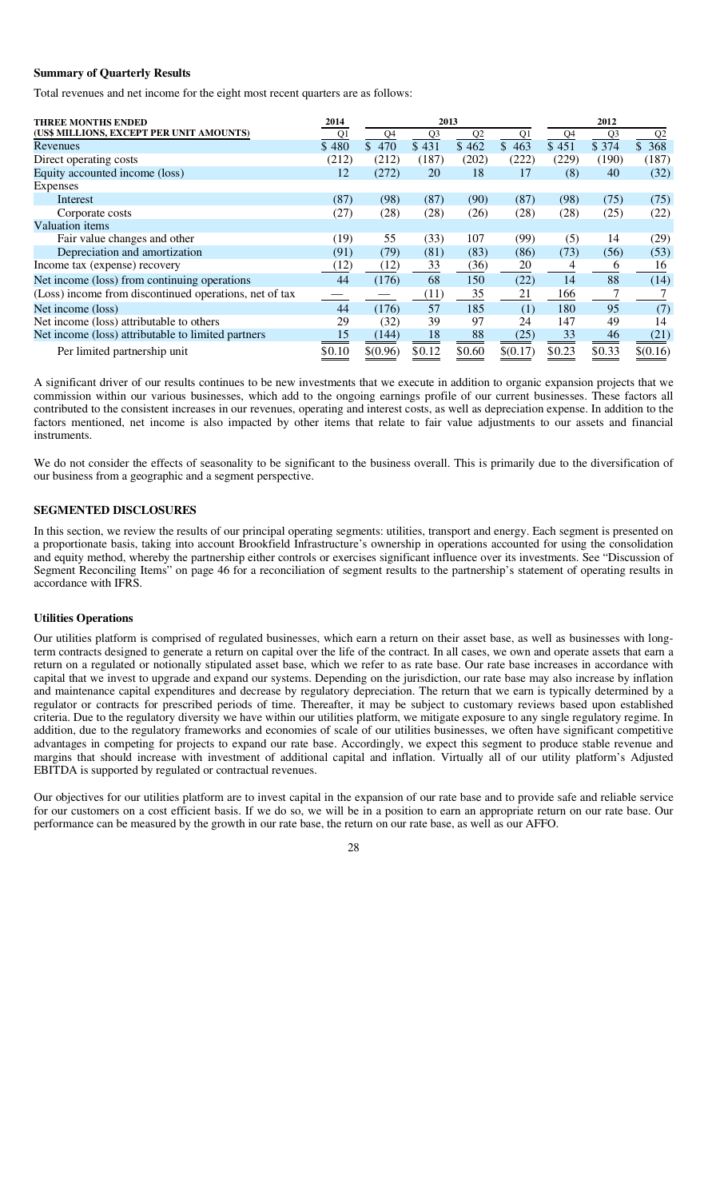### Summary of Quarterly Results

Total revenues and net income for the eight most recent quarters are as follows:

| THREE MONTHS ENDED | 2014 | 2013 | | | | 2012 | | |
|---|---|---|---|---|---|---|---|---|
| (US$ MILLIONS, EXCEPT PER UNIT AMOUNTS) | Q1 | Q4 | Q3 | Q2 | Q1 | Q4 | Q3 | Q2 |
| Revenues | $ 480 | $ 470 | $ 431 | $ 462 | $ 463 | $ 451 | $ 374 | $ 368 |
| Direct operating costs | (212) | (212) | (187) | (202) | (222) | (229) | (190) | (187) |
| Equity accounted income (loss) | 12 | (272) | 20 | 18 | 17 | (8) | 40 | (32) |
| Expenses | | | | | | | | |
| Interest | (87) | (98) | (87) | (90) | (87) | (98) | (75) | (75) |
| Corporate costs | (27) | (28) | (28) | (26) | (28) | (28) | (25) | (22) |
| Valuation items | | | | | | | | |
| Fair value changes and other | (19) | 55 | (33) | 107 | (99) | (5) | 14 | (29) |
| Depreciation and amortization | (91) | (79) | (81) | (83) | (86) | (73) | (56) | (53) |
| Income tax (expense) recovery | (12) | (12) | 33 | (36) | 20 | 4 | 6 | 16 |
| Net income (loss) from continuing operations | 44 | (176) | 68 | 150 | (22) | 14 | 88 | (14) |
| (Loss) income from discontinued operations, net of tax | — | — | (11) | 35 | 21 | 166 | 7 | 7 |
| Net income (loss) | 44 | (176) | 57 | 185 | (1) | 180 | 95 | (7) |
| Net income (loss) attributable to others | 29 | (32) | 39 | 97 | 24 | 147 | 49 | 14 |
| Net income (loss) attributable to limited partners | 15 | (144) | 18 | 88 | (25) | 33 | 46 | (21) |
| Per limited partnership unit | $0.10 | $(0.96) | $0.12 | $0.60 | $(0.17) | $0.23 | $0.33 | $(0.16) |

A significant driver of our results continues to be new investments that we execute in addition to organic expansion projects that we commission within our various businesses, which add to the ongoing earnings profile of our current businesses. These factors all contributed to the consistent increases in our revenues, operating and interest costs, as well as depreciation expense. In addition to the factors mentioned, net income is also impacted by other items that relate to fair value adjustments to our assets and financial instruments.

We do not consider the effects of seasonality to be significant to the business overall. This is primarily due to the diversification of our business from a geographic and a segment perspective.

## SEGMENTED DISCLOSURES

In this section, we review the results of our principal operating segments: utilities, transport and energy. Each segment is presented on a proportionate basis, taking into account Brookfield Infrastructure's ownership in operations accounted for using the consolidation and equity method, whereby the partnership either controls or exercises significant influence over its investments. See "Discussion of Segment Reconciling Items" on page 46 for a reconciliation of segment results to the partnership's statement of operating results in accordance with IFRS.

### Utilities Operations

Our utilities platform is comprised of regulated businesses, which earn a return on their asset base, as well as businesses with long-term contracts designed to generate a return on capital over the life of the contract. In all cases, we own and operate assets that earn a return on a regulated or notionally stipulated asset base, which we refer to as rate base. Our rate base increases in accordance with capital that we invest to upgrade and expand our systems. Depending on the jurisdiction, our rate base may also increase by inflation and maintenance capital expenditures and decrease by regulatory depreciation. The return that we earn is typically determined by a regulator or contracts for prescribed periods of time. Thereafter, it may be subject to customary reviews based upon established criteria. Due to the regulatory diversity we have within our utilities platform, we mitigate exposure to any single regulatory regime. In addition, due to the regulatory frameworks and economies of scale of our utilities businesses, we often have significant competitive advantages in competing for projects to expand our rate base. Accordingly, we expect this segment to produce stable revenue and margins that should increase with investment of additional capital and inflation. Virtually all of our utility platform's Adjusted EBITDA is supported by regulated or contractual revenues.

Our objectives for our utilities platform are to invest capital in the expansion of our rate base and to provide safe and reliable service for our customers on a cost efficient basis. If we do so, we will be in a position to earn an appropriate return on our rate base. Our performance can be measured by the growth in our rate base, the return on our rate base, as well as our AFFO.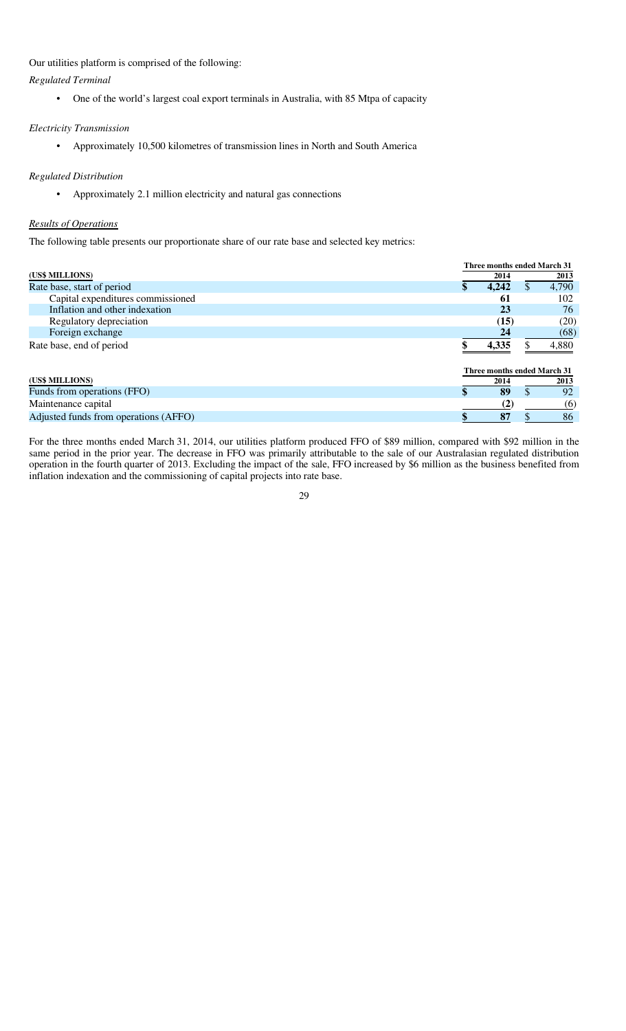Our utilities platform is comprised of the following:

*Regulated Terminal*

- One of the world's largest coal export terminals in Australia, with 85 Mtpa of capacity

*Electricity Transmission*

- Approximately 10,500 kilometres of transmission lines in North and South America

*Regulated Distribution*

- Approximately 2.1 million electricity and natural gas connections

*Results of Operations*

The following table presents our proportionate share of our rate base and selected key metrics:

| (US$ MILLIONS) | Three months ended March 31 2014 | Three months ended March 31 2013 |
|---|---|---|
| Rate base, start of period | **$ 4,242** | $ 4,790 |
| Capital expenditures commissioned | **61** | 102 |
| Inflation and other indexation | **23** | 76 |
| Regulatory depreciation | **(15)** | (20) |
| Foreign exchange | **24** | (68) |
| Rate base, end of period | **$ 4,335** | $ 4,880 |

| (US$ MILLIONS) | Three months ended March 31 2014 | Three months ended March 31 2013 |
|---|---|---|
| Funds from operations (FFO) | **$ 89** | $ 92 |
| Maintenance capital | **(2)** | (6) |
| Adjusted funds from operations (AFFO) | **$ 87** | $ 86 |

For the three months ended March 31, 2014, our utilities platform produced FFO of $89 million, compared with $92 million in the same period in the prior year. The decrease in FFO was primarily attributable to the sale of our Australasian regulated distribution operation in the fourth quarter of 2013. Excluding the impact of the sale, FFO increased by $6 million as the business benefited from inflation indexation and the commissioning of capital projects into rate base.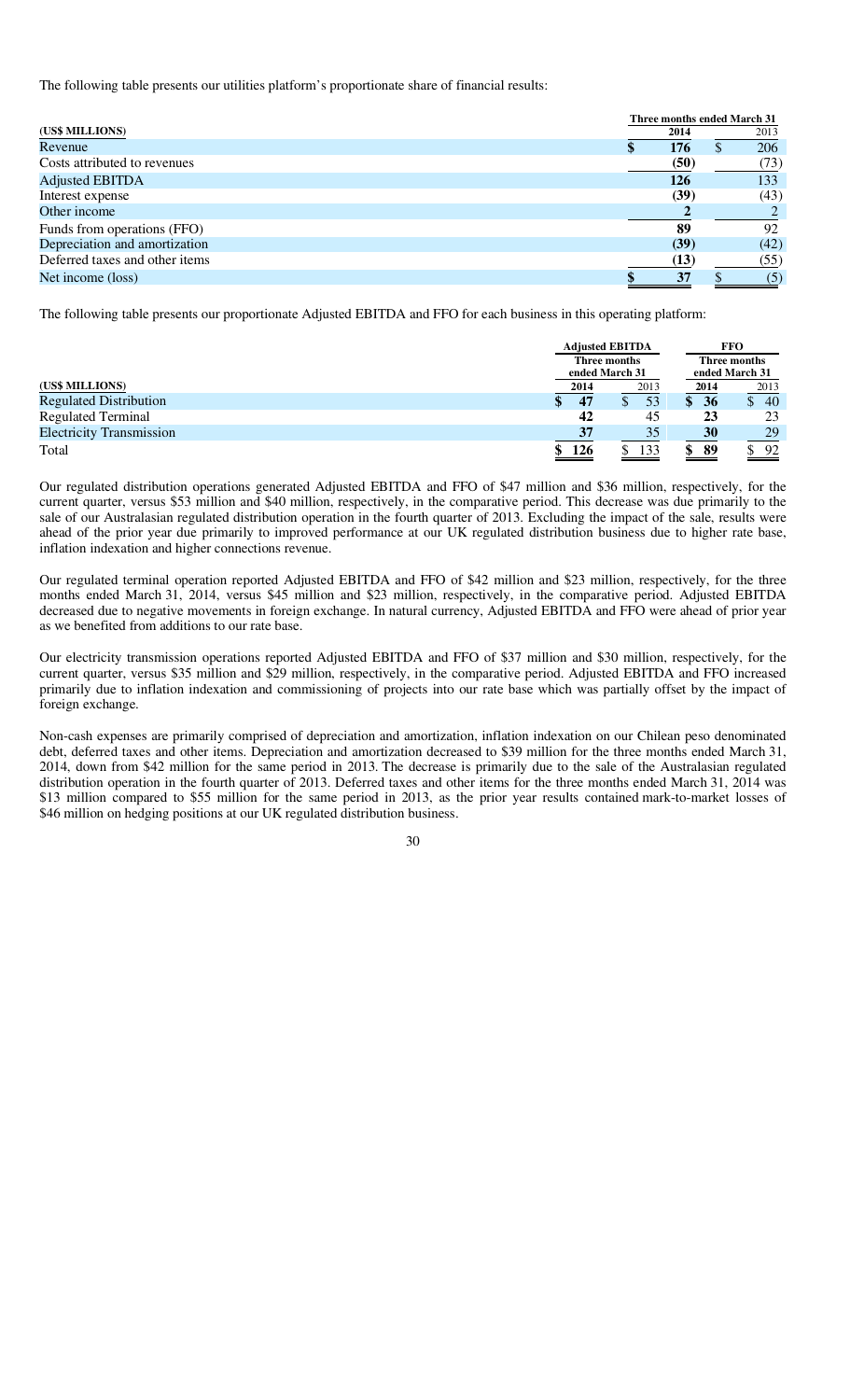The following table presents our utilities platform's proportionate share of financial results:

| (US$ MILLIONS) | Three months ended March 31 2014 | 2013 |
|---|---|---|
| Revenue | $ 176 | $ 206 |
| Costs attributed to revenues | (50) | (73) |
| Adjusted EBITDA | 126 | 133 |
| Interest expense | (39) | (43) |
| Other income | 2 | 2 |
| Funds from operations (FFO) | 89 | 92 |
| Depreciation and amortization | (39) | (42) |
| Deferred taxes and other items | (13) | (55) |
| Net income (loss) | $ 37 | $ (5) |

The following table presents our proportionate Adjusted EBITDA and FFO for each business in this operating platform:

| | Adjusted EBITDA | | FFO | |
|---|---|---|---|---|
| | Three months ended March 31 | | Three months ended March 31 | |
| (US$ MILLIONS) | 2014 | 2013 | 2014 | 2013 |
| Regulated Distribution | $ 47 | $ 53 | $ 36 | $ 40 |
| Regulated Terminal | 42 | 45 | 23 | 23 |
| Electricity Transmission | 37 | 35 | 30 | 29 |
| Total | $ 126 | $ 133 | $ 89 | $ 92 |

Our regulated distribution operations generated Adjusted EBITDA and FFO of $47 million and $36 million, respectively, for the current quarter, versus $53 million and $40 million, respectively, in the comparative period. This decrease was due primarily to the sale of our Australasian regulated distribution operation in the fourth quarter of 2013. Excluding the impact of the sale, results were ahead of the prior year due primarily to improved performance at our UK regulated distribution business due to higher rate base, inflation indexation and higher connections revenue.

Our regulated terminal operation reported Adjusted EBITDA and FFO of $42 million and $23 million, respectively, for the three months ended March 31, 2014, versus $45 million and $23 million, respectively, in the comparative period. Adjusted EBITDA decreased due to negative movements in foreign exchange. In natural currency, Adjusted EBITDA and FFO were ahead of prior year as we benefited from additions to our rate base.

Our electricity transmission operations reported Adjusted EBITDA and FFO of $37 million and $30 million, respectively, for the current quarter, versus $35 million and $29 million, respectively, in the comparative period. Adjusted EBITDA and FFO increased primarily due to inflation indexation and commissioning of projects into our rate base which was partially offset by the impact of foreign exchange.

Non-cash expenses are primarily comprised of depreciation and amortization, inflation indexation on our Chilean peso denominated debt, deferred taxes and other items. Depreciation and amortization decreased to $39 million for the three months ended March 31, 2014, down from $42 million for the same period in 2013. The decrease is primarily due to the sale of the Australasian regulated distribution operation in the fourth quarter of 2013. Deferred taxes and other items for the three months ended March 31, 2014 was $13 million compared to $55 million for the same period in 2013, as the prior year results contained mark-to-market losses of $46 million on hedging positions at our UK regulated distribution business.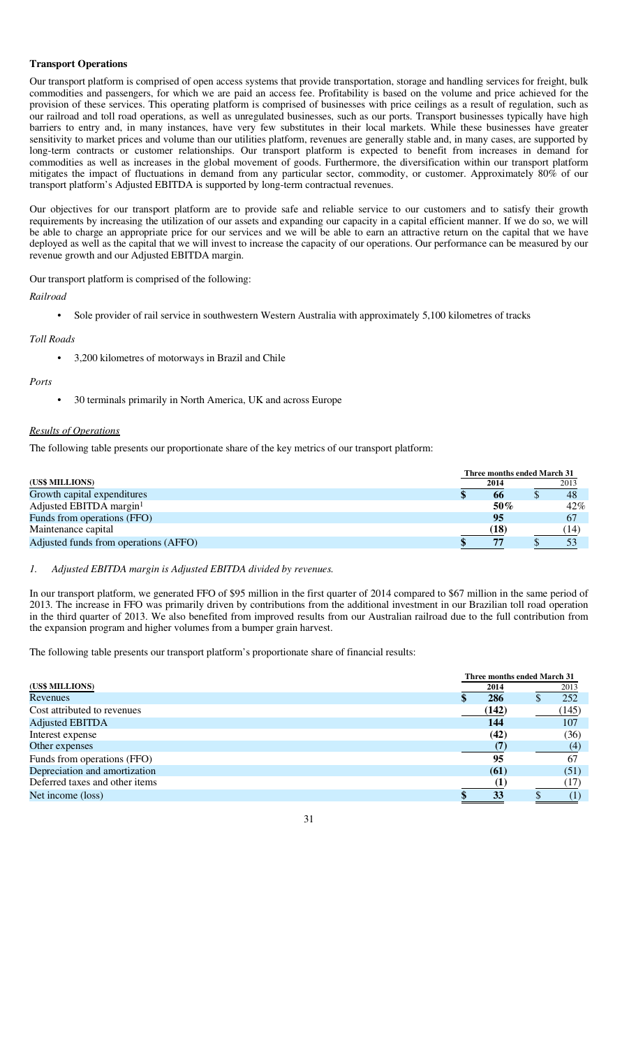**Transport Operations**

Our transport platform is comprised of open access systems that provide transportation, storage and handling services for freight, bulk commodities and passengers, for which we are paid an access fee. Profitability is based on the volume and price achieved for the provision of these services. This operating platform is comprised of businesses with price ceilings as a result of regulation, such as our railroad and toll road operations, as well as unregulated businesses, such as our ports. Transport businesses typically have high barriers to entry and, in many instances, have very few substitutes in their local markets. While these businesses have greater sensitivity to market prices and volume than our utilities platform, revenues are generally stable and, in many cases, are supported by long-term contracts or customer relationships. Our transport platform is expected to benefit from increases in demand for commodities as well as increases in the global movement of goods. Furthermore, the diversification within our transport platform mitigates the impact of fluctuations in demand from any particular sector, commodity, or customer. Approximately 80% of our transport platform's Adjusted EBITDA is supported by long-term contractual revenues.

Our objectives for our transport platform are to provide safe and reliable service to our customers and to satisfy their growth requirements by increasing the utilization of our assets and expanding our capacity in a capital efficient manner. If we do so, we will be able to charge an appropriate price for our services and we will be able to earn an attractive return on the capital that we have deployed as well as the capital that we will invest to increase the capacity of our operations. Our performance can be measured by our revenue growth and our Adjusted EBITDA margin.

Our transport platform is comprised of the following:

*Railroad*

- Sole provider of rail service in southwestern Western Australia with approximately 5,100 kilometres of tracks

*Toll Roads*

- 3,200 kilometres of motorways in Brazil and Chile

*Ports*

- 30 terminals primarily in North America, UK and across Europe

*Results of Operations*

The following table presents our proportionate share of the key metrics of our transport platform:

| (US$ MILLIONS) | Three months ended March 31 2014 | 2013 |
|---|---|---|
| Growth capital expenditures | **$ 66** | $ 48 |
| Adjusted EBITDA margin[1] | **50%** | 42% |
| Funds from operations (FFO) | **95** | 67 |
| Maintenance capital | **(18)** | (14) |
| Adjusted funds from operations (AFFO) | **$ 77** | $ 53 |

*1. Adjusted EBITDA margin is Adjusted EBITDA divided by revenues.*

In our transport platform, we generated FFO of $95 million in the first quarter of 2014 compared to $67 million in the same period of 2013. The increase in FFO was primarily driven by contributions from the additional investment in our Brazilian toll road operation in the third quarter of 2013. We also benefited from improved results from our Australian railroad due to the full contribution from the expansion program and higher volumes from a bumper grain harvest.

The following table presents our transport platform's proportionate share of financial results:

| (US$ MILLIONS) | Three months ended March 31 2014 | 2013 |
|---|---|---|
| Revenues | **$ 286** | $ 252 |
| Cost attributed to revenues | **(142)** | (145) |
| Adjusted EBITDA | **144** | 107 |
| Interest expense | **(42)** | (36) |
| Other expenses | **(7)** | (4) |
| Funds from operations (FFO) | **95** | 67 |
| Depreciation and amortization | **(61)** | (51) |
| Deferred taxes and other items | **(1)** | (17) |
| Net income (loss) | **$ 33** | $ (1) |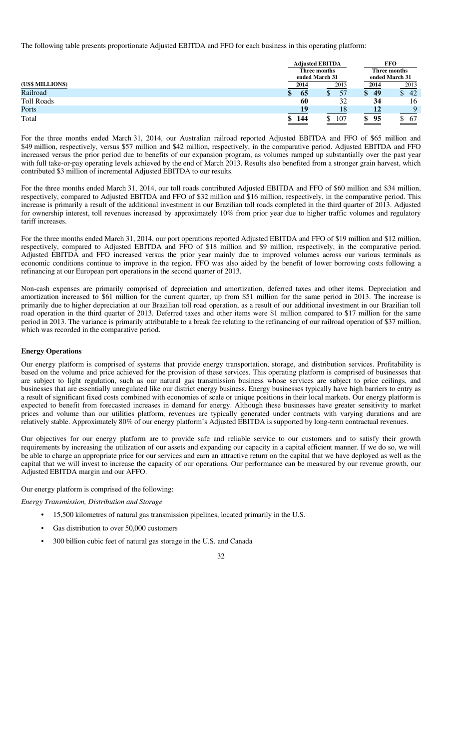The following table presents proportionate Adjusted EBITDA and FFO for each business in this operating platform:

| (US$ MILLIONS) | Adjusted EBITDA Three months ended March 31 | | FFO Three months ended March 31 | |
|---|---|---|---|---|
| | **2014** | 2013 | **2014** | 2013 |
| Railroad | **$ 65** | $ 57 | **$ 49** | $ 42 |
| Toll Roads | **60** | 32 | **34** | 16 |
| Ports | **19** | 18 | **12** | 9 |
| Total | **$ 144** | $ 107 | **$ 95** | $ 67 |

For the three months ended March 31, 2014, our Australian railroad reported Adjusted EBITDA and FFO of $65 million and $49 million, respectively, versus $57 million and $42 million, respectively, in the comparative period. Adjusted EBITDA and FFO increased versus the prior period due to benefits of our expansion program, as volumes ramped up substantially over the past year with full take-or-pay operating levels achieved by the end of March 2013. Results also benefited from a stronger grain harvest, which contributed $3 million of incremental Adjusted EBITDA to our results.

For the three months ended March 31, 2014, our toll roads contributed Adjusted EBITDA and FFO of $60 million and $34 million, respectively, compared to Adjusted EBITDA and FFO of $32 million and $16 million, respectively, in the comparative period. This increase is primarily a result of the additional investment in our Brazilian toll roads completed in the third quarter of 2013. Adjusted for ownership interest, toll revenues increased by approximately 10% from prior year due to higher traffic volumes and regulatory tariff increases.

For the three months ended March 31, 2014, our port operations reported Adjusted EBITDA and FFO of $19 million and $12 million, respectively, compared to Adjusted EBITDA and FFO of $18 million and $9 million, respectively, in the comparative period. Adjusted EBITDA and FFO increased versus the prior year mainly due to improved volumes across our various terminals as economic conditions continue to improve in the region. FFO was also aided by the benefit of lower borrowing costs following a refinancing at our European port operations in the second quarter of 2013.

Non-cash expenses are primarily comprised of depreciation and amortization, deferred taxes and other items. Depreciation and amortization increased to $61 million for the current quarter, up from $51 million for the same period in 2013. The increase is primarily due to higher depreciation at our Brazilian toll road operation, as a result of our additional investment in our Brazilian toll road operation in the third quarter of 2013. Deferred taxes and other items were $1 million compared to $17 million for the same period in 2013. The variance is primarily attributable to a break fee relating to the refinancing of our railroad operation of $37 million, which was recorded in the comparative period.

**Energy Operations**

Our energy platform is comprised of systems that provide energy transportation, storage, and distribution services. Profitability is based on the volume and price achieved for the provision of these services. This operating platform is comprised of businesses that are subject to light regulation, such as our natural gas transmission business whose services are subject to price ceilings, and businesses that are essentially unregulated like our district energy business. Energy businesses typically have high barriers to entry as a result of significant fixed costs combined with economies of scale or unique positions in their local markets. Our energy platform is expected to benefit from forecasted increases in demand for energy. Although these businesses have greater sensitivity to market prices and volume than our utilities platform, revenues are typically generated under contracts with varying durations and are relatively stable. Approximately 80% of our energy platform's Adjusted EBITDA is supported by long-term contractual revenues.

Our objectives for our energy platform are to provide safe and reliable service to our customers and to satisfy their growth requirements by increasing the utilization of our assets and expanding our capacity in a capital efficient manner. If we do so, we will be able to charge an appropriate price for our services and earn an attractive return on the capital that we have deployed as well as the capital that we will invest to increase the capacity of our operations. Our performance can be measured by our revenue growth, our Adjusted EBITDA margin and our AFFO.

Our energy platform is comprised of the following:

*Energy Transmission, Distribution and Storage*

- 15,500 kilometres of natural gas transmission pipelines, located primarily in the U.S.
- Gas distribution to over 50,000 customers
- 300 billion cubic feet of natural gas storage in the U.S. and Canada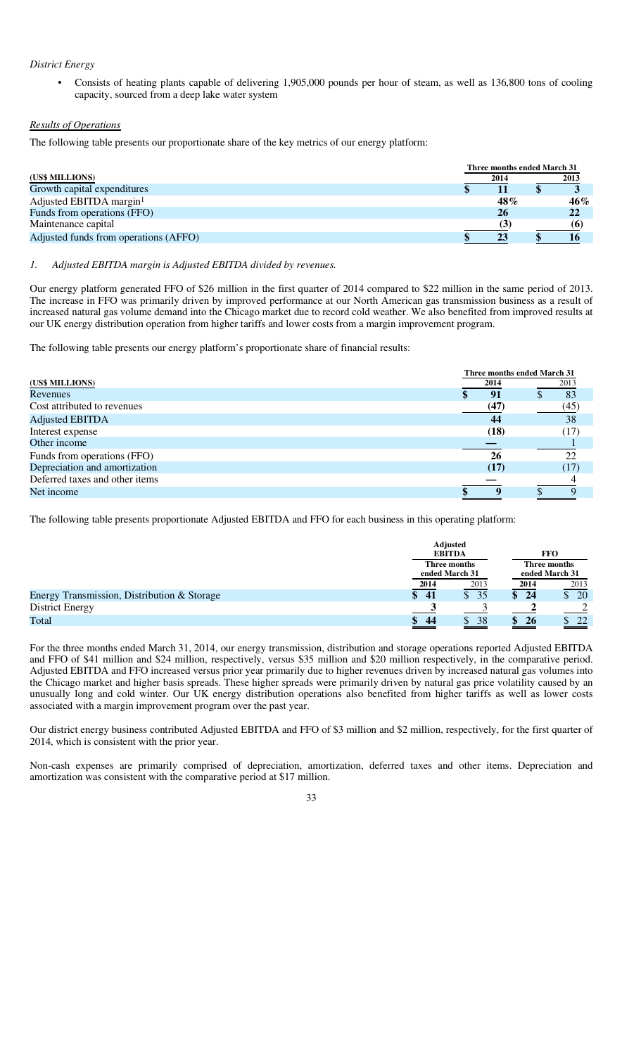*District Energy*

- Consists of heating plants capable of delivering 1,905,000 pounds per hour of steam, as well as 136,800 tons of cooling capacity, sourced from a deep lake water system

*Results of Operations*

The following table presents our proportionate share of the key metrics of our energy platform:

| (US$ MILLIONS) | Three months ended March 31 2014 | 2013 |
|---|---|---|
| Growth capital expenditures | $ 11 | $ 3 |
| Adjusted EBITDA margin[1] | 48% | 46% |
| Funds from operations (FFO) | 26 | 22 |
| Maintenance capital | (3) | (6) |
| Adjusted funds from operations (AFFO) | $ 23 | $ 16 |

*1. Adjusted EBITDA margin is Adjusted EBITDA divided by revenues.*

Our energy platform generated FFO of $26 million in the first quarter of 2014 compared to $22 million in the same period of 2013. The increase in FFO was primarily driven by improved performance at our North American gas transmission business as a result of increased natural gas volume demand into the Chicago market due to record cold weather. We also benefited from improved results at our UK energy distribution operation from higher tariffs and lower costs from a margin improvement program.

The following table presents our energy platform's proportionate share of financial results:

| (US$ MILLIONS) | Three months ended March 31 2014 | 2013 |
|---|---|---|
| Revenues | $ 91 | $ 83 |
| Cost attributed to revenues | (47) | (45) |
| Adjusted EBITDA | 44 | 38 |
| Interest expense | (18) | (17) |
| Other income | — | 1 |
| Funds from operations (FFO) | 26 | 22 |
| Depreciation and amortization | (17) | (17) |
| Deferred taxes and other items | — | 4 |
| Net income | $ 9 | $ 9 |

The following table presents proportionate Adjusted EBITDA and FFO for each business in this operating platform:

| | Adjusted EBITDA Three months ended March 31 | | FFO Three months ended March 31 | |
|---|---|---|---|---|
| | 2014 | 2013 | 2014 | 2013 |
| Energy Transmission, Distribution & Storage | $ 41 | $ 35 | $ 24 | $ 20 |
| District Energy | 3 | 3 | 2 | 2 |
| Total | $ 44 | $ 38 | $ 26 | $ 22 |

For the three months ended March 31, 2014, our energy transmission, distribution and storage operations reported Adjusted EBITDA and FFO of $41 million and $24 million, respectively, versus $35 million and $20 million respectively, in the comparative period. Adjusted EBITDA and FFO increased versus prior year primarily due to higher revenues driven by increased natural gas volumes into the Chicago market and higher basis spreads. These higher spreads were primarily driven by natural gas price volatility caused by an unusually long and cold winter. Our UK energy distribution operations also benefited from higher tariffs as well as lower costs associated with a margin improvement program over the past year.

Our district energy business contributed Adjusted EBITDA and FFO of $3 million and $2 million, respectively, for the first quarter of 2014, which is consistent with the prior year.

Non-cash expenses are primarily comprised of depreciation, amortization, deferred taxes and other items. Depreciation and amortization was consistent with the comparative period at $17 million.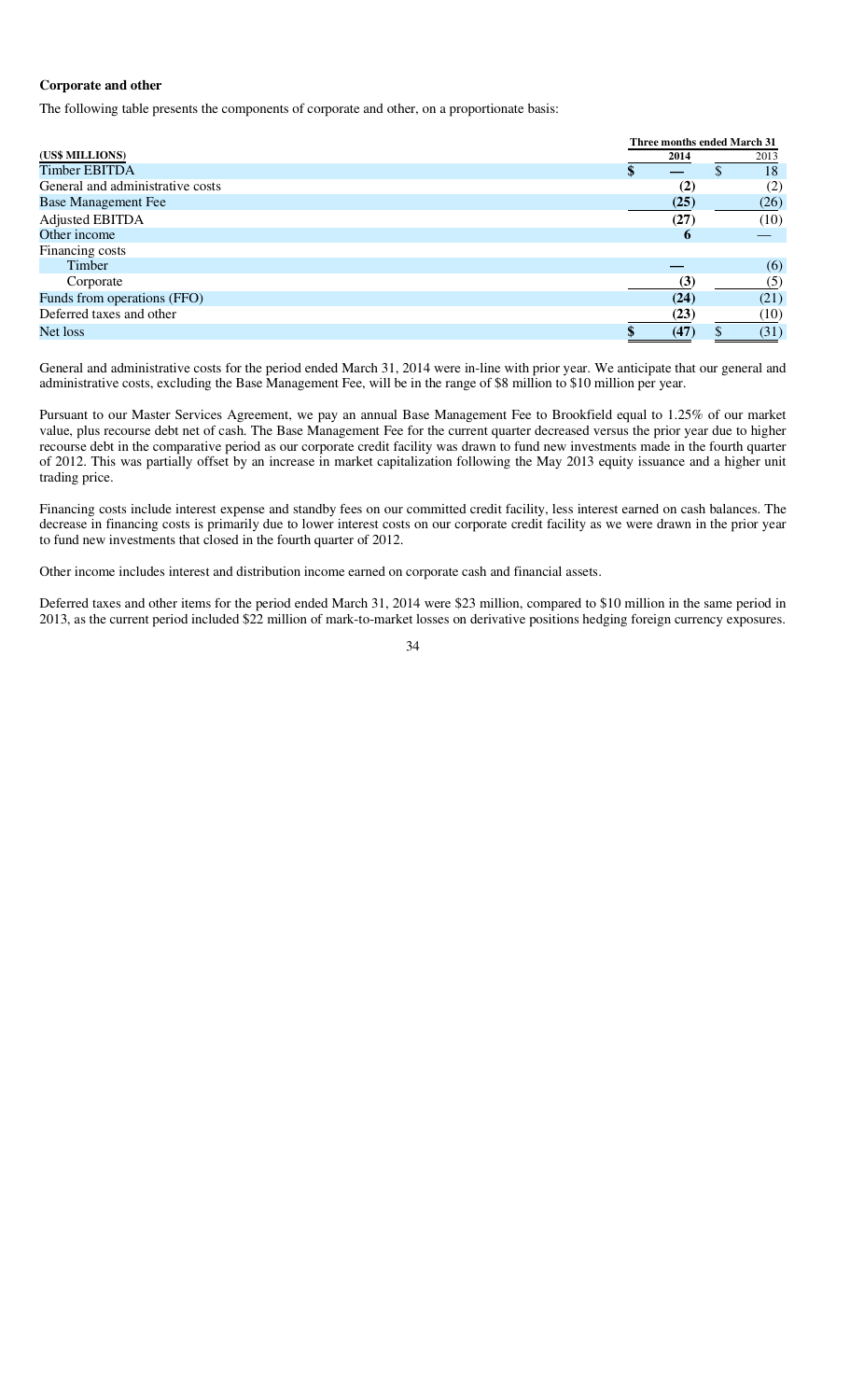**Corporate and other**

The following table presents the components of corporate and other, on a proportionate basis:

| (US$ MILLIONS) | Three months ended March 31 2014 | 2013 |
|---|---|---|
| Timber EBITDA | $ — | $ 18 |
| General and administrative costs | (2) | (2) |
| Base Management Fee | (25) | (26) |
| Adjusted EBITDA | (27) | (10) |
| Other income | 6 | — |
| Financing costs | | |
| Timber | — | (6) |
| Corporate | (3) | (5) |
| Funds from operations (FFO) | (24) | (21) |
| Deferred taxes and other | (23) | (10) |
| Net loss | $ (47) | $ (31) |

General and administrative costs for the period ended March 31, 2014 were in-line with prior year. We anticipate that our general and administrative costs, excluding the Base Management Fee, will be in the range of $8 million to $10 million per year.

Pursuant to our Master Services Agreement, we pay an annual Base Management Fee to Brookfield equal to 1.25% of our market value, plus recourse debt net of cash. The Base Management Fee for the current quarter decreased versus the prior year due to higher recourse debt in the comparative period as our corporate credit facility was drawn to fund new investments made in the fourth quarter of 2012. This was partially offset by an increase in market capitalization following the May 2013 equity issuance and a higher unit trading price.

Financing costs include interest expense and standby fees on our committed credit facility, less interest earned on cash balances. The decrease in financing costs is primarily due to lower interest costs on our corporate credit facility as we were drawn in the prior year to fund new investments that closed in the fourth quarter of 2012.

Other income includes interest and distribution income earned on corporate cash and financial assets.

Deferred taxes and other items for the period ended March 31, 2014 were $23 million, compared to $10 million in the same period in 2013, as the current period included $22 million of mark-to-market losses on derivative positions hedging foreign currency exposures.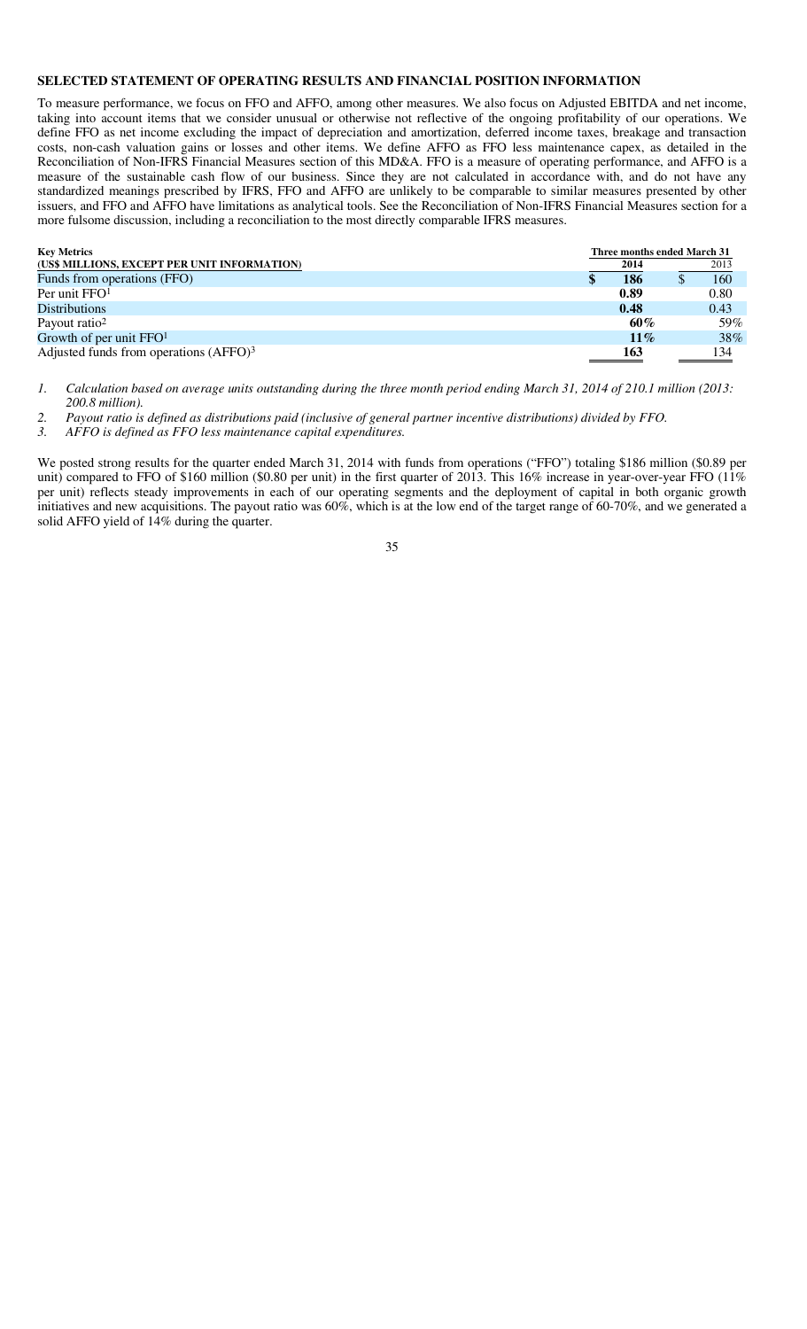## SELECTED STATEMENT OF OPERATING RESULTS AND FINANCIAL POSITION INFORMATION

To measure performance, we focus on FFO and AFFO, among other measures. We also focus on Adjusted EBITDA and net income, taking into account items that we consider unusual or otherwise not reflective of the ongoing profitability of our operations. We define FFO as net income excluding the impact of depreciation and amortization, deferred income taxes, breakage and transaction costs, non-cash valuation gains or losses and other items. We define AFFO as FFO less maintenance capex, as detailed in the Reconciliation of Non-IFRS Financial Measures section of this MD&A. FFO is a measure of operating performance, and AFFO is a measure of the sustainable cash flow of our business. Since they are not calculated in accordance with, and do not have any standardized meanings prescribed by IFRS, FFO and AFFO are unlikely to be comparable to similar measures presented by other issuers, and FFO and AFFO have limitations as analytical tools. See the Reconciliation of Non-IFRS Financial Measures section for a more fulsome discussion, including a reconciliation to the most directly comparable IFRS measures.

| Key Metrics<br>(US$ MILLIONS, EXCEPT PER UNIT INFORMATION) | Three months ended March 31<br>2014 | <br>2013 |
|---|---|---|
| Funds from operations (FFO) | **$ 186** | $ 160 |
| Per unit FFO[1] | **0.89** | 0.80 |
| Distributions | **0.48** | 0.43 |
| Payout ratio[2] | **60%** | 59% |
| Growth of per unit FFO[1] | **11%** | 38% |
| Adjusted funds from operations (AFFO)[3] | **163** | 134 |

*1. Calculation based on average units outstanding during the three month period ending March 31, 2014 of 210.1 million (2013: 200.8 million).*

*2. Payout ratio is defined as distributions paid (inclusive of general partner incentive distributions) divided by FFO.*

*3. AFFO is defined as FFO less maintenance capital expenditures.*

We posted strong results for the quarter ended March 31, 2014 with funds from operations ("FFO") totaling $186 million ($0.89 per unit) compared to FFO of $160 million ($0.80 per unit) in the first quarter of 2013. This 16% increase in year-over-year FFO (11% per unit) reflects steady improvements in each of our operating segments and the deployment of capital in both organic growth initiatives and new acquisitions. The payout ratio was 60%, which is at the low end of the target range of 60-70%, and we generated a solid AFFO yield of 14% during the quarter.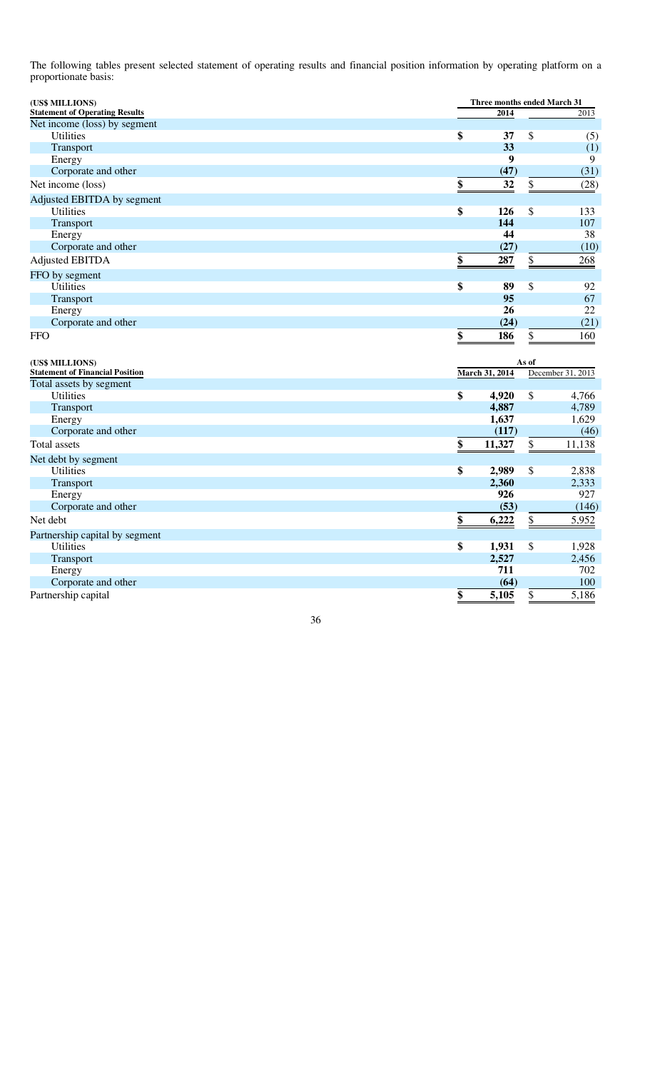The following tables present selected statement of operating results and financial position information by operating platform on a proportionate basis:

| (US$ MILLIONS) | Three months ended March 31 | |
|---|---|---|
| **Statement of Operating Results** | **2014** | 2013 |
| Net income (loss) by segment | | |
| Utilities | **$ 37** | $ (5) |
| Transport | **33** | (1) |
| Energy | **9** | 9 |
| Corporate and other | **(47)** | (31) |
| Net income (loss) | **$ 32** | $ (28) |
| Adjusted EBITDA by segment | | |
| Utilities | **$ 126** | $ 133 |
| Transport | **144** | 107 |
| Energy | **44** | 38 |
| Corporate and other | **(27)** | (10) |
| Adjusted EBITDA | **$ 287** | $ 268 |
| FFO by segment | | |
| Utilities | **$ 89** | $ 92 |
| Transport | **95** | 67 |
| Energy | **26** | 22 |
| Corporate and other | **(24)** | (21) |
| FFO | **$ 186** | $ 160 |

| (US$ MILLIONS) | As of | |
|---|---|---|
| **Statement of Financial Position** | **March 31, 2014** | December 31, 2013 |
| Total assets by segment | | |
| Utilities | **$ 4,920** | $ 4,766 |
| Transport | **4,887** | 4,789 |
| Energy | **1,637** | 1,629 |
| Corporate and other | **(117)** | (46) |
| Total assets | **$ 11,327** | $ 11,138 |
| Net debt by segment | | |
| Utilities | **$ 2,989** | $ 2,838 |
| Transport | **2,360** | 2,333 |
| Energy | **926** | 927 |
| Corporate and other | **(53)** | (146) |
| Net debt | **$ 6,222** | $ 5,952 |
| Partnership capital by segment | | |
| Utilities | **$ 1,931** | $ 1,928 |
| Transport | **2,527** | 2,456 |
| Energy | **711** | 702 |
| Corporate and other | **(64)** | 100 |
| Partnership capital | **$ 5,105** | $ 5,186 |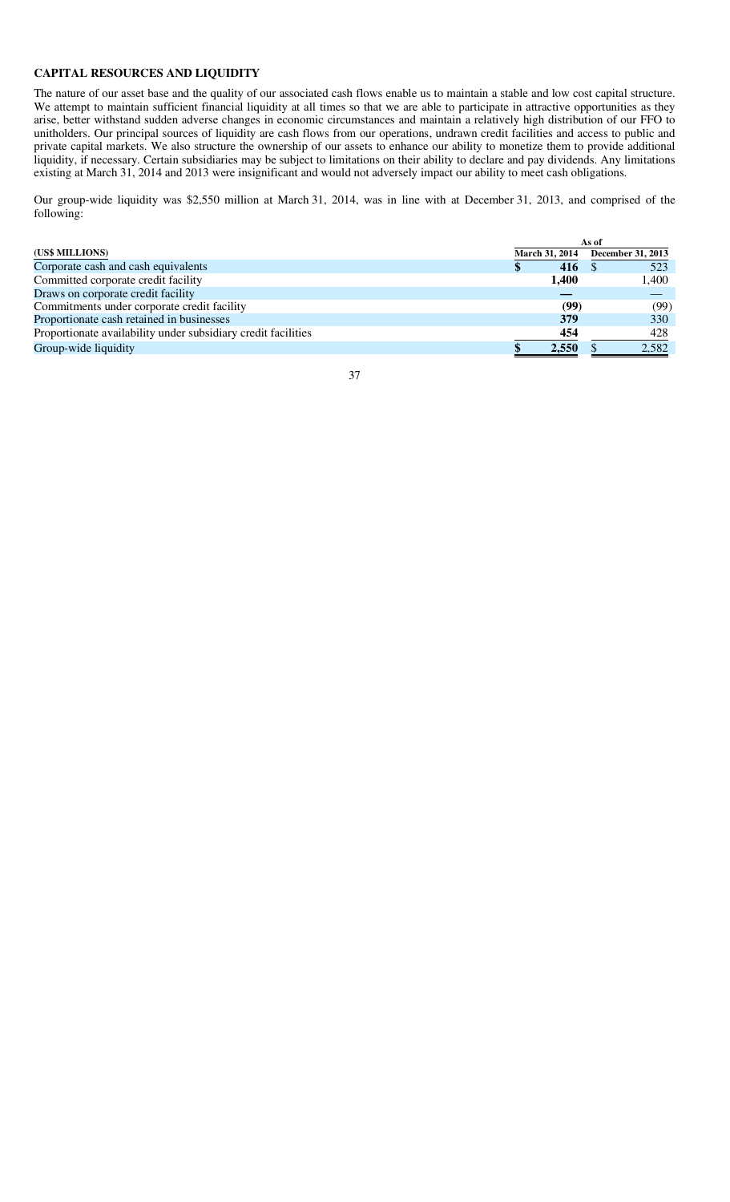## CAPITAL RESOURCES AND LIQUIDITY

The nature of our asset base and the quality of our associated cash flows enable us to maintain a stable and low cost capital structure. We attempt to maintain sufficient financial liquidity at all times so that we are able to participate in attractive opportunities as they arise, better withstand sudden adverse changes in economic circumstances and maintain a relatively high distribution of our FFO to unitholders. Our principal sources of liquidity are cash flows from our operations, undrawn credit facilities and access to public and private capital markets. We also structure the ownership of our assets to enhance our ability to monetize them to provide additional liquidity, if necessary. Certain subsidiaries may be subject to limitations on their ability to declare and pay dividends. Any limitations existing at March 31, 2014 and 2013 were insignificant and would not adversely impact our ability to meet cash obligations.

Our group-wide liquidity was $2,550 million at March 31, 2014, was in line with at December 31, 2013, and comprised of the following:

| (US$ MILLIONS) | As of March 31, 2014 | As of December 31, 2013 |
|---|---|---|
| Corporate cash and cash equivalents | **$ 416** | $ 523 |
| Committed corporate credit facility | **1,400** | 1,400 |
| Draws on corporate credit facility | **—** | — |
| Commitments under corporate credit facility | **(99)** | (99) |
| Proportionate cash retained in businesses | **379** | 330 |
| Proportionate availability under subsidiary credit facilities | **454** | 428 |
| Group-wide liquidity | **$ 2,550** | $ 2,582 |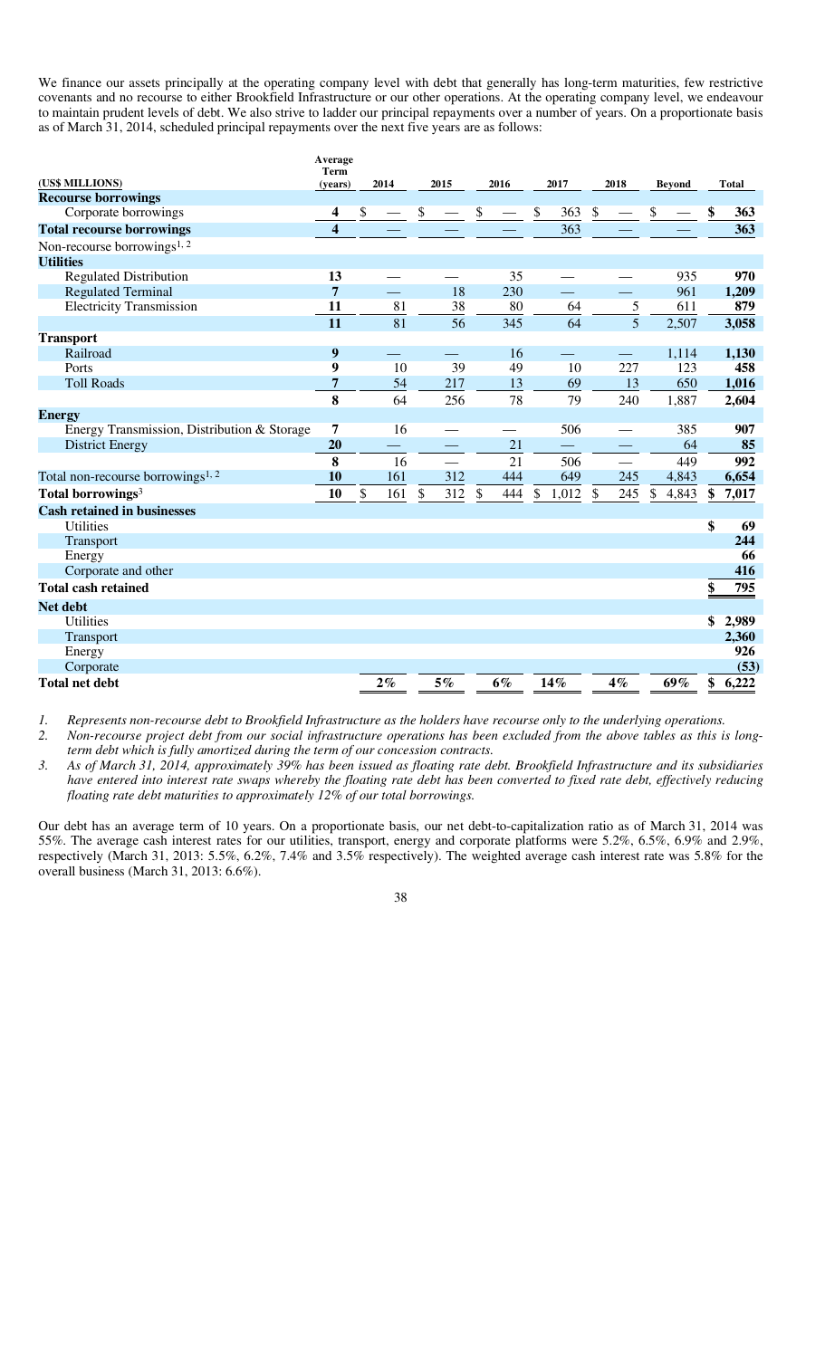We finance our assets principally at the operating company level with debt that generally has long-term maturities, few restrictive covenants and no recourse to either Brookfield Infrastructure or our other operations. At the operating company level, we endeavour to maintain prudent levels of debt. We also strive to ladder our principal repayments over a number of years. On a proportionate basis as of March 31, 2014, scheduled principal repayments over the next five years are as follows:

| (US$ MILLIONS) | Average Term (years) | 2014 | 2015 | 2016 | 2017 | 2018 | Beyond | Total |
|---|---|---|---|---|---|---|---|---|
| **Recourse borrowings** | | | | | | | | |
| Corporate borrowings | **4** | $ — | $ — | $ — | $ 363 | $ — | $ — | **$ 363** |
| **Total recourse borrowings** | **4** | — | — | — | 363 | — | — | **363** |
| Non-recourse borrowings[1, 2] | | | | | | | | |
| **Utilities** | | | | | | | | |
| Regulated Distribution | **13** | — | — | 35 | — | — | 935 | **970** |
| Regulated Terminal | **7** | — | 18 | 230 | — | — | 961 | **1,209** |
| Electricity Transmission | **11** | 81 | 38 | 80 | 64 | 5 | 611 | **879** |
| | **11** | 81 | 56 | 345 | 64 | 5 | 2,507 | **3,058** |
| **Transport** | | | | | | | | |
| Railroad | **9** | — | — | 16 | — | — | 1,114 | **1,130** |
| Ports | **9** | 10 | 39 | 49 | 10 | 227 | 123 | **458** |
| Toll Roads | **7** | 54 | 217 | 13 | 69 | 13 | 650 | **1,016** |
| | **8** | 64 | 256 | 78 | 79 | 240 | 1,887 | **2,604** |
| **Energy** | | | | | | | | |
| Energy Transmission, Distribution & Storage | **7** | 16 | — | — | 506 | — | 385 | **907** |
| District Energy | **20** | — | — | 21 | — | — | 64 | **85** |
| | **8** | 16 | — | 21 | 506 | — | 449 | **992** |
| Total non-recourse borrowings[1, 2] | **10** | 161 | 312 | 444 | 649 | 245 | 4,843 | **6,654** |
| **Total borrowings**[3] | **10** | $ 161 | $ 312 | $ 444 | $ 1,012 | $ 245 | $ 4,843 | **$ 7,017** |
| **Cash retained in businesses** | | | | | | | | |
| Utilities | | | | | | | | **$ 69** |
| Transport | | | | | | | | **244** |
| Energy | | | | | | | | **66** |
| Corporate and other | | | | | | | | **416** |
| **Total cash retained** | | | | | | | | **$ 795** |
| **Net debt** | | | | | | | | |
| Utilities | | | | | | | | **$ 2,989** |
| Transport | | | | | | | | **2,360** |
| Energy | | | | | | | | **926** |
| Corporate | | | | | | | | **(53)** |
| **Total net debt** | | **2%** | **5%** | **6%** | **14%** | **4%** | **69%** | **$ 6,222** |

*1. Represents non-recourse debt to Brookfield Infrastructure as the holders have recourse only to the underlying operations.*

*2. Non-recourse project debt from our social infrastructure operations has been excluded from the above tables as this is long-term debt which is fully amortized during the term of our concession contracts.*

*3. As of March 31, 2014, approximately 39% has been issued as floating rate debt. Brookfield Infrastructure and its subsidiaries have entered into interest rate swaps whereby the floating rate debt has been converted to fixed rate debt, effectively reducing floating rate debt maturities to approximately 12% of our total borrowings.*

Our debt has an average term of 10 years. On a proportionate basis, our net debt-to-capitalization ratio as of March 31, 2014 was 55%. The average cash interest rates for our utilities, transport, energy and corporate platforms were 5.2%, 6.5%, 6.9% and 2.9%, respectively (March 31, 2013: 5.5%, 6.2%, 7.4% and 3.5% respectively). The weighted average cash interest rate was 5.8% for the overall business (March 31, 2013: 6.6%).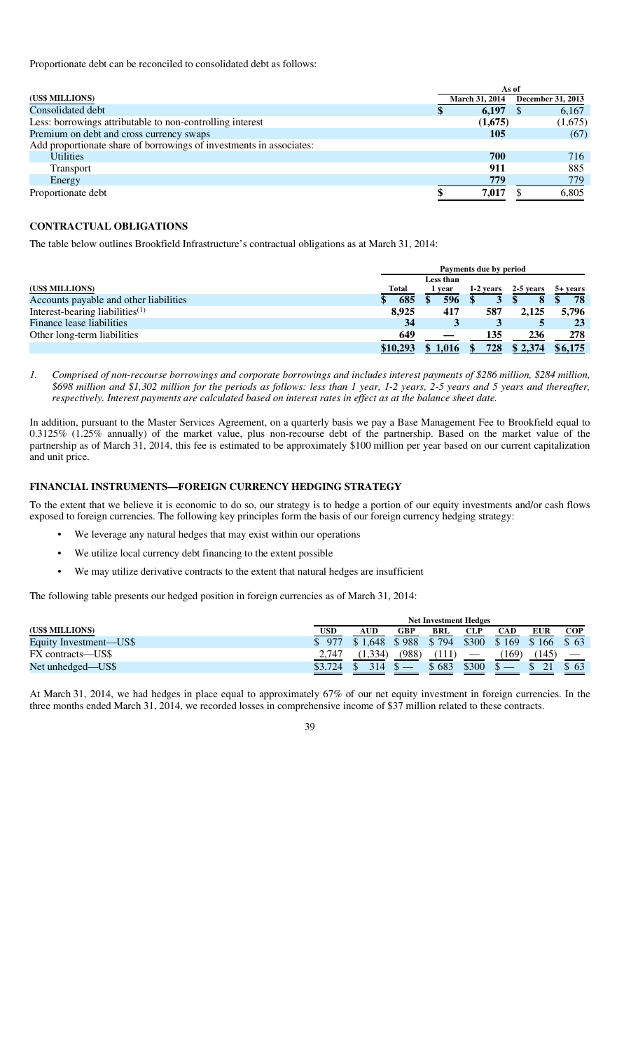Proportionate debt can be reconciled to consolidated debt as follows:

| (US$ MILLIONS) | As of March 31, 2014 | As of December 31, 2013 |
|---|---|---|
| Consolidated debt | $ 6,197 | $ 6,167 |
| Less: borrowings attributable to non-controlling interest | (1,675) | (1,675) |
| Premium on debt and cross currency swaps | 105 | (67) |
| Add proportionate share of borrowings of investments in associates: | | |
| Utilities | 700 | 716 |
| Transport | 911 | 885 |
| Energy | 779 | 779 |
| Proportionate debt | $ 7,017 | $ 6,805 |

## CONTRACTUAL OBLIGATIONS

The table below outlines Brookfield Infrastructure's contractual obligations as at March 31, 2014:

| (US$ MILLIONS) | Total | Less than 1 year | 1-2 years | 2-5 years | 5+ years |
|---|---|---|---|---|---|
| Accounts payable and other liabilities | $ 685 | $ 596 | $ 3 | $ 8 | $ 78 |
| Interest-bearing liabilities[1] | 8,925 | 417 | 587 | 2,125 | 5,796 |
| Finance lease liabilities | 34 | 3 | 3 | 5 | 23 |
| Other long-term liabilities | 649 | — | 135 | 236 | 278 |
| | $10,293 | $ 1,016 | $ 728 | $ 2,374 | $6,175 |

*1. Comprised of non-recourse borrowings and corporate borrowings and includes interest payments of $286 million, $284 million, $698 million and $1,302 million for the periods as follows: less than 1 year, 1-2 years, 2-5 years and 5 years and thereafter, respectively. Interest payments are calculated based on interest rates in effect as at the balance sheet date.*

In addition, pursuant to the Master Services Agreement, on a quarterly basis we pay a Base Management Fee to Brookfield equal to 0.3125% (1.25% annually) of the market value, plus non-recourse debt of the partnership. Based on the market value of the partnership as of March 31, 2014, this fee is estimated to be approximately $100 million per year based on our current capitalization and unit price.

## FINANCIAL INSTRUMENTS—FOREIGN CURRENCY HEDGING STRATEGY

To the extent that we believe it is economic to do so, our strategy is to hedge a portion of our equity investments and/or cash flows exposed to foreign currencies. The following key principles form the basis of our foreign currency hedging strategy:

- We leverage any natural hedges that may exist within our operations
- We utilize local currency debt financing to the extent possible
- We may utilize derivative contracts to the extent that natural hedges are insufficient

The following table presents our hedged position in foreign currencies as of March 31, 2014:

| (US$ MILLIONS) | USD | AUD | GBP | BRL | CLP | CAD | EUR | COP |
|---|---|---|---|---|---|---|---|---|
| Equity Investment—US$ | $ 977 | $ 1,648 | $ 988 | $ 794 | $300 | $ 169 | $ 166 | $ 63 |
| FX contracts—US$ | 2,747 | (1,334) | (988) | (111) | — | (169) | (145) | — |
| Net unhedged—US$ | $3,724 | $ 314 | $ — | $ 683 | $300 | $ — | $ 21 | $ 63 |

At March 31, 2014, we had hedges in place equal to approximately 67% of our net equity investment in foreign currencies. In the three months ended March 31, 2014, we recorded losses in comprehensive income of $37 million related to these contracts.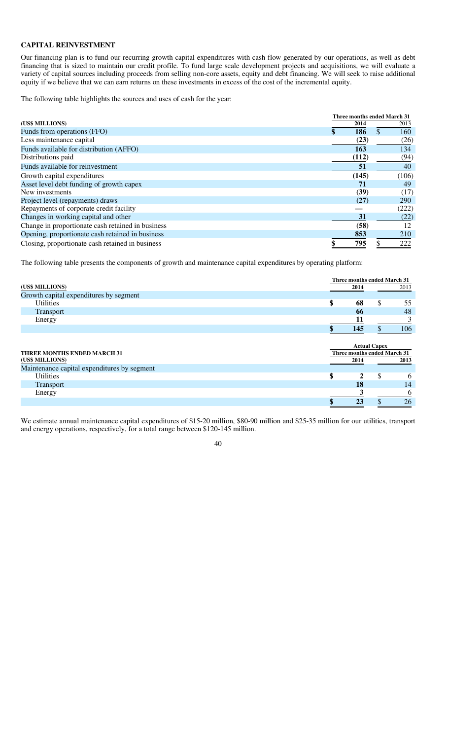## CAPITAL REINVESTMENT

Our financing plan is to fund our recurring growth capital expenditures with cash flow generated by our operations, as well as debt financing that is sized to maintain our credit profile. To fund large scale development projects and acquisitions, we will evaluate a variety of capital sources including proceeds from selling non-core assets, equity and debt financing. We will seek to raise additional equity if we believe that we can earn returns on these investments in excess of the cost of the incremental equity.

The following table highlights the sources and uses of cash for the year:

| (US$ MILLIONS) | Three months ended March 31 2014 | 2013 |
|---|---|---|
| Funds from operations (FFO) | **$ 186** | $ 160 |
| Less maintenance capital | **(23)** | (26) |
| Funds available for distribution (AFFO) | **163** | 134 |
| Distributions paid | **(112)** | (94) |
| Funds available for reinvestment | **51** | 40 |
| Growth capital expenditures | **(145)** | (106) |
| Asset level debt funding of growth capex | **71** | 49 |
| New investments | **(39)** | (17) |
| Project level (repayments) draws | **(27)** | 290 |
| Repayments of corporate credit facility | **—** | (222) |
| Changes in working capital and other | **31** | (22) |
| Change in proportionate cash retained in business | **(58)** | 12 |
| Opening, proportionate cash retained in business | **853** | 210 |
| Closing, proportionate cash retained in business | **$ 795** | $ 222 |

The following table presents the components of growth and maintenance capital expenditures by operating platform:

| (US$ MILLIONS) | Three months ended March 31 2014 | 2013 |
|---|---|---|
| Growth capital expenditures by segment | | |
| Utilities | **$ 68** | $ 55 |
| Transport | **66** | 48 |
| Energy | **11** | 3 |
| | **$ 145** | $ 106 |

| THREE MONTHS ENDED MARCH 31 (US$ MILLIONS) | Actual Capex Three months ended March 31 2014 | 2013 |
|---|---|---|
| Maintenance capital expenditures by segment | | |
| Utilities | **$ 2** | $ 6 |
| Transport | **18** | 14 |
| Energy | **3** | 6 |
| | **$ 23** | $ 26 |

We estimate annual maintenance capital expenditures of $15-20 million, $80-90 million and $25-35 million for our utilities, transport and energy operations, respectively, for a total range between $120-145 million.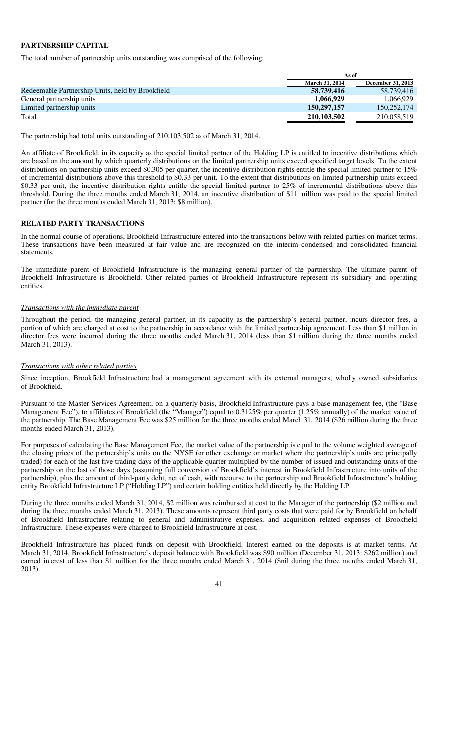**PARTNERSHIP CAPITAL**

The total number of partnership units outstanding was comprised of the following:

| | As of | |
|---|---|---|
| | **March 31, 2014** | **December 31, 2013** |
| Redeemable Partnership Units, held by Brookfield | **58,739,416** | 58,739,416 |
| General partnership units | **1,066,929** | 1,066,929 |
| Limited partnership units | **150,297,157** | 150,252,174 |
| Total | **210,103,502** | 210,058,519 |

The partnership had total units outstanding of 210,103,502 as of March 31, 2014.

An affiliate of Brookfield, in its capacity as the special limited partner of the Holding LP is entitled to incentive distributions which are based on the amount by which quarterly distributions on the limited partnership units exceed specified target levels. To the extent distributions on partnership units exceed \$0.305 per quarter, the incentive distribution rights entitle the special limited partner to 15% of incremental distributions above this threshold to \$0.33 per unit. To the extent that distributions on limited partnership units exceed \$0.33 per unit, the incentive distribution rights entitle the special limited partner to 25% of incremental distributions above this threshold. During the three months ended March 31, 2014, an incentive distribution of \$11 million was paid to the special limited partner (for the three months ended March 31, 2013: \$8 million).

**RELATED PARTY TRANSACTIONS**

In the normal course of operations, Brookfield Infrastructure entered into the transactions below with related parties on market terms. These transactions have been measured at fair value and are recognized on the interim condensed and consolidated financial statements.

The immediate parent of Brookfield Infrastructure is the managing general partner of the partnership. The ultimate parent of Brookfield Infrastructure is Brookfield. Other related parties of Brookfield Infrastructure represent its subsidiary and operating entities.

*Transactions with the immediate parent*

Throughout the period, the managing general partner, in its capacity as the partnership's general partner, incurs director fees, a portion of which are charged at cost to the partnership in accordance with the limited partnership agreement. Less than \$1 million in director fees were incurred during the three months ended March 31, 2014 (less than \$1 million during the three months ended March 31, 2013).

*Transactions with other related parties*

Since inception, Brookfield Infrastructure had a management agreement with its external managers, wholly owned subsidiaries of Brookfield.

Pursuant to the Master Services Agreement, on a quarterly basis, Brookfield Infrastructure pays a base management fee, (the "Base Management Fee"), to affiliates of Brookfield (the "Manager") equal to 0.3125% per quarter (1.25% annually) of the market value of the partnership. The Base Management Fee was \$25 million for the three months ended March 31, 2014 (\$26 million during the three months ended March 31, 2013).

For purposes of calculating the Base Management Fee, the market value of the partnership is equal to the volume weighted average of the closing prices of the partnership's units on the NYSE (or other exchange or market where the partnership's units are principally traded) for each of the last five trading days of the applicable quarter multiplied by the number of issued and outstanding units of the partnership on the last of those days (assuming full conversion of Brookfield's interest in Brookfield Infrastructure into units of the partnership), plus the amount of third-party debt, net of cash, with recourse to the partnership and Brookfield Infrastructure's holding entity Brookfield Infrastructure LP ("Holding LP") and certain holding entities held directly by the Holding LP.

During the three months ended March 31, 2014, \$2 million was reimbursed at cost to the Manager of the partnership (\$2 million and during the three months ended March 31, 2013). These amounts represent third party costs that were paid for by Brookfield on behalf of Brookfield Infrastructure relating to general and administrative expenses, and acquisition related expenses of Brookfield Infrastructure. These expenses were charged to Brookfield Infrastructure at cost.

Brookfield Infrastructure has placed funds on deposit with Brookfield. Interest earned on the deposits is at market terms. At March 31, 2014, Brookfield Infrastructure's deposit balance with Brookfield was \$90 million (December 31, 2013: \$262 million) and earned interest of less than \$1 million for the three months ended March 31, 2014 (\$nil during the three months ended March 31, 2013).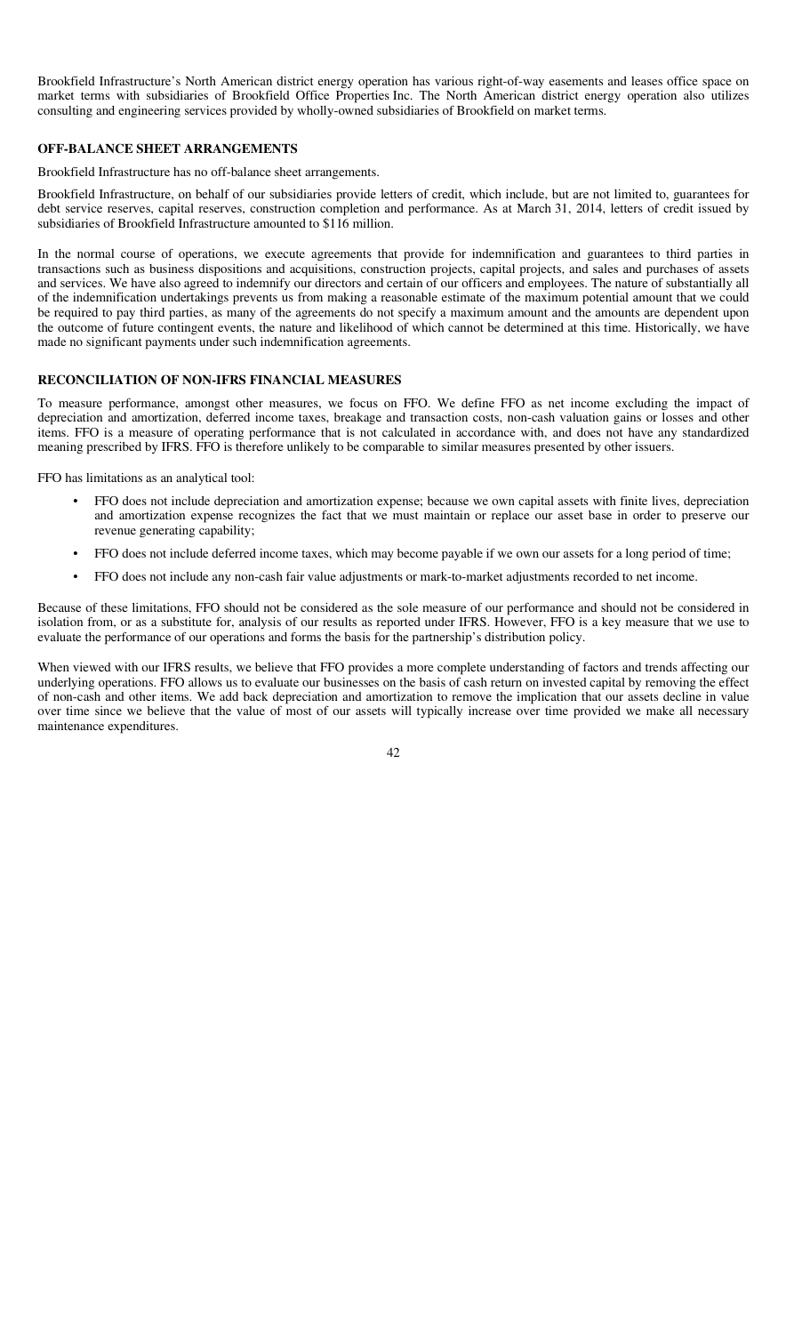Brookfield Infrastructure's North American district energy operation has various right-of-way easements and leases office space on market terms with subsidiaries of Brookfield Office Properties Inc. The North American district energy operation also utilizes consulting and engineering services provided by wholly-owned subsidiaries of Brookfield on market terms.

## OFF-BALANCE SHEET ARRANGEMENTS

Brookfield Infrastructure has no off-balance sheet arrangements.

Brookfield Infrastructure, on behalf of our subsidiaries provide letters of credit, which include, but are not limited to, guarantees for debt service reserves, capital reserves, construction completion and performance. As at March 31, 2014, letters of credit issued by subsidiaries of Brookfield Infrastructure amounted to $116 million.

In the normal course of operations, we execute agreements that provide for indemnification and guarantees to third parties in transactions such as business dispositions and acquisitions, construction projects, capital projects, and sales and purchases of assets and services. We have also agreed to indemnify our directors and certain of our officers and employees. The nature of substantially all of the indemnification undertakings prevents us from making a reasonable estimate of the maximum potential amount that we could be required to pay third parties, as many of the agreements do not specify a maximum amount and the amounts are dependent upon the outcome of future contingent events, the nature and likelihood of which cannot be determined at this time. Historically, we have made no significant payments under such indemnification agreements.

## RECONCILIATION OF NON-IFRS FINANCIAL MEASURES

To measure performance, amongst other measures, we focus on FFO. We define FFO as net income excluding the impact of depreciation and amortization, deferred income taxes, breakage and transaction costs, non-cash valuation gains or losses and other items. FFO is a measure of operating performance that is not calculated in accordance with, and does not have any standardized meaning prescribed by IFRS. FFO is therefore unlikely to be comparable to similar measures presented by other issuers.

FFO has limitations as an analytical tool:

- FFO does not include depreciation and amortization expense; because we own capital assets with finite lives, depreciation and amortization expense recognizes the fact that we must maintain or replace our asset base in order to preserve our revenue generating capability;
- FFO does not include deferred income taxes, which may become payable if we own our assets for a long period of time;
- FFO does not include any non-cash fair value adjustments or mark-to-market adjustments recorded to net income.

Because of these limitations, FFO should not be considered as the sole measure of our performance and should not be considered in isolation from, or as a substitute for, analysis of our results as reported under IFRS. However, FFO is a key measure that we use to evaluate the performance of our operations and forms the basis for the partnership's distribution policy.

When viewed with our IFRS results, we believe that FFO provides a more complete understanding of factors and trends affecting our underlying operations. FFO allows us to evaluate our businesses on the basis of cash return on invested capital by removing the effect of non-cash and other items. We add back depreciation and amortization to remove the implication that our assets decline in value over time since we believe that the value of most of our assets will typically increase over time provided we make all necessary maintenance expenditures.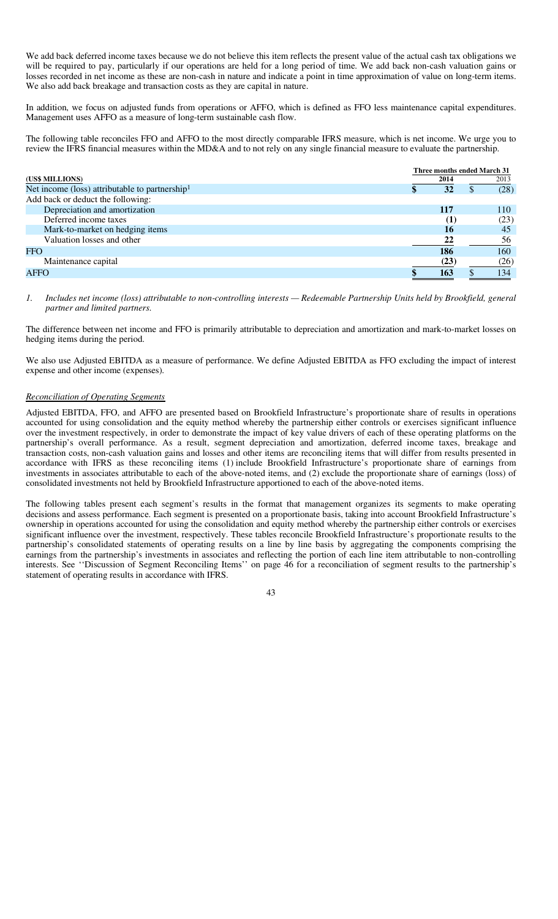We add back deferred income taxes because we do not believe this item reflects the present value of the actual cash tax obligations we will be required to pay, particularly if our operations are held for a long period of time. We add back non-cash valuation gains or losses recorded in net income as these are non-cash in nature and indicate a point in time approximation of value on long-term items. We also add back breakage and transaction costs as they are capital in nature.

In addition, we focus on adjusted funds from operations or AFFO, which is defined as FFO less maintenance capital expenditures. Management uses AFFO as a measure of long-term sustainable cash flow.

The following table reconciles FFO and AFFO to the most directly comparable IFRS measure, which is net income. We urge you to review the IFRS financial measures within the MD&A and to not rely on any single financial measure to evaluate the partnership.

| (US$ MILLIONS) | Three months ended March 31 | |
|---|---|---|
| | **2014** | 2013 |
| Net income (loss) attributable to partnership[1] | **$ 32** | $ (28) |
| Add back or deduct the following: | | |
| Depreciation and amortization | **117** | 110 |
| Deferred income taxes | **(1)** | (23) |
| Mark-to-market on hedging items | **16** | 45 |
| Valuation losses and other | **22** | 56 |
| FFO | **186** | 160 |
| Maintenance capital | **(23)** | (26) |
| AFFO | **$ 163** | $ 134 |

1. *Includes net income (loss) attributable to non-controlling interests — Redeemable Partnership Units held by Brookfield, general partner and limited partners.*

The difference between net income and FFO is primarily attributable to depreciation and amortization and mark-to-market losses on hedging items during the period.

We also use Adjusted EBITDA as a measure of performance. We define Adjusted EBITDA as FFO excluding the impact of interest expense and other income (expenses).

*Reconciliation of Operating Segments*

Adjusted EBITDA, FFO, and AFFO are presented based on Brookfield Infrastructure's proportionate share of results in operations accounted for using consolidation and the equity method whereby the partnership either controls or exercises significant influence over the investment respectively, in order to demonstrate the impact of key value drivers of each of these operating platforms on the partnership's overall performance. As a result, segment depreciation and amortization, deferred income taxes, breakage and transaction costs, non-cash valuation gains and losses and other items are reconciling items that will differ from results presented in accordance with IFRS as these reconciling items (1) include Brookfield Infrastructure's proportionate share of earnings from investments in associates attributable to each of the above-noted items, and (2) exclude the proportionate share of earnings (loss) of consolidated investments not held by Brookfield Infrastructure apportioned to each of the above-noted items.

The following tables present each segment's results in the format that management organizes its segments to make operating decisions and assess performance. Each segment is presented on a proportionate basis, taking into account Brookfield Infrastructure's ownership in operations accounted for using the consolidation and equity method whereby the partnership either controls or exercises significant influence over the investment, respectively. These tables reconcile Brookfield Infrastructure's proportionate results to the partnership's consolidated statements of operating results on a line by line basis by aggregating the components comprising the earnings from the partnership's investments in associates and reflecting the portion of each line item attributable to non-controlling interests. See ''Discussion of Segment Reconciling Items'' on page 46 for a reconciliation of segment results to the partnership's statement of operating results in accordance with IFRS.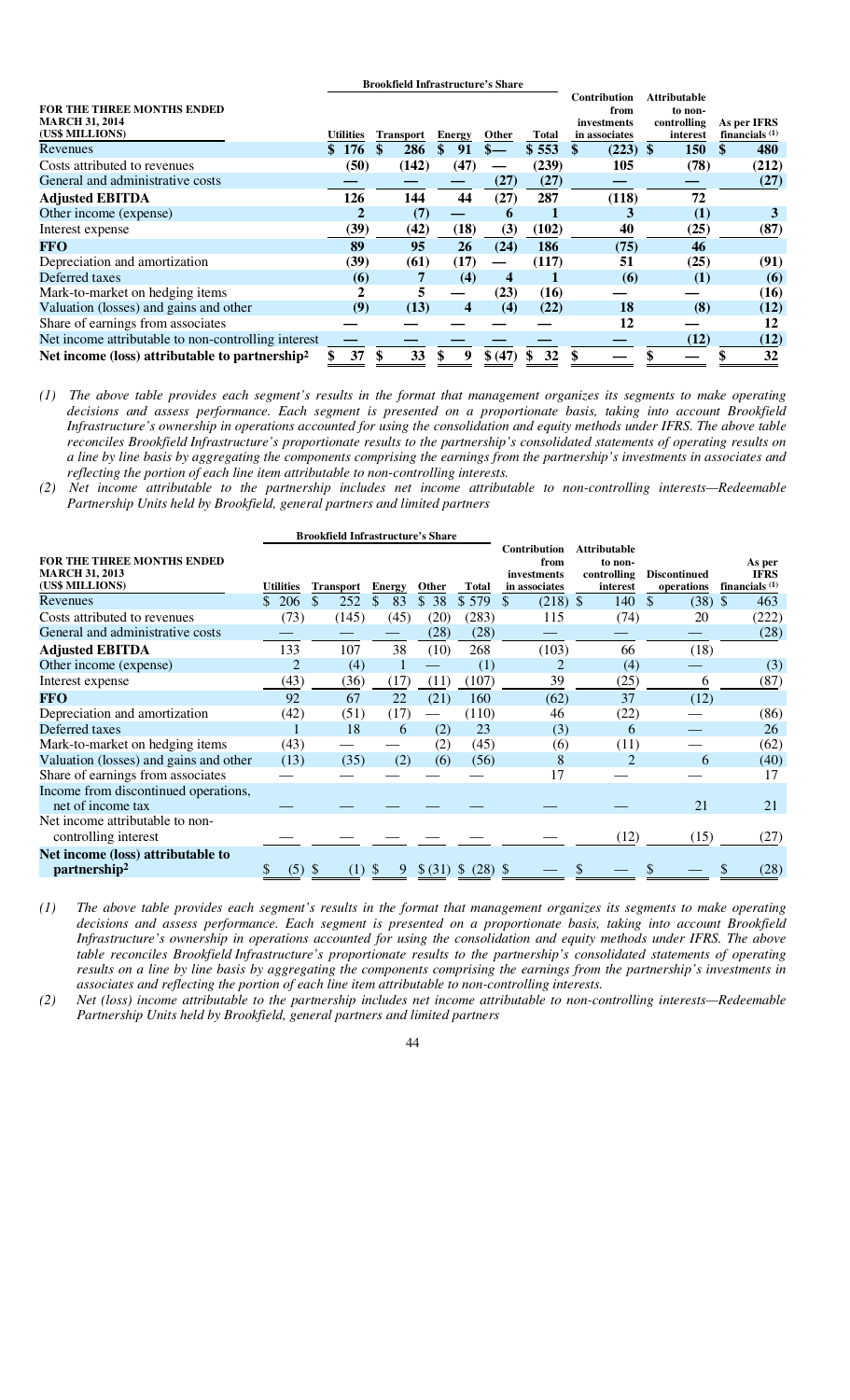| FOR THE THREE MONTHS ENDED MARCH 31, 2014 (US$ MILLIONS) | Brookfield Infrastructure's Share | | | | | Contribution from investments in associates | Attributable to non-controlling interest | As per IFRS financials (1) |
|---|---|---|---|---|---|---|---|---|
| | Utilities | Transport | Energy | Other | Total | | | |
| Revenues | $ 176 | $ 286 | $ 91 | $— | $ 553 | $ (223) | $ 150 | $ 480 |
| Costs attributed to revenues | (50) | (142) | (47) | — | (239) | 105 | (78) | (212) |
| General and administrative costs | — | — | — | (27) | (27) | — | — | (27) |
| **Adjusted EBITDA** | 126 | 144 | 44 | (27) | 287 | (118) | 72 | |
| Other income (expense) | 2 | (7) | — | 6 | 1 | 3 | (1) | 3 |
| Interest expense | (39) | (42) | (18) | (3) | (102) | 40 | (25) | (87) |
| **FFO** | 89 | 95 | 26 | (24) | 186 | (75) | 46 | |
| Depreciation and amortization | (39) | (61) | (17) | — | (117) | 51 | (25) | (91) |
| Deferred taxes | (6) | 7 | (4) | 4 | 1 | (6) | (1) | (6) |
| Mark-to-market on hedging items | 2 | 5 | — | (23) | (16) | — | — | (16) |
| Valuation (losses) and gains and other | (9) | (13) | 4 | (4) | (22) | 18 | (8) | (12) |
| Share of earnings from associates | — | — | — | — | — | 12 | — | 12 |
| Net income attributable to non-controlling interest | — | — | — | — | — | — | (12) | (12) |
| **Net income (loss) attributable to partnership[2]** | $ 37 | $ 33 | $ 9 | $ (47) | $ 32 | $ — | $ — | $ 32 |

*(1) The above table provides each segment's results in the format that management organizes its segments to make operating decisions and assess performance. Each segment is presented on a proportionate basis, taking into account Brookfield Infrastructure's ownership in operations accounted for using the consolidation and equity methods under IFRS. The above table reconciles Brookfield Infrastructure's proportionate results to the partnership's consolidated statements of operating results on a line by line basis by aggregating the components comprising the earnings from the partnership's investments in associates and reflecting the portion of each line item attributable to non-controlling interests.*

*(2) Net income attributable to the partnership includes net income attributable to non-controlling interests—Redeemable Partnership Units held by Brookfield, general partners and limited partners*

| FOR THE THREE MONTHS ENDED MARCH 31, 2013 (US$ MILLIONS) | Brookfield Infrastructure's Share | | | | | Contribution from investments in associates | Attributable to non-controlling interest | Discontinued operations | As per IFRS financials (1) |
|---|---|---|---|---|---|---|---|---|---|
| | Utilities | Transport | Energy | Other | Total | | | | |
| Revenues | $ 206 | $ 252 | $ 83 | $ 38 | $ 579 | $ (218) | $ 140 | $ (38) | $ 463 |
| Costs attributed to revenues | (73) | (145) | (45) | (20) | (283) | 115 | (74) | 20 | (222) |
| General and administrative costs | — | — | — | (28) | (28) | — | — | — | (28) |
| **Adjusted EBITDA** | 133 | 107 | 38 | (10) | 268 | (103) | 66 | (18) | |
| Other income (expense) | 2 | (4) | 1 | — | (1) | 2 | (4) | — | (3) |
| Interest expense | (43) | (36) | (17) | (11) | (107) | 39 | (25) | 6 | (87) |
| **FFO** | 92 | 67 | 22 | (21) | 160 | (62) | 37 | (12) | |
| Depreciation and amortization | (42) | (51) | (17) | — | (110) | 46 | (22) | — | (86) |
| Deferred taxes | 1 | 18 | 6 | (2) | 23 | (3) | 6 | — | 26 |
| Mark-to-market on hedging items | (43) | — | — | (2) | (45) | (6) | (11) | — | (62) |
| Valuation (losses) and gains and other | (13) | (35) | (2) | (6) | (56) | 8 | 2 | 6 | (40) |
| Share of earnings from associates | — | — | — | — | — | 17 | — | — | 17 |
| Income from discontinued operations, net of income tax | — | — | — | — | — | — | — | 21 | 21 |
| Net income attributable to non-controlling interest | — | — | — | — | — | — | (12) | (15) | (27) |
| **Net income (loss) attributable to partnership[2]** | $ (5) | $ (1) | $ 9 | $ (31) | $ (28) | $ — | $ — | $ — | $ (28) |

*(1) The above table provides each segment's results in the format that management organizes its segments to make operating decisions and assess performance. Each segment is presented on a proportionate basis, taking into account Brookfield Infrastructure's ownership in operations accounted for using the consolidation and equity methods under IFRS. The above table reconciles Brookfield Infrastructure's proportionate results to the partnership's consolidated statements of operating results on a line by line basis by aggregating the components comprising the earnings from the partnership's investments in associates and reflecting the portion of each line item attributable to non-controlling interests.*

*(2) Net (loss) income attributable to the partnership includes net income attributable to non-controlling interests—Redeemable Partnership Units held by Brookfield, general partners and limited partners*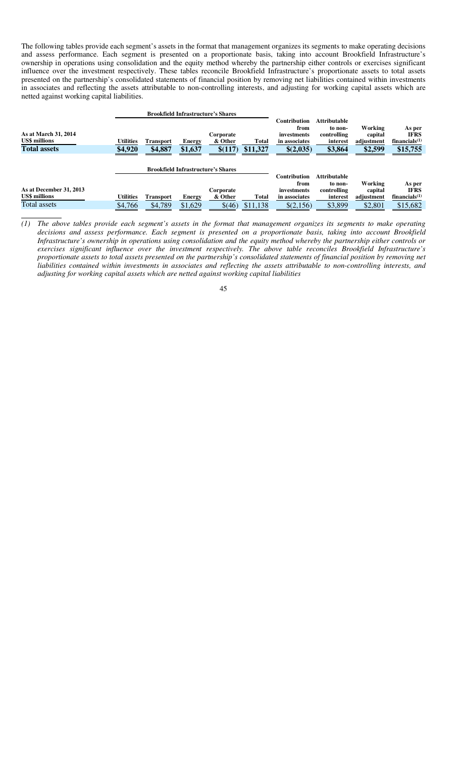The following tables provide each segment's assets in the format that management organizes its segments to make operating decisions and assess performance. Each segment is presented on a proportionate basis, taking into account Brookfield Infrastructure's ownership in operations using consolidation and the equity method whereby the partnership either controls or exercises significant influence over the investment respectively. These tables reconcile Brookfield Infrastructure's proportionate assets to total assets presented on the partnership's consolidated statements of financial position by removing net liabilities contained within investments in associates and reflecting the assets attributable to non-controlling interests, and adjusting for working capital assets which are netted against working capital liabilities.

| | Brookfield Infrastructure's Shares | | | | | | | | |
|---|---|---|---|---|---|---|---|---|---|
| **As at March 31, 2014**<br>**US$ millions** | **Utilities** | **Transport** | **Energy** | **Corporate & Other** | **Total** | **Contribution from investments in associates** | **Attributable to non-controlling interest** | **Working capital adjustment** | **As per IFRS financials[(1)]** |
| **Total assets** | **$4,920** | **$4,887** | **$1,637** | **$(117)** | **$11,327** | **$(2,035)** | **$3,864** | **$2,599** | **$15,755** |

| | Brookfield Infrastructure's Shares | | | | | | | | |
|---|---|---|---|---|---|---|---|---|---|
| **As at December 31, 2013**<br>**US$ millions** | **Utilities** | **Transport** | **Energy** | **Corporate & Other** | **Total** | **Contribution from investments in associates** | **Attributable to non-controlling interest** | **Working capital adjustment** | **As per IFRS financials[(1)]** |
| Total assets | $4,766 | $4,789 | $1,629 | $(46) | $11,138 | $(2,156) | $3,899 | $2,801 | $15,682 |

*(1) The above tables provide each segment's assets in the format that management organizes its segments to make operating decisions and assess performance. Each segment is presented on a proportionate basis, taking into account Brookfield Infrastructure's ownership in operations using consolidation and the equity method whereby the partnership either controls or exercises significant influence over the investment respectively. The above table reconciles Brookfield Infrastructure's proportionate assets to total assets presented on the partnership's consolidated statements of financial position by removing net liabilities contained within investments in associates and reflecting the assets attributable to non-controlling interests, and adjusting for working capital assets which are netted against working capital liabilities*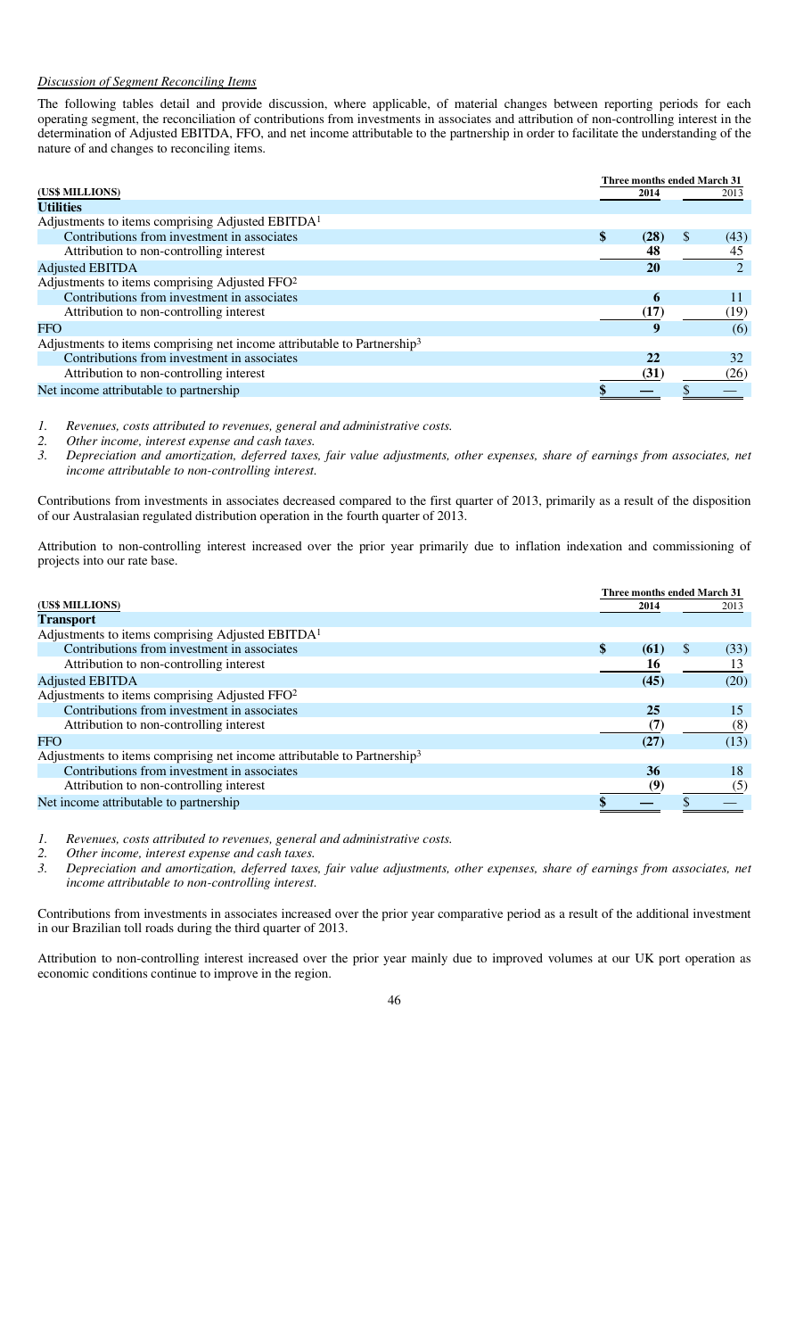*Discussion of Segment Reconciling Items*

The following tables detail and provide discussion, where applicable, of material changes between reporting periods for each operating segment, the reconciliation of contributions from investments in associates and attribution of non-controlling interest in the determination of Adjusted EBITDA, FFO, and net income attributable to the partnership in order to facilitate the understanding of the nature of and changes to reconciling items.

| (US$ MILLIONS) | Three months ended March 31 2014 | 2013 |
|---|---|---|
| **Utilities** | | |
| Adjustments to items comprising Adjusted EBITDA[1] | | |
| Contributions from investment in associates | **$ (28)** | $ (43) |
| Attribution to non-controlling interest | **48** | 45 |
| Adjusted EBITDA | **20** | 2 |
| Adjustments to items comprising Adjusted FFO[2] | | |
| Contributions from investment in associates | **6** | 11 |
| Attribution to non-controlling interest | **(17)** | (19) |
| FFO | **9** | (6) |
| Adjustments to items comprising net income attributable to Partnership[3] | | |
| Contributions from investment in associates | **22** | 32 |
| Attribution to non-controlling interest | **(31)** | (26) |
| Net income attributable to partnership | **$ —** | $ — |

*1. Revenues, costs attributed to revenues, general and administrative costs.*
*2. Other income, interest expense and cash taxes.*
*3. Depreciation and amortization, deferred taxes, fair value adjustments, other expenses, share of earnings from associates, net income attributable to non-controlling interest.*

Contributions from investments in associates decreased compared to the first quarter of 2013, primarily as a result of the disposition of our Australasian regulated distribution operation in the fourth quarter of 2013.

Attribution to non-controlling interest increased over the prior year primarily due to inflation indexation and commissioning of projects into our rate base.

| (US$ MILLIONS) | Three months ended March 31 2014 | 2013 |
|---|---|---|
| **Transport** | | |
| Adjustments to items comprising Adjusted EBITDA[1] | | |
| Contributions from investment in associates | **$ (61)** | $ (33) |
| Attribution to non-controlling interest | **16** | 13 |
| Adjusted EBITDA | **(45)** | (20) |
| Adjustments to items comprising Adjusted FFO[2] | | |
| Contributions from investment in associates | **25** | 15 |
| Attribution to non-controlling interest | **(7)** | (8) |
| FFO | **(27)** | (13) |
| Adjustments to items comprising net income attributable to Partnership[3] | | |
| Contributions from investment in associates | **36** | 18 |
| Attribution to non-controlling interest | **(9)** | (5) |
| Net income attributable to partnership | **$ —** | $ — |

*1. Revenues, costs attributed to revenues, general and administrative costs.*
*2. Other income, interest expense and cash taxes.*
*3. Depreciation and amortization, deferred taxes, fair value adjustments, other expenses, share of earnings from associates, net income attributable to non-controlling interest.*

Contributions from investments in associates increased over the prior year comparative period as a result of the additional investment in our Brazilian toll roads during the third quarter of 2013.

Attribution to non-controlling interest increased over the prior year mainly due to improved volumes at our UK port operation as economic conditions continue to improve in the region.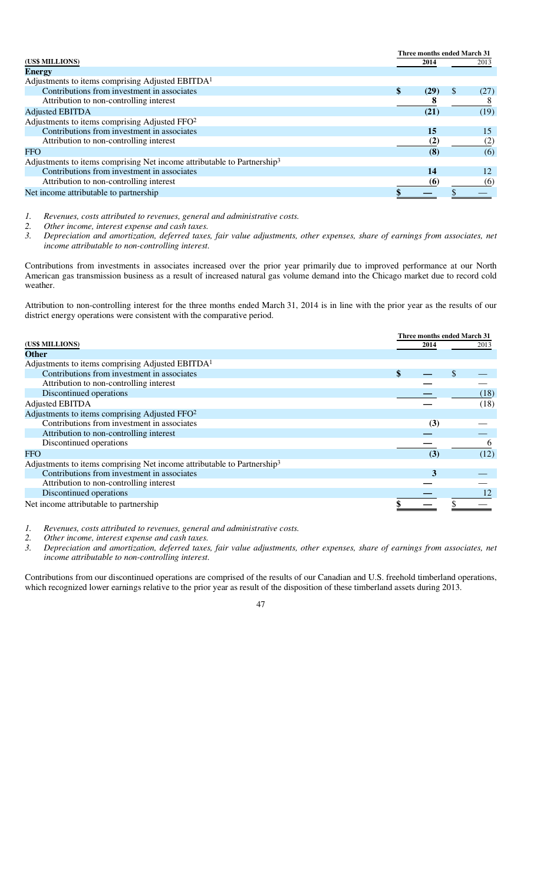| (US$ MILLIONS) | Three months ended March 31 2014 | 2013 |
|---|---|---|
| **Energy** | | |
| Adjustments to items comprising Adjusted EBITDA[1] | | |
| Contributions from investment in associates | **$ (29)** | $ (27) |
| Attribution to non-controlling interest | **8** | 8 |
| Adjusted EBITDA | **(21)** | (19) |
| Adjustments to items comprising Adjusted FFO[2] | | |
| Contributions from investment in associates | **15** | 15 |
| Attribution to non-controlling interest | **(2)** | (2) |
| FFO | **(8)** | (6) |
| Adjustments to items comprising Net income attributable to Partnership[3] | | |
| Contributions from investment in associates | **14** | 12 |
| Attribution to non-controlling interest | **(6)** | (6) |
| Net income attributable to partnership | **$ —** | $ — |

*1. Revenues, costs attributed to revenues, general and administrative costs.*
*2. Other income, interest expense and cash taxes.*
*3. Depreciation and amortization, deferred taxes, fair value adjustments, other expenses, share of earnings from associates, net income attributable to non-controlling interest.*

Contributions from investments in associates increased over the prior year primarily due to improved performance at our North American gas transmission business as a result of increased natural gas volume demand into the Chicago market due to record cold weather.

Attribution to non-controlling interest for the three months ended March 31, 2014 is in line with the prior year as the results of our district energy operations were consistent with the comparative period.

| (US$ MILLIONS) | Three months ended March 31 2014 | 2013 |
|---|---|---|
| **Other** | | |
| Adjustments to items comprising Adjusted EBITDA[1] | | |
| Contributions from investment in associates | **$ —** | $ — |
| Attribution to non-controlling interest | **—** | — |
| Discontinued operations | **—** | (18) |
| Adjusted EBITDA | **—** | (18) |
| Adjustments to items comprising Adjusted FFO[2] | | |
| Contributions from investment in associates | **(3)** | — |
| Attribution to non-controlling interest | **—** | — |
| Discontinued operations | **—** | 6 |
| FFO | **(3)** | (12) |
| Adjustments to items comprising Net income attributable to Partnership[3] | | |
| Contributions from investment in associates | **3** | — |
| Attribution to non-controlling interest | **—** | — |
| Discontinued operations | **—** | 12 |
| Net income attributable to partnership | **$ —** | $ — |

*1. Revenues, costs attributed to revenues, general and administrative costs.*
*2. Other income, interest expense and cash taxes.*
*3. Depreciation and amortization, deferred taxes, fair value adjustments, other expenses, share of earnings from associates, net income attributable to non-controlling interest.*

Contributions from our discontinued operations are comprised of the results of our Canadian and U.S. freehold timberland operations, which recognized lower earnings relative to the prior year as result of the disposition of these timberland assets during 2013.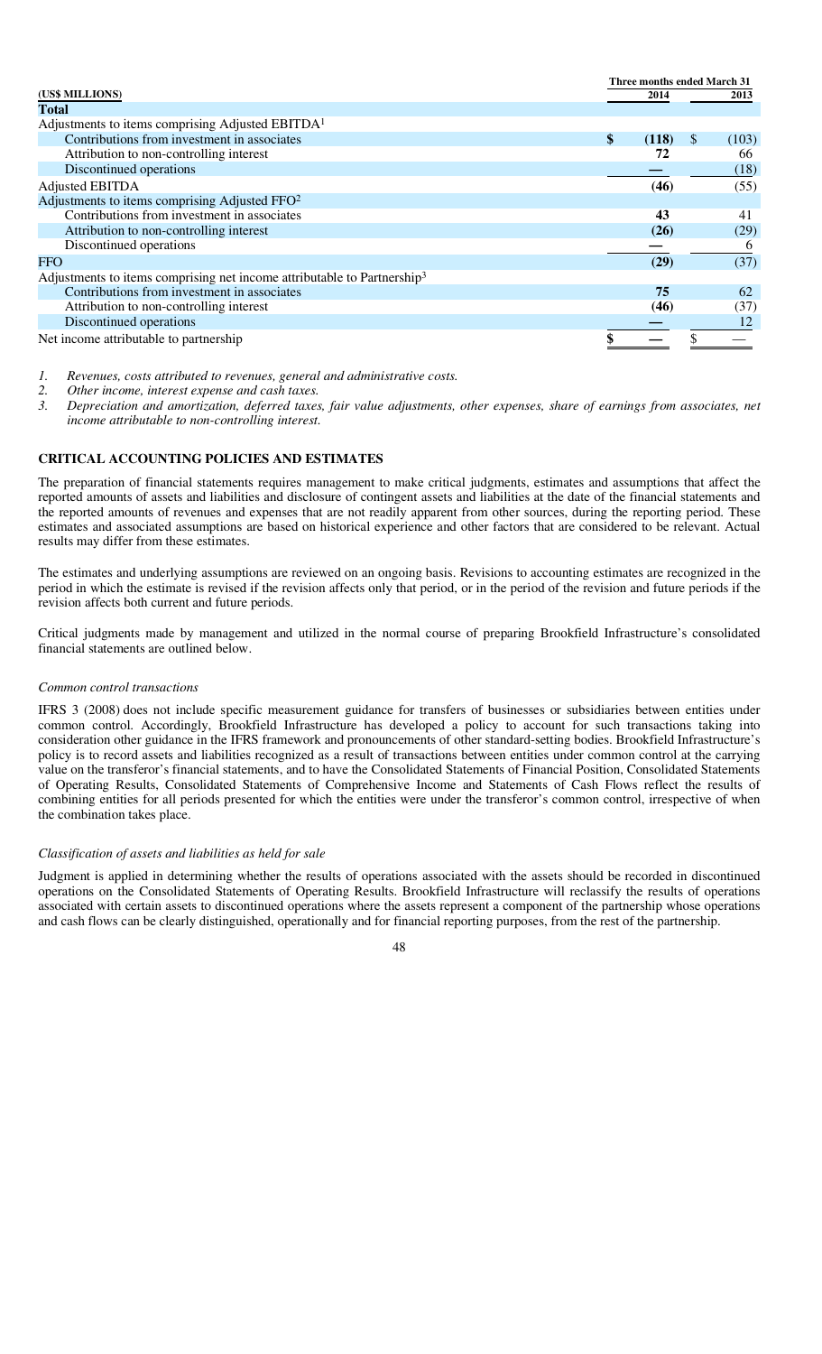| (US$ MILLIONS) | Three months ended March 31 | |
|---|---|---|
| | 2014 | 2013 |
| **Total** | | |
| Adjustments to items comprising Adjusted EBITDA[1] | | |
| Contributions from investment in associates | **$ (118)** | $ (103) |
| Attribution to non-controlling interest | **72** | 66 |
| Discontinued operations | **—** | (18) |
| Adjusted EBITDA | **(46)** | (55) |
| Adjustments to items comprising Adjusted FFO[2] | | |
| Contributions from investment in associates | **43** | 41 |
| Attribution to non-controlling interest | **(26)** | (29) |
| Discontinued operations | **—** | 6 |
| FFO | **(29)** | (37) |
| Adjustments to items comprising net income attributable to Partnership[3] | | |
| Contributions from investment in associates | **75** | 62 |
| Attribution to non-controlling interest | **(46)** | (37) |
| Discontinued operations | **—** | 12 |
| Net income attributable to partnership | **$ —** | $ — |

1. *Revenues, costs attributed to revenues, general and administrative costs.*
2. *Other income, interest expense and cash taxes.*
3. *Depreciation and amortization, deferred taxes, fair value adjustments, other expenses, share of earnings from associates, net income attributable to non-controlling interest.*

## CRITICAL ACCOUNTING POLICIES AND ESTIMATES

The preparation of financial statements requires management to make critical judgments, estimates and assumptions that affect the reported amounts of assets and liabilities and disclosure of contingent assets and liabilities at the date of the financial statements and the reported amounts of revenues and expenses that are not readily apparent from other sources, during the reporting period. These estimates and associated assumptions are based on historical experience and other factors that are considered to be relevant. Actual results may differ from these estimates.

The estimates and underlying assumptions are reviewed on an ongoing basis. Revisions to accounting estimates are recognized in the period in which the estimate is revised if the revision affects only that period, or in the period of the revision and future periods if the revision affects both current and future periods.

Critical judgments made by management and utilized in the normal course of preparing Brookfield Infrastructure's consolidated financial statements are outlined below.

*Common control transactions*

IFRS 3 (2008) does not include specific measurement guidance for transfers of businesses or subsidiaries between entities under common control. Accordingly, Brookfield Infrastructure has developed a policy to account for such transactions taking into consideration other guidance in the IFRS framework and pronouncements of other standard-setting bodies. Brookfield Infrastructure's policy is to record assets and liabilities recognized as a result of transactions between entities under common control at the carrying value on the transferor's financial statements, and to have the Consolidated Statements of Financial Position, Consolidated Statements of Operating Results, Consolidated Statements of Comprehensive Income and Statements of Cash Flows reflect the results of combining entities for all periods presented for which the entities were under the transferor's common control, irrespective of when the combination takes place.

*Classification of assets and liabilities as held for sale*

Judgment is applied in determining whether the results of operations associated with the assets should be recorded in discontinued operations on the Consolidated Statements of Operating Results. Brookfield Infrastructure will reclassify the results of operations associated with certain assets to discontinued operations where the assets represent a component of the partnership whose operations and cash flows can be clearly distinguished, operationally and for financial reporting purposes, from the rest of the partnership.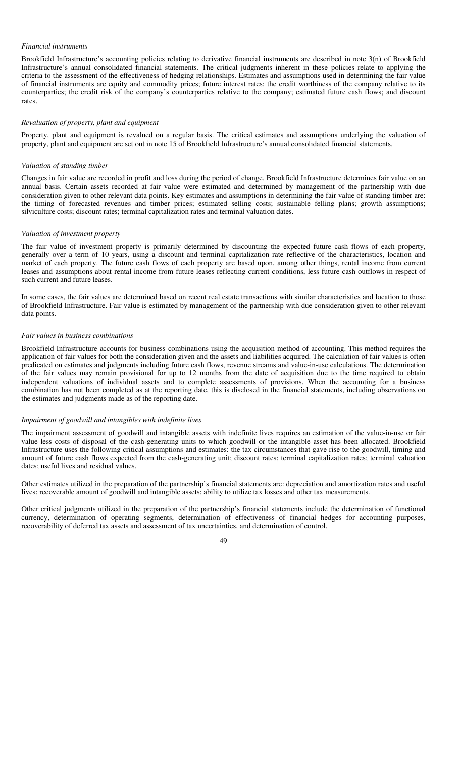*Financial instruments*

Brookfield Infrastructure's accounting policies relating to derivative financial instruments are described in note 3(n) of Brookfield Infrastructure's annual consolidated financial statements. The critical judgments inherent in these policies relate to applying the criteria to the assessment of the effectiveness of hedging relationships. Estimates and assumptions used in determining the fair value of financial instruments are equity and commodity prices; future interest rates; the credit worthiness of the company relative to its counterparties; the credit risk of the company's counterparties relative to the company; estimated future cash flows; and discount rates.

*Revaluation of property, plant and equipment*

Property, plant and equipment is revalued on a regular basis. The critical estimates and assumptions underlying the valuation of property, plant and equipment are set out in note 15 of Brookfield Infrastructure's annual consolidated financial statements.

*Valuation of standing timber*

Changes in fair value are recorded in profit and loss during the period of change. Brookfield Infrastructure determines fair value on an annual basis. Certain assets recorded at fair value were estimated and determined by management of the partnership with due consideration given to other relevant data points. Key estimates and assumptions in determining the fair value of standing timber are: the timing of forecasted revenues and timber prices; estimated selling costs; sustainable felling plans; growth assumptions; silviculture costs; discount rates; terminal capitalization rates and terminal valuation dates.

*Valuation of investment property*

The fair value of investment property is primarily determined by discounting the expected future cash flows of each property, generally over a term of 10 years, using a discount and terminal capitalization rate reflective of the characteristics, location and market of each property. The future cash flows of each property are based upon, among other things, rental income from current leases and assumptions about rental income from future leases reflecting current conditions, less future cash outflows in respect of such current and future leases.

In some cases, the fair values are determined based on recent real estate transactions with similar characteristics and location to those of Brookfield Infrastructure. Fair value is estimated by management of the partnership with due consideration given to other relevant data points.

*Fair values in business combinations*

Brookfield Infrastructure accounts for business combinations using the acquisition method of accounting. This method requires the application of fair values for both the consideration given and the assets and liabilities acquired. The calculation of fair values is often predicated on estimates and judgments including future cash flows, revenue streams and value-in-use calculations. The determination of the fair values may remain provisional for up to 12 months from the date of acquisition due to the time required to obtain independent valuations of individual assets and to complete assessments of provisions. When the accounting for a business combination has not been completed as at the reporting date, this is disclosed in the financial statements, including observations on the estimates and judgments made as of the reporting date.

*Impairment of goodwill and intangibles with indefinite lives*

The impairment assessment of goodwill and intangible assets with indefinite lives requires an estimation of the value-in-use or fair value less costs of disposal of the cash-generating units to which goodwill or the intangible asset has been allocated. Brookfield Infrastructure uses the following critical assumptions and estimates: the tax circumstances that gave rise to the goodwill, timing and amount of future cash flows expected from the cash-generating unit; discount rates; terminal capitalization rates; terminal valuation dates; useful lives and residual values.

Other estimates utilized in the preparation of the partnership's financial statements are: depreciation and amortization rates and useful lives; recoverable amount of goodwill and intangible assets; ability to utilize tax losses and other tax measurements.

Other critical judgments utilized in the preparation of the partnership's financial statements include the determination of functional currency, determination of operating segments, determination of effectiveness of financial hedges for accounting purposes, recoverability of deferred tax assets and assessment of tax uncertainties, and determination of control.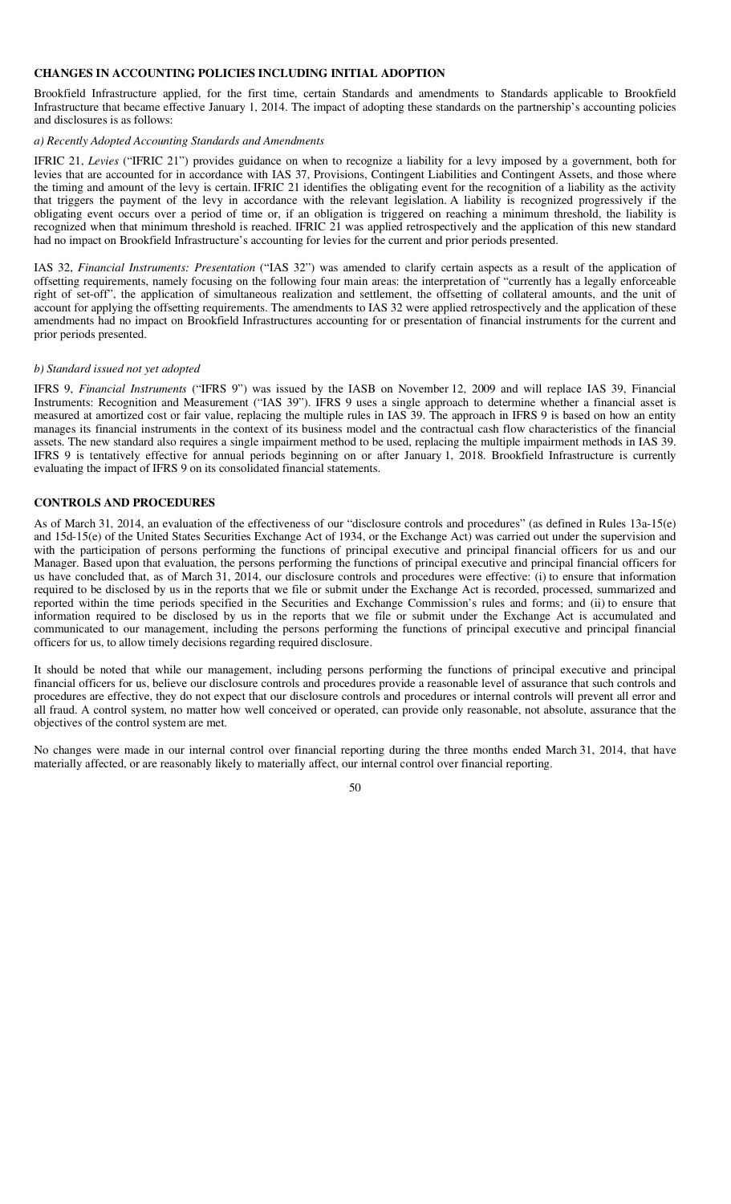## CHANGES IN ACCOUNTING POLICIES INCLUDING INITIAL ADOPTION

Brookfield Infrastructure applied, for the first time, certain Standards and amendments to Standards applicable to Brookfield Infrastructure that became effective January 1, 2014. The impact of adopting these standards on the partnership's accounting policies and disclosures is as follows:

*a) Recently Adopted Accounting Standards and Amendments*

IFRIC 21, *Levies* ("IFRIC 21") provides guidance on when to recognize a liability for a levy imposed by a government, both for levies that are accounted for in accordance with IAS 37, Provisions, Contingent Liabilities and Contingent Assets, and those where the timing and amount of the levy is certain. IFRIC 21 identifies the obligating event for the recognition of a liability as the activity that triggers the payment of the levy in accordance with the relevant legislation. A liability is recognized progressively if the obligating event occurs over a period of time or, if an obligation is triggered on reaching a minimum threshold, the liability is recognized when that minimum threshold is reached. IFRIC 21 was applied retrospectively and the application of this new standard had no impact on Brookfield Infrastructure's accounting for levies for the current and prior periods presented.

IAS 32, *Financial Instruments: Presentation* ("IAS 32") was amended to clarify certain aspects as a result of the application of offsetting requirements, namely focusing on the following four main areas: the interpretation of "currently has a legally enforceable right of set-off", the application of simultaneous realization and settlement, the offsetting of collateral amounts, and the unit of account for applying the offsetting requirements. The amendments to IAS 32 were applied retrospectively and the application of these amendments had no impact on Brookfield Infrastructures accounting for or presentation of financial instruments for the current and prior periods presented.

*b) Standard issued not yet adopted*

IFRS 9, *Financial Instruments* ("IFRS 9") was issued by the IASB on November 12, 2009 and will replace IAS 39, Financial Instruments: Recognition and Measurement ("IAS 39"). IFRS 9 uses a single approach to determine whether a financial asset is measured at amortized cost or fair value, replacing the multiple rules in IAS 39. The approach in IFRS 9 is based on how an entity manages its financial instruments in the context of its business model and the contractual cash flow characteristics of the financial assets. The new standard also requires a single impairment method to be used, replacing the multiple impairment methods in IAS 39. IFRS 9 is tentatively effective for annual periods beginning on or after January 1, 2018. Brookfield Infrastructure is currently evaluating the impact of IFRS 9 on its consolidated financial statements.

## CONTROLS AND PROCEDURES

As of March 31, 2014, an evaluation of the effectiveness of our "disclosure controls and procedures" (as defined in Rules 13a-15(e) and 15d-15(e) of the United States Securities Exchange Act of 1934, or the Exchange Act) was carried out under the supervision and with the participation of persons performing the functions of principal executive and principal financial officers for us and our Manager. Based upon that evaluation, the persons performing the functions of principal executive and principal financial officers for us have concluded that, as of March 31, 2014, our disclosure controls and procedures were effective: (i) to ensure that information required to be disclosed by us in the reports that we file or submit under the Exchange Act is recorded, processed, summarized and reported within the time periods specified in the Securities and Exchange Commission's rules and forms; and (ii) to ensure that information required to be disclosed by us in the reports that we file or submit under the Exchange Act is accumulated and communicated to our management, including the persons performing the functions of principal executive and principal financial officers for us, to allow timely decisions regarding required disclosure.

It should be noted that while our management, including persons performing the functions of principal executive and principal financial officers for us, believe our disclosure controls and procedures provide a reasonable level of assurance that such controls and procedures are effective, they do not expect that our disclosure controls and procedures or internal controls will prevent all error and all fraud. A control system, no matter how well conceived or operated, can provide only reasonable, not absolute, assurance that the objectives of the control system are met.

No changes were made in our internal control over financial reporting during the three months ended March 31, 2014, that have materially affected, or are reasonably likely to materially affect, our internal control over financial reporting.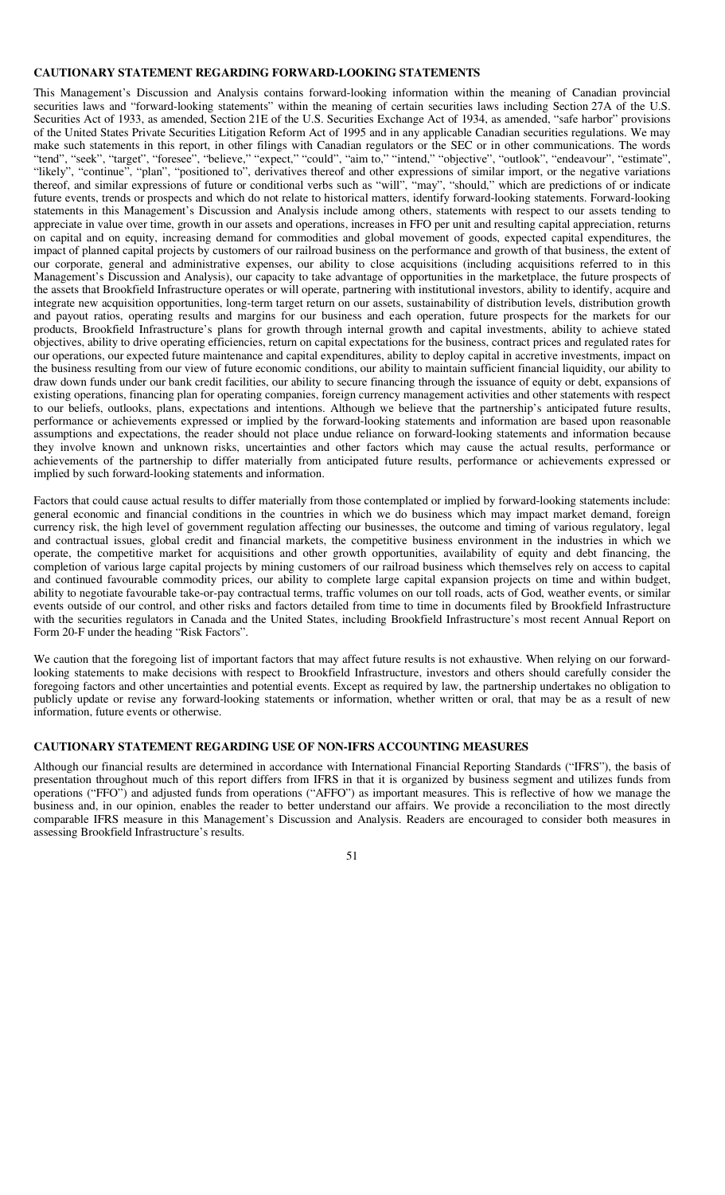## CAUTIONARY STATEMENT REGARDING FORWARD-LOOKING STATEMENTS

This Management's Discussion and Analysis contains forward-looking information within the meaning of Canadian provincial securities laws and "forward-looking statements" within the meaning of certain securities laws including Section 27A of the U.S. Securities Act of 1933, as amended, Section 21E of the U.S. Securities Exchange Act of 1934, as amended, "safe harbor" provisions of the United States Private Securities Litigation Reform Act of 1995 and in any applicable Canadian securities regulations. We may make such statements in this report, in other filings with Canadian regulators or the SEC or in other communications. The words "tend", "seek", "target", "foresee", "believe," "expect," "could", "aim to," "intend," "objective", "outlook", "endeavour", "estimate", "likely", "continue", "plan", "positioned to", derivatives thereof and other expressions of similar import, or the negative variations thereof, and similar expressions of future or conditional verbs such as "will", "may", "should," which are predictions of or indicate future events, trends or prospects and which do not relate to historical matters, identify forward-looking statements. Forward-looking statements in this Management's Discussion and Analysis include among others, statements with respect to our assets tending to appreciate in value over time, growth in our assets and operations, increases in FFO per unit and resulting capital appreciation, returns on capital and on equity, increasing demand for commodities and global movement of goods, expected capital expenditures, the impact of planned capital projects by customers of our railroad business on the performance and growth of that business, the extent of our corporate, general and administrative expenses, our ability to close acquisitions (including acquisitions referred to in this Management's Discussion and Analysis), our capacity to take advantage of opportunities in the marketplace, the future prospects of the assets that Brookfield Infrastructure operates or will operate, partnering with institutional investors, ability to identify, acquire and integrate new acquisition opportunities, long-term target return on our assets, sustainability of distribution levels, distribution growth and payout ratios, operating results and margins for our business and each operation, future prospects for the markets for our products, Brookfield Infrastructure's plans for growth through internal growth and capital investments, ability to achieve stated objectives, ability to drive operating efficiencies, return on capital expectations for the business, contract prices and regulated rates for our operations, our expected future maintenance and capital expenditures, ability to deploy capital in accretive investments, impact on the business resulting from our view of future economic conditions, our ability to maintain sufficient financial liquidity, our ability to draw down funds under our bank credit facilities, our ability to secure financing through the issuance of equity or debt, expansions of existing operations, financing plan for operating companies, foreign currency management activities and other statements with respect to our beliefs, outlooks, plans, expectations and intentions. Although we believe that the partnership's anticipated future results, performance or achievements expressed or implied by the forward-looking statements and information are based upon reasonable assumptions and expectations, the reader should not place undue reliance on forward-looking statements and information because they involve known and unknown risks, uncertainties and other factors which may cause the actual results, performance or achievements of the partnership to differ materially from anticipated future results, performance or achievements expressed or implied by such forward-looking statements and information.

Factors that could cause actual results to differ materially from those contemplated or implied by forward-looking statements include: general economic and financial conditions in the countries in which we do business which may impact market demand, foreign currency risk, the high level of government regulation affecting our businesses, the outcome and timing of various regulatory, legal and contractual issues, global credit and financial markets, the competitive business environment in the industries in which we operate, the competitive market for acquisitions and other growth opportunities, availability of equity and debt financing, the completion of various large capital projects by mining customers of our railroad business which themselves rely on access to capital and continued favourable commodity prices, our ability to complete large capital expansion projects on time and within budget, ability to negotiate favourable take-or-pay contractual terms, traffic volumes on our toll roads, acts of God, weather events, or similar events outside of our control, and other risks and factors detailed from time to time in documents filed by Brookfield Infrastructure with the securities regulators in Canada and the United States, including Brookfield Infrastructure's most recent Annual Report on Form 20-F under the heading "Risk Factors".

We caution that the foregoing list of important factors that may affect future results is not exhaustive. When relying on our forward-looking statements to make decisions with respect to Brookfield Infrastructure, investors and others should carefully consider the foregoing factors and other uncertainties and potential events. Except as required by law, the partnership undertakes no obligation to publicly update or revise any forward-looking statements or information, whether written or oral, that may be as a result of new information, future events or otherwise.

## CAUTIONARY STATEMENT REGARDING USE OF NON-IFRS ACCOUNTING MEASURES

Although our financial results are determined in accordance with International Financial Reporting Standards ("IFRS"), the basis of presentation throughout much of this report differs from IFRS in that it is organized by business segment and utilizes funds from operations ("FFO") and adjusted funds from operations ("AFFO") as important measures. This is reflective of how we manage the business and, in our opinion, enables the reader to better understand our affairs. We provide a reconciliation to the most directly comparable IFRS measure in this Management's Discussion and Analysis. Readers are encouraged to consider both measures in assessing Brookfield Infrastructure's results.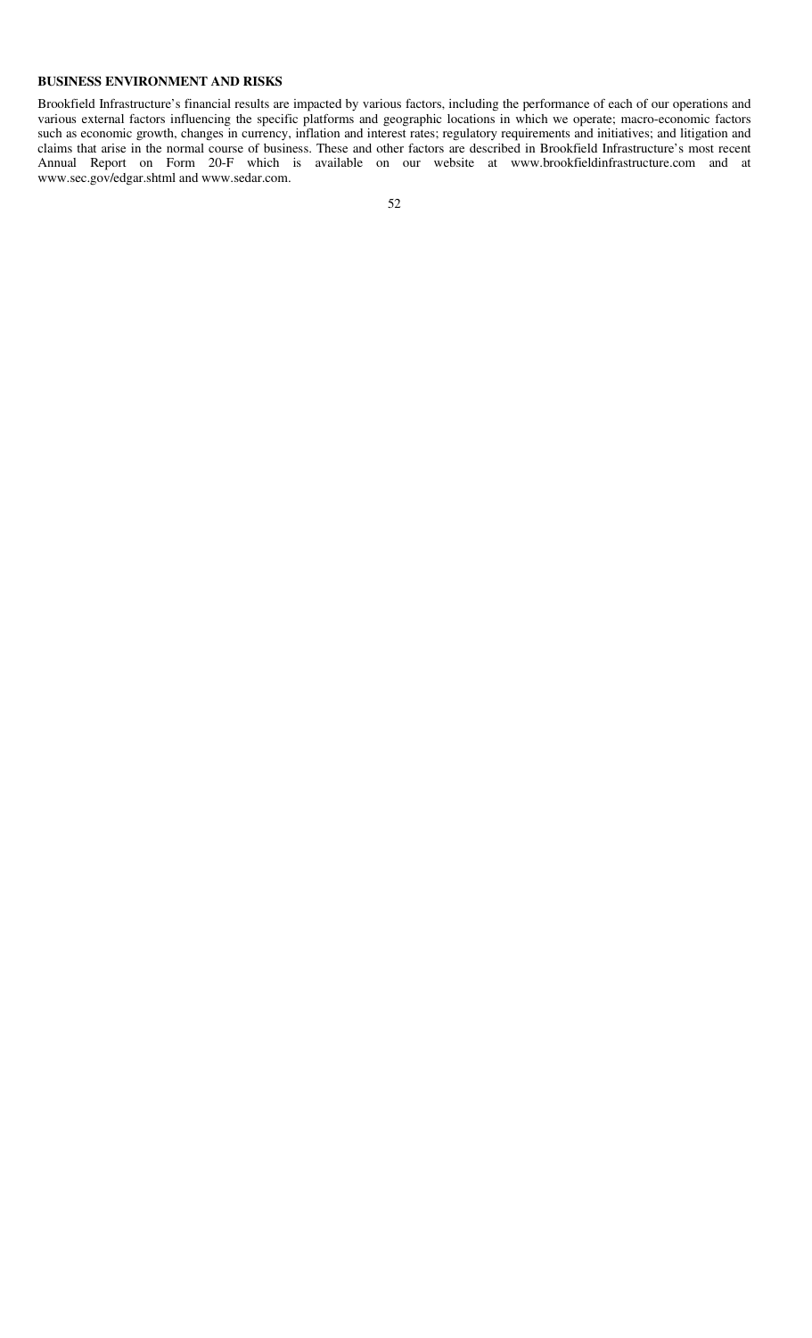## BUSINESS ENVIRONMENT AND RISKS

Brookfield Infrastructure's financial results are impacted by various factors, including the performance of each of our operations and various external factors influencing the specific platforms and geographic locations in which we operate; macro-economic factors such as economic growth, changes in currency, inflation and interest rates; regulatory requirements and initiatives; and litigation and claims that arise in the normal course of business. These and other factors are described in Brookfield Infrastructure's most recent Annual Report on Form 20-F which is available on our website at www.brookfieldinfrastructure.com and at www.sec.gov/edgar.shtml and www.sedar.com.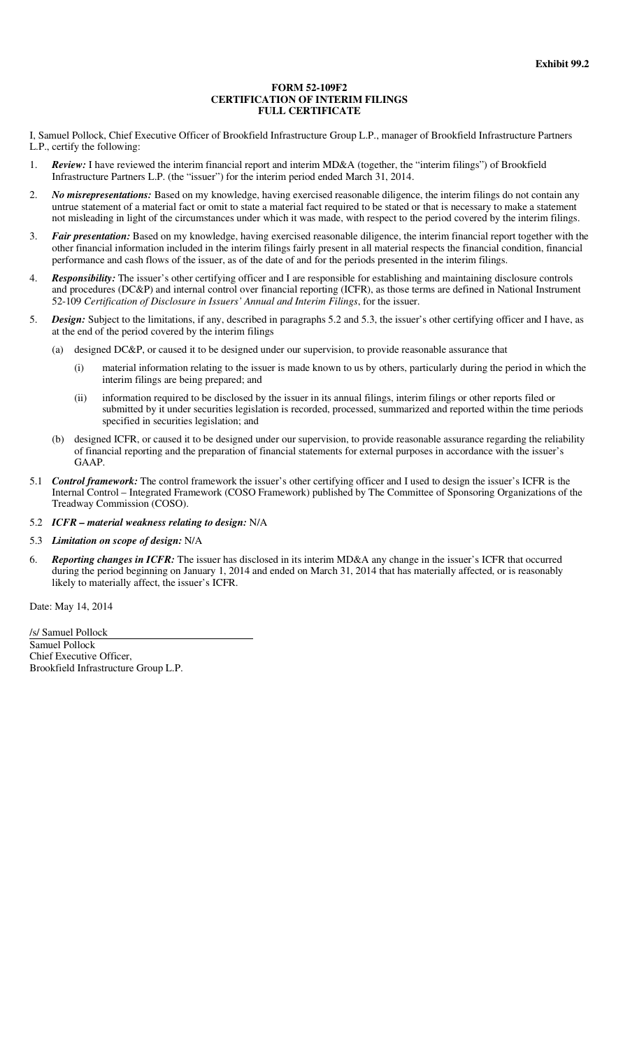**Exhibit 99.2**

**FORM 52-109F2**
**CERTIFICATION OF INTERIM FILINGS**
**FULL CERTIFICATE**

I, Samuel Pollock, Chief Executive Officer of Brookfield Infrastructure Group L.P., manager of Brookfield Infrastructure Partners L.P., certify the following:

1. ***Review:*** I have reviewed the interim financial report and interim MD&A (together, the "interim filings") of Brookfield Infrastructure Partners L.P. (the "issuer") for the interim period ended March 31, 2014.

2. ***No misrepresentations:*** Based on my knowledge, having exercised reasonable diligence, the interim filings do not contain any untrue statement of a material fact or omit to state a material fact required to be stated or that is necessary to make a statement not misleading in light of the circumstances under which it was made, with respect to the period covered by the interim filings.

3. ***Fair presentation:*** Based on my knowledge, having exercised reasonable diligence, the interim financial report together with the other financial information included in the interim filings fairly present in all material respects the financial condition, financial performance and cash flows of the issuer, as of the date of and for the periods presented in the interim filings.

4. ***Responsibility:*** The issuer's other certifying officer and I are responsible for establishing and maintaining disclosure controls and procedures (DC&P) and internal control over financial reporting (ICFR), as those terms are defined in National Instrument 52-109 *Certification of Disclosure in Issuers' Annual and Interim Filings*, for the issuer.

5. ***Design:*** Subject to the limitations, if any, described in paragraphs 5.2 and 5.3, the issuer's other certifying officer and I have, as at the end of the period covered by the interim filings

   (a) designed DC&P, or caused it to be designed under our supervision, to provide reasonable assurance that

      (i) material information relating to the issuer is made known to us by others, particularly during the period in which the interim filings are being prepared; and

      (ii) information required to be disclosed by the issuer in its annual filings, interim filings or other reports filed or submitted by it under securities legislation is recorded, processed, summarized and reported within the time periods specified in securities legislation; and

   (b) designed ICFR, or caused it to be designed under our supervision, to provide reasonable assurance regarding the reliability of financial reporting and the preparation of financial statements for external purposes in accordance with the issuer's GAAP.

5.1 ***Control framework:*** The control framework the issuer's other certifying officer and I used to design the issuer's ICFR is the Internal Control – Integrated Framework (COSO Framework) published by The Committee of Sponsoring Organizations of the Treadway Commission (COSO).

5.2 ***ICFR – material weakness relating to design:*** N/A

5.3 ***Limitation on scope of design:*** N/A

6. ***Reporting changes in ICFR:*** The issuer has disclosed in its interim MD&A any change in the issuer's ICFR that occurred during the period beginning on January 1, 2014 and ended on March 31, 2014 that has materially affected, or is reasonably likely to materially affect, the issuer's ICFR.

Date: May 14, 2014

/s/ Samuel Pollock

Samuel Pollock
Chief Executive Officer,
Brookfield Infrastructure Group L.P.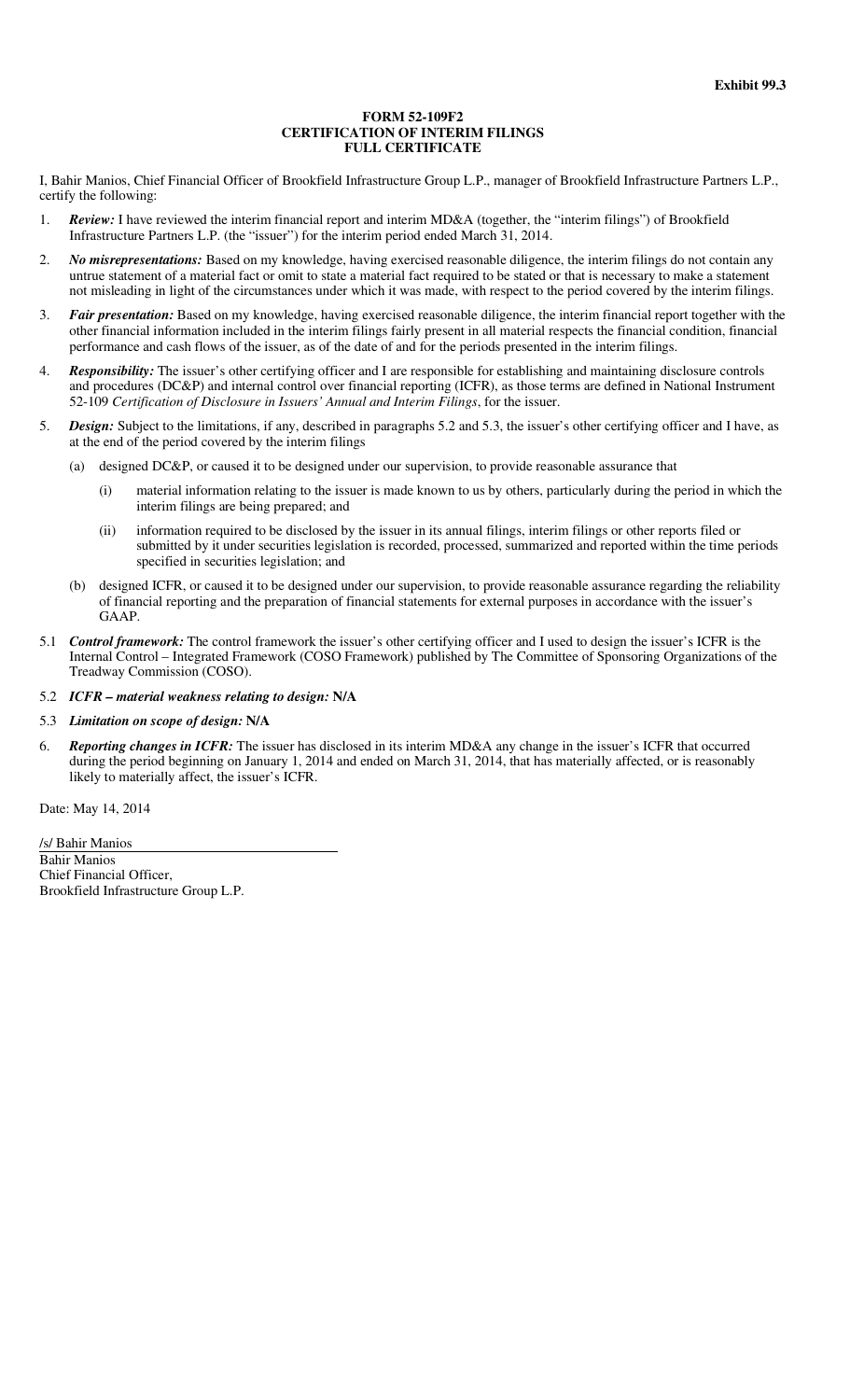**Exhibit 99.3**

**FORM 52-109F2**
**CERTIFICATION OF INTERIM FILINGS**
**FULL CERTIFICATE**

I, Bahir Manios, Chief Financial Officer of Brookfield Infrastructure Group L.P., manager of Brookfield Infrastructure Partners L.P., certify the following:

1. ***Review:*** I have reviewed the interim financial report and interim MD&A (together, the "interim filings") of Brookfield Infrastructure Partners L.P. (the "issuer") for the interim period ended March 31, 2014.

2. ***No misrepresentations:*** Based on my knowledge, having exercised reasonable diligence, the interim filings do not contain any untrue statement of a material fact or omit to state a material fact required to be stated or that is necessary to make a statement not misleading in light of the circumstances under which it was made, with respect to the period covered by the interim filings.

3. ***Fair presentation:*** Based on my knowledge, having exercised reasonable diligence, the interim financial report together with the other financial information included in the interim filings fairly present in all material respects the financial condition, financial performance and cash flows of the issuer, as of the date of and for the periods presented in the interim filings.

4. ***Responsibility:*** The issuer's other certifying officer and I are responsible for establishing and maintaining disclosure controls and procedures (DC&P) and internal control over financial reporting (ICFR), as those terms are defined in National Instrument 52-109 *Certification of Disclosure in Issuers' Annual and Interim Filings*, for the issuer.

5. ***Design:*** Subject to the limitations, if any, described in paragraphs 5.2 and 5.3, the issuer's other certifying officer and I have, as at the end of the period covered by the interim filings

   (a) designed DC&P, or caused it to be designed under our supervision, to provide reasonable assurance that

      (i) material information relating to the issuer is made known to us by others, particularly during the period in which the interim filings are being prepared; and

      (ii) information required to be disclosed by the issuer in its annual filings, interim filings or other reports filed or submitted by it under securities legislation is recorded, processed, summarized and reported within the time periods specified in securities legislation; and

   (b) designed ICFR, or caused it to be designed under our supervision, to provide reasonable assurance regarding the reliability of financial reporting and the preparation of financial statements for external purposes in accordance with the issuer's GAAP.

5.1 ***Control framework:*** The control framework the issuer's other certifying officer and I used to design the issuer's ICFR is the Internal Control – Integrated Framework (COSO Framework) published by The Committee of Sponsoring Organizations of the Treadway Commission (COSO).

5.2 ***ICFR – material weakness relating to design:*** **N/A**

5.3 ***Limitation on scope of design:*** **N/A**

6. ***Reporting changes in ICFR:*** The issuer has disclosed in its interim MD&A any change in the issuer's ICFR that occurred during the period beginning on January 1, 2014 and ended on March 31, 2014, that has materially affected, or is reasonably likely to materially affect, the issuer's ICFR.

Date: May 14, 2014

/s/ Bahir Manios

Bahir Manios
Chief Financial Officer,
Brookfield Infrastructure Group L.P.